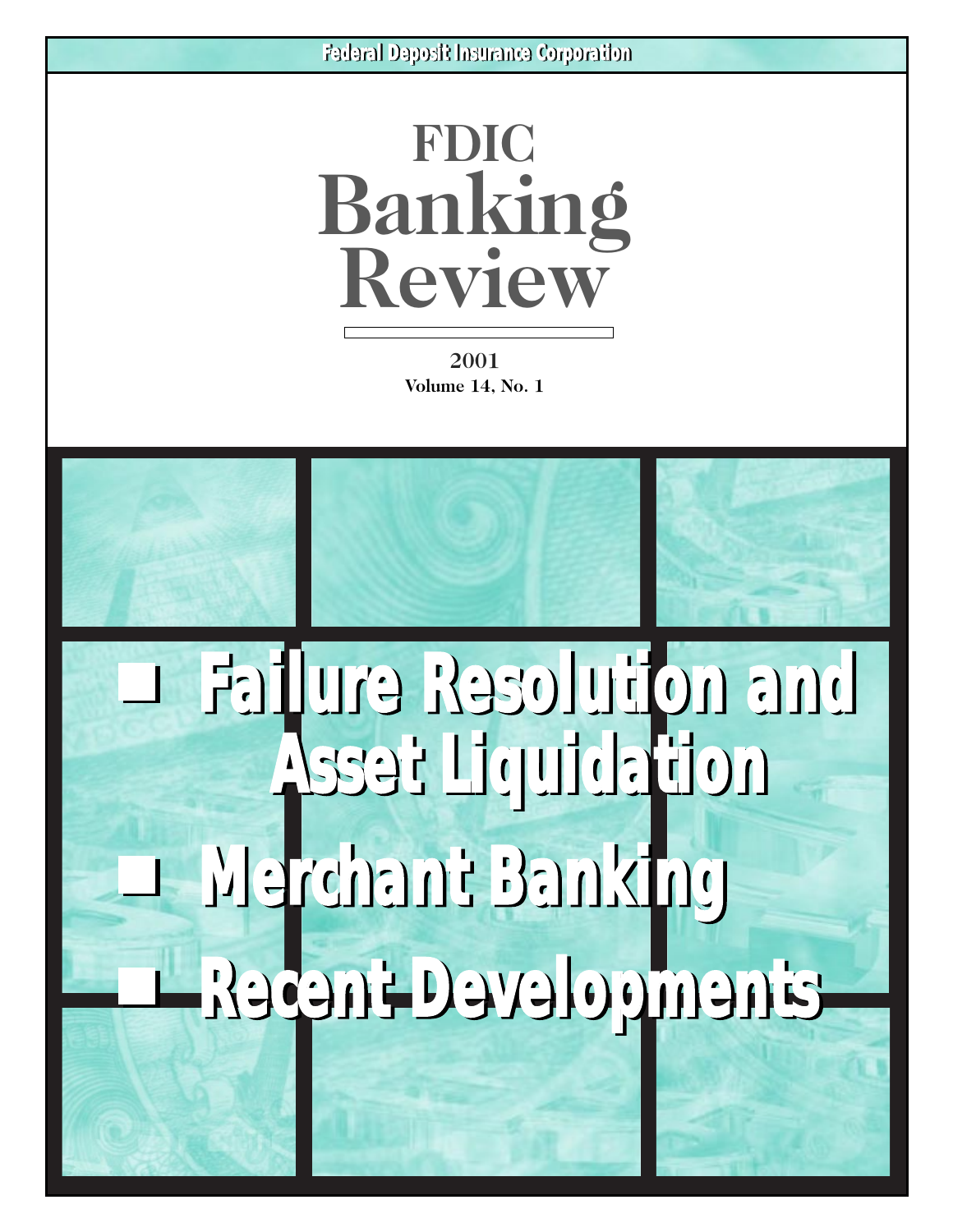Federal Deposit Insurance Corporation

# FDIC Banking Review

2001

**Volume 14, No. 1**

- Failure Resolution and Asset Liquidation
- Merchant Banking
- Recent Developments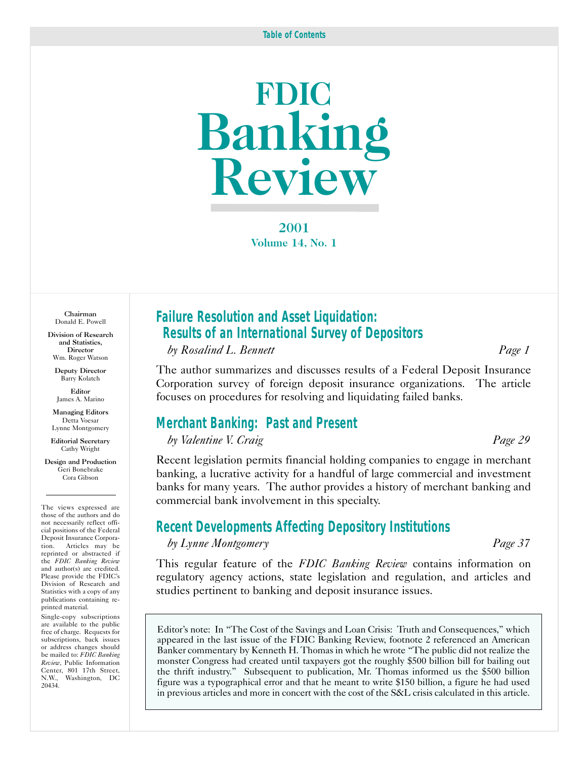Table of Contents

# FDIC Banking Review

**2001**
**Volume 14, No. 1**

**Chairman**
Donald E. Powell

**Division of Research and Statistics, Director**
Wm. Roger Watson

**Deputy Director**
Barry Kolatch

**Editor**
James A. Marino

**Managing Editors**
Detta Voesar
Lynne Montgomery

**Editorial Secretary**
Cathy Wright

**Design and Production**
Geri Bonebrake
Cora Gibson

---

The views expressed are those of the authors and do not necessarily reflect official positions of the Federal Deposit Insurance Corporation. Articles may be reprinted or abstracted if the *FDIC Banking Review* and author(s) are credited. Please provide the FDIC's Division of Research and Statistics with a copy of any publications containing reprinted material.

Single-copy subscriptions are available to the public free of charge. Requests for subscriptions, back issues or address changes should be mailed to: *FDIC Banking Review*, Public Information Center, 801 17th Street, N.W., Washington, DC 20434.

## Failure Resolution and Asset Liquidation: Results of an International Survey of Depositors

*by Rosalind L. Bennett* — *Page 1*

The author summarizes and discusses results of a Federal Deposit Insurance Corporation survey of foreign deposit insurance organizations. The article focuses on procedures for resolving and liquidating failed banks.

## Merchant Banking: Past and Present

*by Valentine V. Craig* — *Page 29*

Recent legislation permits financial holding companies to engage in merchant banking, a lucrative activity for a handful of large commercial and investment banks for many years. The author provides a history of merchant banking and commercial bank involvement in this specialty.

## Recent Developments Affecting Depository Institutions

*by Lynne Montgomery* — *Page 37*

This regular feature of the *FDIC Banking Review* contains information on regulatory agency actions, state legislation and regulation, and articles and studies pertinent to banking and deposit insurance issues.

> Editor's note: In "The Cost of the Savings and Loan Crisis: Truth and Consequences," which appeared in the last issue of the FDIC Banking Review, footnote 2 referenced an American Banker commentary by Kenneth H. Thomas in which he wrote "The public did not realize the monster Congress had created until taxpayers got the roughly $500 billion bill for bailing out the thrift industry." Subsequent to publication, Mr. Thomas informed us the $500 billion figure was a typographical error and that he meant to write $150 billion, a figure he had used in previous articles and more in concert with the cost of the S&L crisis calculated in this article.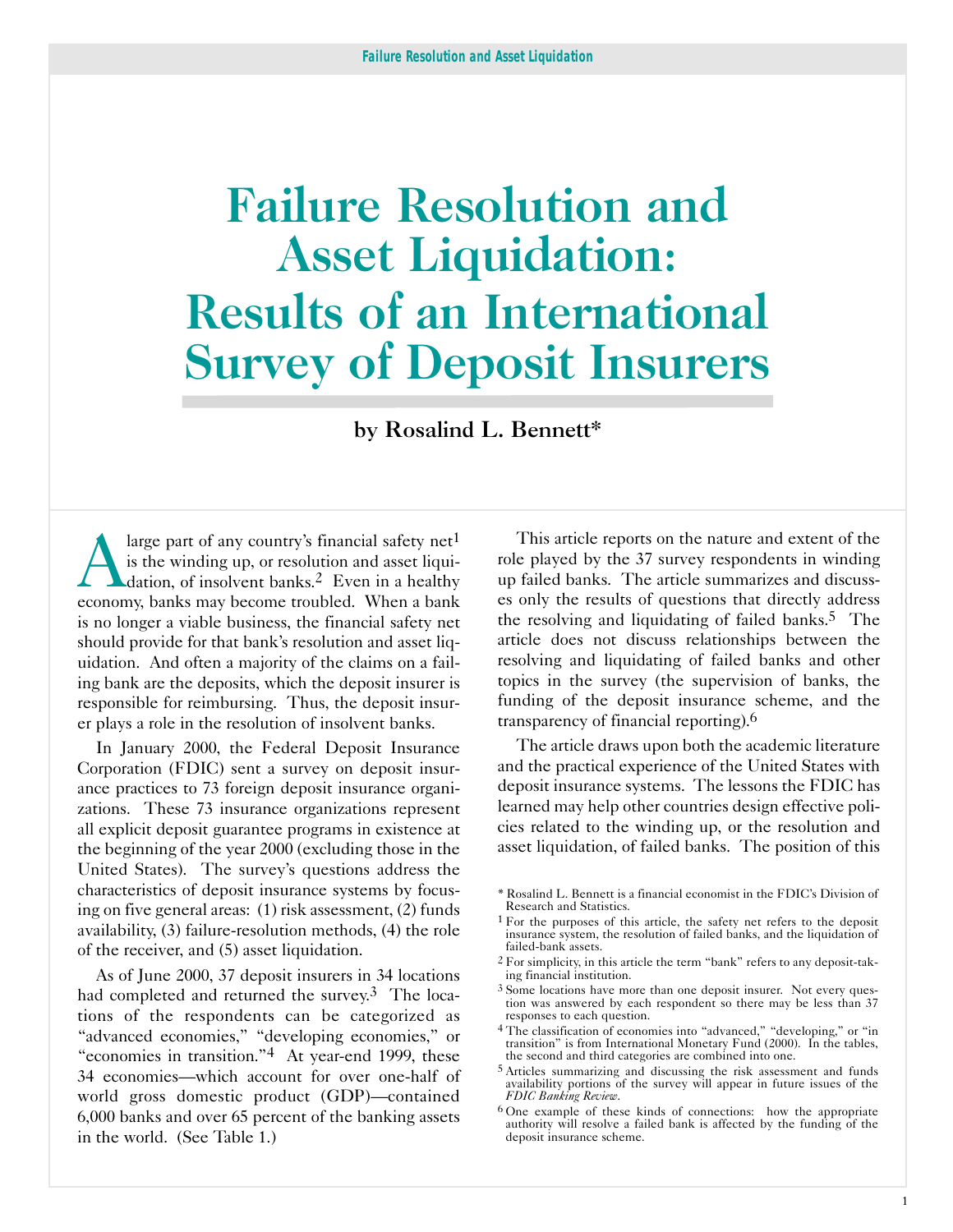# Failure Resolution and Asset Liquidation: Results of an International Survey of Deposit Insurers

**by Rosalind L. Bennett***

A large part of any country's financial safety net[1] is the winding up, or resolution and asset liquidation, of insolvent banks.[2] Even in a healthy economy, banks may become troubled. When a bank is no longer a viable business, the financial safety net should provide for that bank's resolution and asset liquidation. And often a majority of the claims on a failing bank are the deposits, which the deposit insurer is responsible for reimbursing. Thus, the deposit insurer plays a role in the resolution of insolvent banks.

In January 2000, the Federal Deposit Insurance Corporation (FDIC) sent a survey on deposit insurance practices to 73 foreign deposit insurance organizations. These 73 insurance organizations represent all explicit deposit guarantee programs in existence at the beginning of the year 2000 (excluding those in the United States). The survey's questions address the characteristics of deposit insurance systems by focusing on five general areas: (1) risk assessment, (2) funds availability, (3) failure-resolution methods, (4) the role of the receiver, and (5) asset liquidation.

As of June 2000, 37 deposit insurers in 34 locations had completed and returned the survey.[3] The locations of the respondents can be categorized as "advanced economies," "developing economies," or "economies in transition."[4] At year-end 1999, these 34 economies—which account for over one-half of world gross domestic product (GDP)—contained 6,000 banks and over 65 percent of the banking assets in the world. (See Table 1.)

This article reports on the nature and extent of the role played by the 37 survey respondents in winding up failed banks. The article summarizes and discusses only the results of questions that directly address the resolving and liquidating of failed banks.[5] The article does not discuss relationships between the resolving and liquidating of failed banks and other topics in the survey (the supervision of banks, the funding of the deposit insurance scheme, and the transparency of financial reporting).[6]

The article draws upon both the academic literature and the practical experience of the United States with deposit insurance systems. The lessons the FDIC has learned may help other countries design effective policies related to the winding up, or the resolution and asset liquidation, of failed banks. The position of this

---

* Rosalind L. Bennett is a financial economist in the FDIC's Division of Research and Statistics.

[1] For the purposes of this article, the safety net refers to the deposit insurance system, the resolution of failed banks, and the liquidation of failed-bank assets.

[2] For simplicity, in this article the term "bank" refers to any deposit-taking financial institution.

[3] Some locations have more than one deposit insurer. Not every question was answered by each respondent so there may be less than 37 responses to each question.

[4] The classification of economies into "advanced," "developing," or "in transition" is from International Monetary Fund (2000). In the tables, the second and third categories are combined into one.

[5] Articles summarizing and discussing the risk assessment and funds availability portions of the survey will appear in future issues of the *FDIC Banking Review*.

[6] One example of these kinds of connections: how the appropriate authority will resolve a failed bank is affected by the funding of the deposit insurance scheme.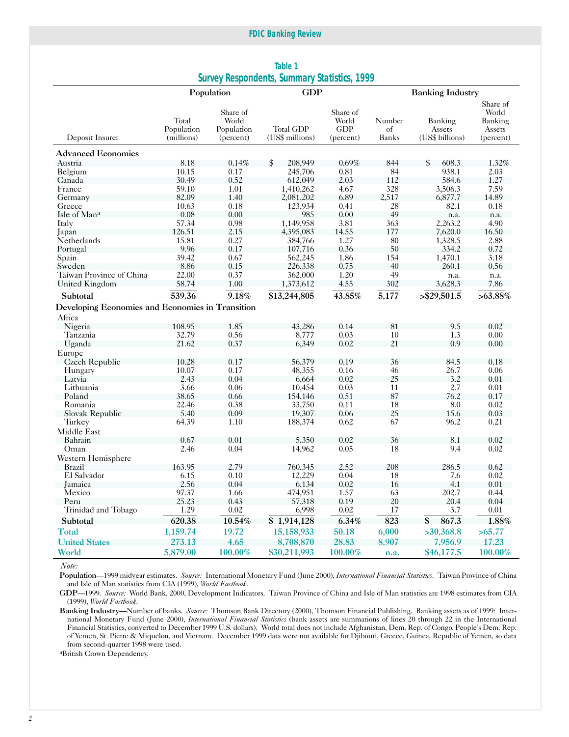**Table 1**
**Survey Respondents, Summary Statistics, 1999**

| Deposit Insurer | Population | | GDP | | Banking Industry | | |
|---|---|---|---|---|---|---|---|
| | Total Population (millions) | Share of World Population (percent) | Total GDP (US$ millions) | Share of World GDP (percent) | Number of Banks | Banking Assets (US$ billions) | Share of World Banking Assets (percent) |
| **Advanced Economies** | | | | | | | |
| Austria | 8.18 | 0.14% | $ 208,949 | 0.69% | 844 | $ 608.3 | 1.32% |
| Belgium | 10.15 | 0.17 | 245,706 | 0.81 | 84 | 938.1 | 2.03 |
| Canada | 30.49 | 0.52 | 612,049 | 2.03 | 112 | 584.6 | 1.27 |
| France | 59.10 | 1.01 | 1,410,262 | 4.67 | 328 | 3,506.3 | 7.59 |
| Germany | 82.09 | 1.40 | 2,081,202 | 6.89 | 2,517 | 6,877.7 | 14.89 |
| Greece | 10.63 | 0.18 | 123,934 | 0.41 | 28 | 82.1 | 0.18 |
| Isle of Man[a] | 0.08 | 0.00 | 985 | 0.00 | 49 | n.a. | n.a. |
| Italy | 57.34 | 0.98 | 1,149,958 | 3.81 | 363 | 2,263.2 | 4.90 |
| Japan | 126.51 | 2.15 | 4,395,083 | 14.55 | 177 | 7,620.0 | 16.50 |
| Netherlands | 15.81 | 0.27 | 384,766 | 1.27 | 80 | 1,328.5 | 2.88 |
| Portugal | 9.96 | 0.17 | 107,716 | 0.36 | 50 | 334.2 | 0.72 |
| Spain | 39.42 | 0.67 | 562,245 | 1.86 | 154 | 1,470.1 | 3.18 |
| Sweden | 8.86 | 0.15 | 226,338 | 0.75 | 40 | 260.1 | 0.56 |
| Taiwan Province of China | 22.00 | 0.37 | 362,000 | 1.20 | 49 | n.a. | n.a. |
| United Kingdom | 58.74 | 1.00 | 1,373,612 | 4.55 | 302 | 3,628.3 | 7.86 |
| **Subtotal** | **539.36** | **9.18%** | **$13,244,805** | **43.85%** | **5,177** | **>$29,501.5** | **>63.88%** |
| **Developing Economies and Economies in Transition** | | | | | | | |
| Africa | | | | | | | |
| Nigeria | 108.95 | 1.85 | 43,286 | 0.14 | 81 | 9.5 | 0.02 |
| Tanzania | 32.79 | 0.56 | 8,777 | 0.03 | 10 | 1.3 | 0.00 |
| Uganda | 21.62 | 0.37 | 6,349 | 0.02 | 21 | 0.9 | 0.00 |
| Europe | | | | | | | |
| Czech Republic | 10.28 | 0.17 | 56,379 | 0.19 | 36 | 84.5 | 0.18 |
| Hungary | 10.07 | 0.17 | 48,355 | 0.16 | 46 | 26.7 | 0.06 |
| Latvia | 2.43 | 0.04 | 6,664 | 0.02 | 25 | 3.2 | 0.01 |
| Lithuania | 3.66 | 0.06 | 10,454 | 0.03 | 11 | 2.7 | 0.01 |
| Poland | 38.65 | 0.66 | 154,146 | 0.51 | 87 | 76.2 | 0.17 |
| Romania | 22.46 | 0.38 | 33,750 | 0.11 | 18 | 8.0 | 0.02 |
| Slovak Republic | 5.40 | 0.09 | 19,307 | 0.06 | 25 | 15.6 | 0.03 |
| Turkey | 64.39 | 1.10 | 188,374 | 0.62 | 67 | 96.2 | 0.21 |
| Middle East | | | | | | | |
| Bahrain | 0.67 | 0.01 | 5,350 | 0.02 | 36 | 8.1 | 0.02 |
| Oman | 2.46 | 0.04 | 14,962 | 0.05 | 18 | 9.4 | 0.02 |
| Western Hemisphere | | | | | | | |
| Brazil | 163.95 | 2.79 | 760,345 | 2.52 | 208 | 286.5 | 0.62 |
| El Salvador | 6.15 | 0.10 | 12,229 | 0.04 | 18 | 7.6 | 0.02 |
| Jamaica | 2.56 | 0.04 | 6,134 | 0.02 | 16 | 4.1 | 0.01 |
| Mexico | 97.37 | 1.66 | 474,951 | 1.57 | 63 | 202.7 | 0.44 |
| Peru | 25.23 | 0.43 | 57,318 | 0.19 | 20 | 20.4 | 0.04 |
| Trinidad and Tobago | 1.29 | 0.02 | 6,998 | 0.02 | 17 | 3.7 | 0.01 |
| **Subtotal** | **620.38** | **10.54%** | **$ 1,914,128** | **6.34%** | **823** | **$ 867.3** | **1.88%** |
| **Total** | **1,159.74** | **19.72** | **15,158,933** | **50.18** | **6,000** | **>30,368.8** | **>65.77** |
| **United States** | **273.13** | **4.65** | **8,708,870** | **28.83** | **8,907** | **7,956.9** | **17.23** |
| **World** | **5,879.00** | **100.00%** | **$30,211,993** | **100.00%** | **n.a.** | **$46,177.5** | **100.00%** |

*Note:*

**Population**—1999 midyear estimates. *Source:* International Monetary Fund (June 2000), *International Financial Statistics*. Taiwan Province of China and Isle of Man statistics from CIA (1999), *World Factbook*.

**GDP**—1999. *Source:* World Bank, 2000, Development Indicators. Taiwan Province of China and Isle of Man statistics are 1998 estimates from CIA (1999), *World Factbook*.

**Banking Industry**—Number of banks. *Source:* Thomson Bank Directory (2000), Thomson Financial Publishing. Banking assets as of 1999: International Monetary Fund (June 2000), *International Financial Statistics* (bank assets are summations of lines 20 through 22 in the International Financial Statistics, converted to December 1999 U.S. dollars). World total does not include Afghanistan, Dem. Rep. of Congo, People's Dem. Rep. of Yemen, St. Pierre & Miquelon, and Vietnam. December 1999 data were not available for Djibouti, Greece, Guinea, Republic of Yemen, so data from second-quarter 1998 were used.

[a]British Crown Dependency.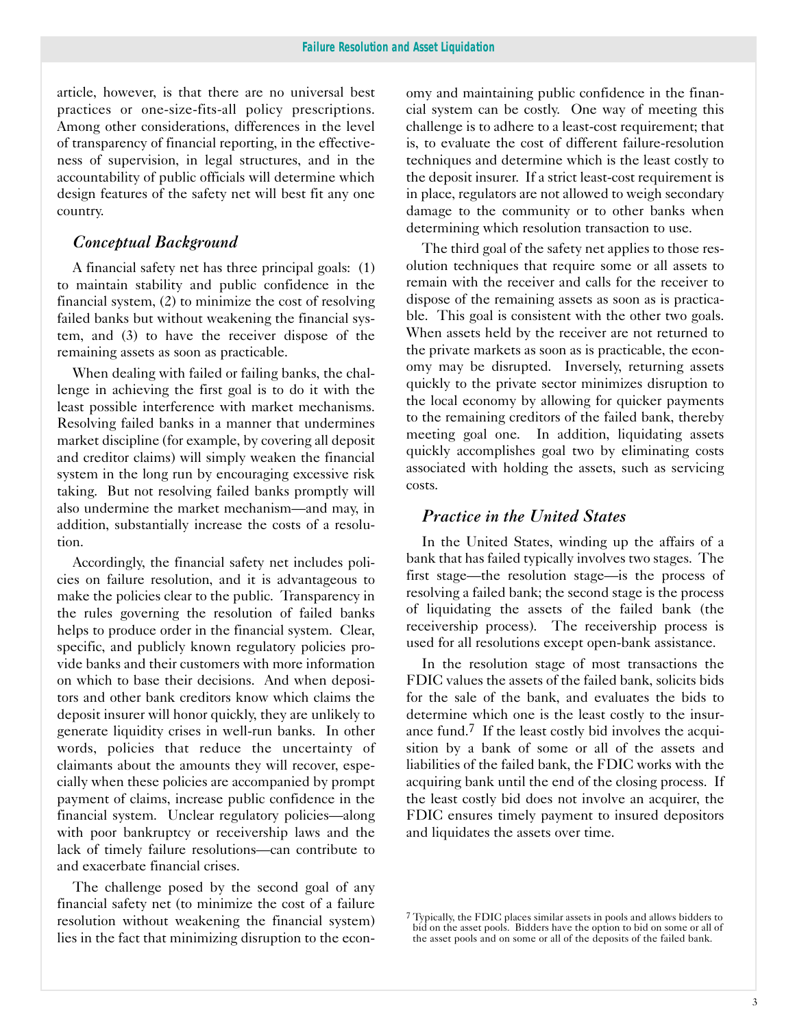article, however, is that there are no universal best practices or one-size-fits-all policy prescriptions. Among other considerations, differences in the level of transparency of financial reporting, in the effectiveness of supervision, in legal structures, and in the accountability of public officials will determine which design features of the safety net will best fit any one country.

## *Conceptual Background*

A financial safety net has three principal goals: (1) to maintain stability and public confidence in the financial system, (2) to minimize the cost of resolving failed banks but without weakening the financial system, and (3) to have the receiver dispose of the remaining assets as soon as practicable.

When dealing with failed or failing banks, the challenge in achieving the first goal is to do it with the least possible interference with market mechanisms. Resolving failed banks in a manner that undermines market discipline (for example, by covering all deposit and creditor claims) will simply weaken the financial system in the long run by encouraging excessive risk taking. But not resolving failed banks promptly will also undermine the market mechanism—and may, in addition, substantially increase the costs of a resolution.

Accordingly, the financial safety net includes policies on failure resolution, and it is advantageous to make the policies clear to the public. Transparency in the rules governing the resolution of failed banks helps to produce order in the financial system. Clear, specific, and publicly known regulatory policies provide banks and their customers with more information on which to base their decisions. And when depositors and other bank creditors know which claims the deposit insurer will honor quickly, they are unlikely to generate liquidity crises in well-run banks. In other words, policies that reduce the uncertainty of claimants about the amounts they will recover, especially when these policies are accompanied by prompt payment of claims, increase public confidence in the financial system. Unclear regulatory policies—along with poor bankruptcy or receivership laws and the lack of timely failure resolutions—can contribute to and exacerbate financial crises.

The challenge posed by the second goal of any financial safety net (to minimize the cost of a failure resolution without weakening the financial system) lies in the fact that minimizing disruption to the economy and maintaining public confidence in the financial system can be costly. One way of meeting this challenge is to adhere to a least-cost requirement; that is, to evaluate the cost of different failure-resolution techniques and determine which is the least costly to the deposit insurer. If a strict least-cost requirement is in place, regulators are not allowed to weigh secondary damage to the community or to other banks when determining which resolution transaction to use.

The third goal of the safety net applies to those resolution techniques that require some or all assets to remain with the receiver and calls for the receiver to dispose of the remaining assets as soon as is practicable. This goal is consistent with the other two goals. When assets held by the receiver are not returned to the private markets as soon as is practicable, the economy may be disrupted. Inversely, returning assets quickly to the private sector minimizes disruption to the local economy by allowing for quicker payments to the remaining creditors of the failed bank, thereby meeting goal one. In addition, liquidating assets quickly accomplishes goal two by eliminating costs associated with holding the assets, such as servicing costs.

## *Practice in the United States*

In the United States, winding up the affairs of a bank that has failed typically involves two stages. The first stage—the resolution stage—is the process of resolving a failed bank; the second stage is the process of liquidating the assets of the failed bank (the receivership process). The receivership process is used for all resolutions except open-bank assistance.

In the resolution stage of most transactions the FDIC values the assets of the failed bank, solicits bids for the sale of the bank, and evaluates the bids to determine which one is the least costly to the insurance fund.[7] If the least costly bid involves the acquisition by a bank of some or all of the assets and liabilities of the failed bank, the FDIC works with the acquiring bank until the end of the closing process. If the least costly bid does not involve an acquirer, the FDIC ensures timely payment to insured depositors and liquidates the assets over time.

[7] Typically, the FDIC places similar assets in pools and allows bidders to bid on the asset pools. Bidders have the option to bid on some or all of the asset pools and on some or all of the deposits of the failed bank.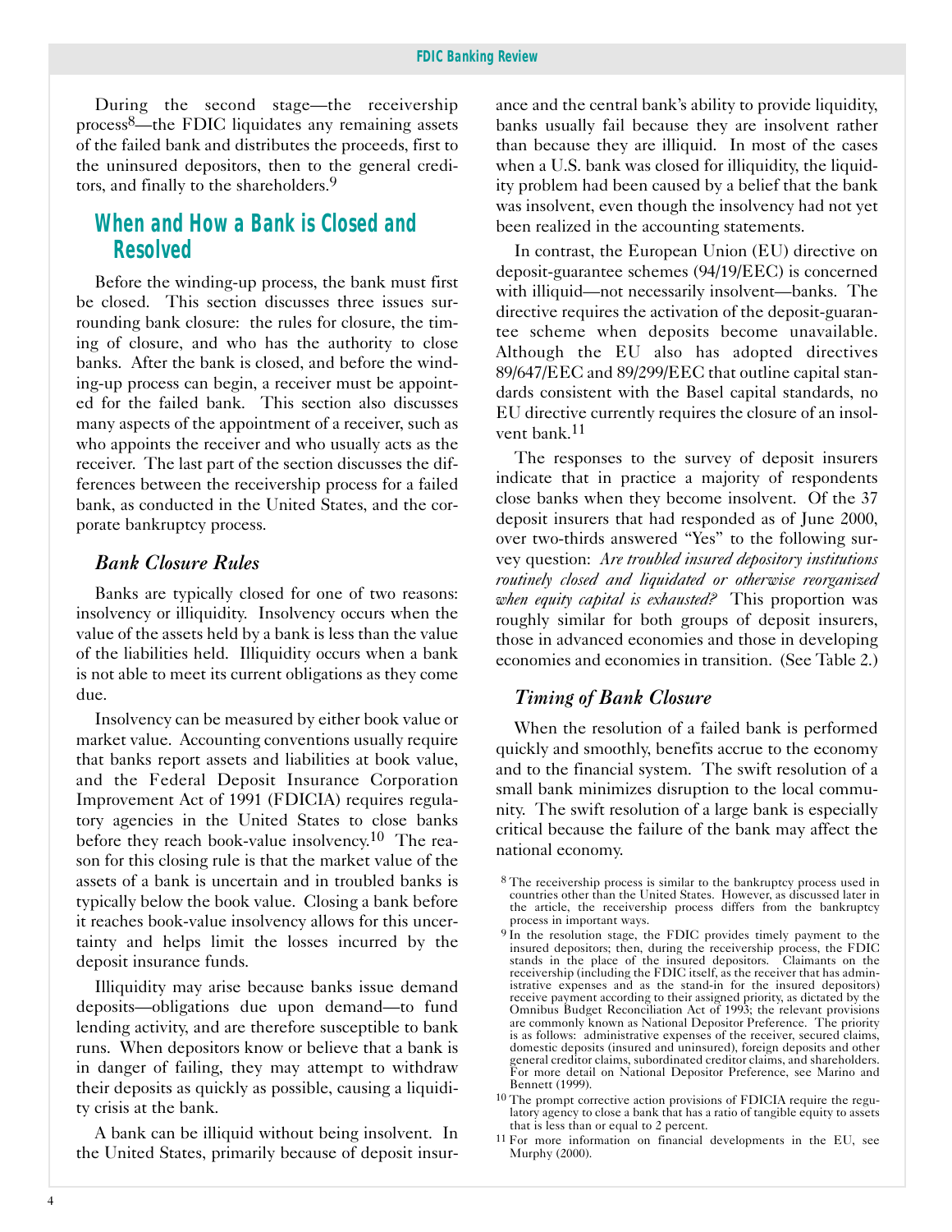During the second stage—the receivership process[8]—the FDIC liquidates any remaining assets of the failed bank and distributes the proceeds, first to the uninsured depositors, then to the general creditors, and finally to the shareholders.[9]

## When and How a Bank is Closed and Resolved

Before the winding-up process, the bank must first be closed. This section discusses three issues surrounding bank closure: the rules for closure, the timing of closure, and who has the authority to close banks. After the bank is closed, and before the winding-up process can begin, a receiver must be appointed for the failed bank. This section also discusses many aspects of the appointment of a receiver, such as who appoints the receiver and who usually acts as the receiver. The last part of the section discusses the differences between the receivership process for a failed bank, as conducted in the United States, and the corporate bankruptcy process.

### *Bank Closure Rules*

Banks are typically closed for one of two reasons: insolvency or illiquidity. Insolvency occurs when the value of the assets held by a bank is less than the value of the liabilities held. Illiquidity occurs when a bank is not able to meet its current obligations as they come due.

Insolvency can be measured by either book value or market value. Accounting conventions usually require that banks report assets and liabilities at book value, and the Federal Deposit Insurance Corporation Improvement Act of 1991 (FDICIA) requires regulatory agencies in the United States to close banks before they reach book-value insolvency.[10] The reason for this closing rule is that the market value of the assets of a bank is uncertain and in troubled banks is typically below the book value. Closing a bank before it reaches book-value insolvency allows for this uncertainty and helps limit the losses incurred by the deposit insurance funds.

Illiquidity may arise because banks issue demand deposits—obligations due upon demand—to fund lending activity, and are therefore susceptible to bank runs. When depositors know or believe that a bank is in danger of failing, they may attempt to withdraw their deposits as quickly as possible, causing a liquidity crisis at the bank.

A bank can be illiquid without being insolvent. In the United States, primarily because of deposit insurance and the central bank's ability to provide liquidity, banks usually fail because they are insolvent rather than because they are illiquid. In most of the cases when a U.S. bank was closed for illiquidity, the liquidity problem had been caused by a belief that the bank was insolvent, even though the insolvency had not yet been realized in the accounting statements.

In contrast, the European Union (EU) directive on deposit-guarantee schemes (94/19/EEC) is concerned with illiquid—not necessarily insolvent—banks. The directive requires the activation of the deposit-guarantee scheme when deposits become unavailable. Although the EU also has adopted directives 89/647/EEC and 89/299/EEC that outline capital standards consistent with the Basel capital standards, no EU directive currently requires the closure of an insolvent bank.[11]

The responses to the survey of deposit insurers indicate that in practice a majority of respondents close banks when they become insolvent. Of the 37 deposit insurers that had responded as of June 2000, over two-thirds answered "Yes" to the following survey question: *Are troubled insured depository institutions routinely closed and liquidated or otherwise reorganized when equity capital is exhausted?* This proportion was roughly similar for both groups of deposit insurers, those in advanced economies and those in developing economies and economies in transition. (See Table 2.)

### *Timing of Bank Closure*

When the resolution of a failed bank is performed quickly and smoothly, benefits accrue to the economy and to the financial system. The swift resolution of a small bank minimizes disruption to the local community. The swift resolution of a large bank is especially critical because the failure of the bank may affect the national economy.

---

[8] The receivership process is similar to the bankruptcy process used in countries other than the United States. However, as discussed later in the article, the receivership process differs from the bankruptcy process in important ways.

[9] In the resolution stage, the FDIC provides timely payment to the insured depositors; then, during the receivership process, the FDIC stands in the place of the insured depositors. Claimants on the receivership (including the FDIC itself, as the receiver that has administrative expenses and as the stand-in for the insured depositors) receive payment according to their assigned priority, as dictated by the Omnibus Budget Reconciliation Act of 1993; the relevant provisions are commonly known as National Depositor Preference. The priority is as follows: administrative expenses of the receiver, secured claims, domestic deposits (insured and uninsured), foreign deposits and other general creditor claims, subordinated creditor claims, and shareholders. For more detail on National Depositor Preference, see Marino and Bennett (1999).

[10] The prompt corrective action provisions of FDICIA require the regulatory agency to close a bank that has a ratio of tangible equity to assets that is less than or equal to 2 percent.

[11] For more information on financial developments in the EU, see Murphy (2000).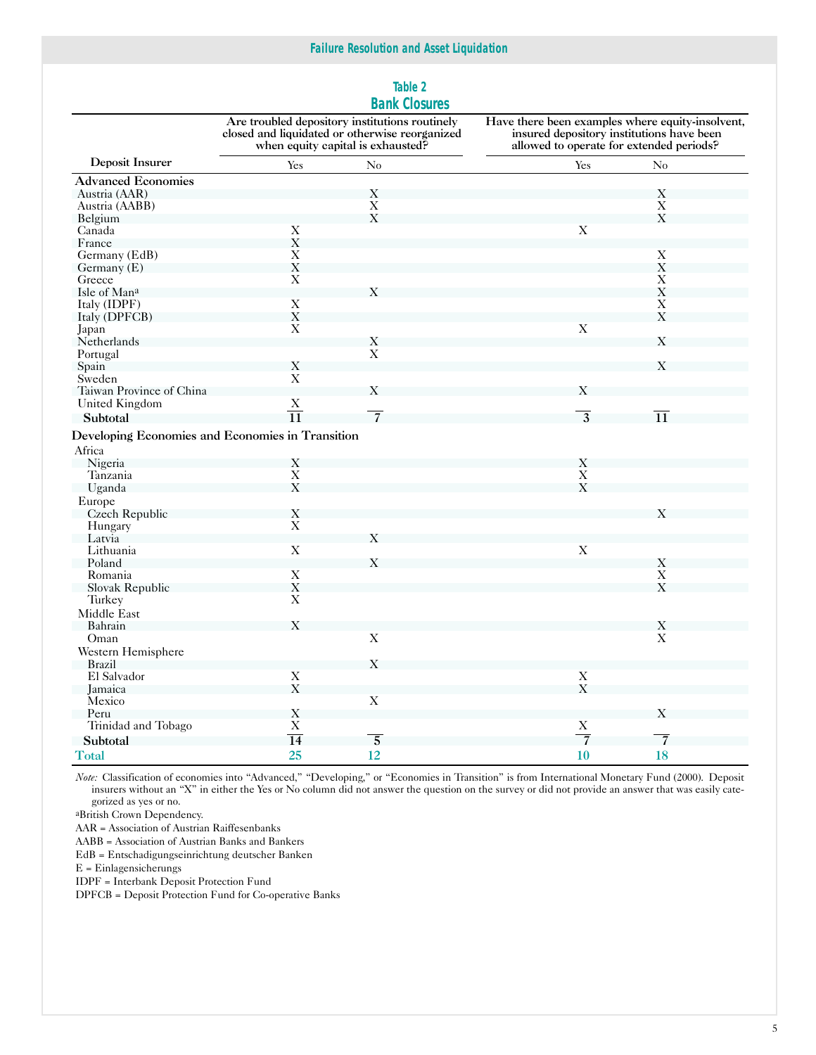## Table 2

### Bank Closures

| Deposit Insurer | Are troubled depository institutions routinely closed and liquidated or otherwise reorganized when equity capital is exhausted? | | Have there been examples where equity-insolvent, insured depository institutions have been allowed to operate for extended periods? | |
|---|---|---|---|---|
| | Yes | No | Yes | No |
| **Advanced Economies** | | | | |
| Austria (AAR) | | X | | X |
| Austria (AABB) | | X | | X |
| Belgium | | X | | X |
| Canada | X | | X | |
| France | X | | | |
| Germany (EdB) | X | | | X |
| Germany (E) | X | | | X |
| Greece | X | | | X |
| Isle of Man[a] | | X | | X |
| Italy (IDPF) | X | | | X |
| Italy (DPFCB) | X | | | X |
| Japan | X | | X | |
| Netherlands | | X | | X |
| Portugal | | X | | |
| Spain | X | | | X |
| Sweden | X | | | |
| Taiwan Province of China | | X | X | |
| United Kingdom | X | | | |
| **Subtotal** | 11 | 7 | 3 | 11 |
| **Developing Economies and Economies in Transition** | | | | |
| Africa | | | | |
| Nigeria | X | | X | |
| Tanzania | X | | X | |
| Uganda | X | | X | |
| Europe | | | | |
| Czech Republic | X | | | X |
| Hungary | X | | | |
| Latvia | | X | | |
| Lithuania | X | | X | |
| Poland | | X | | X |
| Romania | X | | | X |
| Slovak Republic | X | | | X |
| Turkey | X | | | |
| Middle East | | | | |
| Bahrain | X | | | X |
| Oman | | X | | X |
| Western Hemisphere | | | | |
| Brazil | | X | | |
| El Salvador | X | | X | |
| Jamaica | X | | X | |
| Mexico | | X | | |
| Peru | X | | | X |
| Trinidad and Tobago | X | | X | |
| **Subtotal** | 14 | 5 | 7 | 7 |
| **Total** | 25 | 12 | 10 | 18 |

*Note:* Classification of economies into "Advanced," "Developing," or "Economies in Transition" is from International Monetary Fund (2000). Deposit insurers without an "X" in either the Yes or No column did not answer the question on the survey or did not provide an answer that was easily categorized as yes or no.

[a]British Crown Dependency.

AAR = Association of Austrian Raiffesenbanks

AABB = Association of Austrian Banks and Bankers

EdB = Entschadigungseinrichtung deutscher Banken

E = Einlagensicherungs

IDPF = Interbank Deposit Protection Fund

DPFCB = Deposit Protection Fund for Co-operative Banks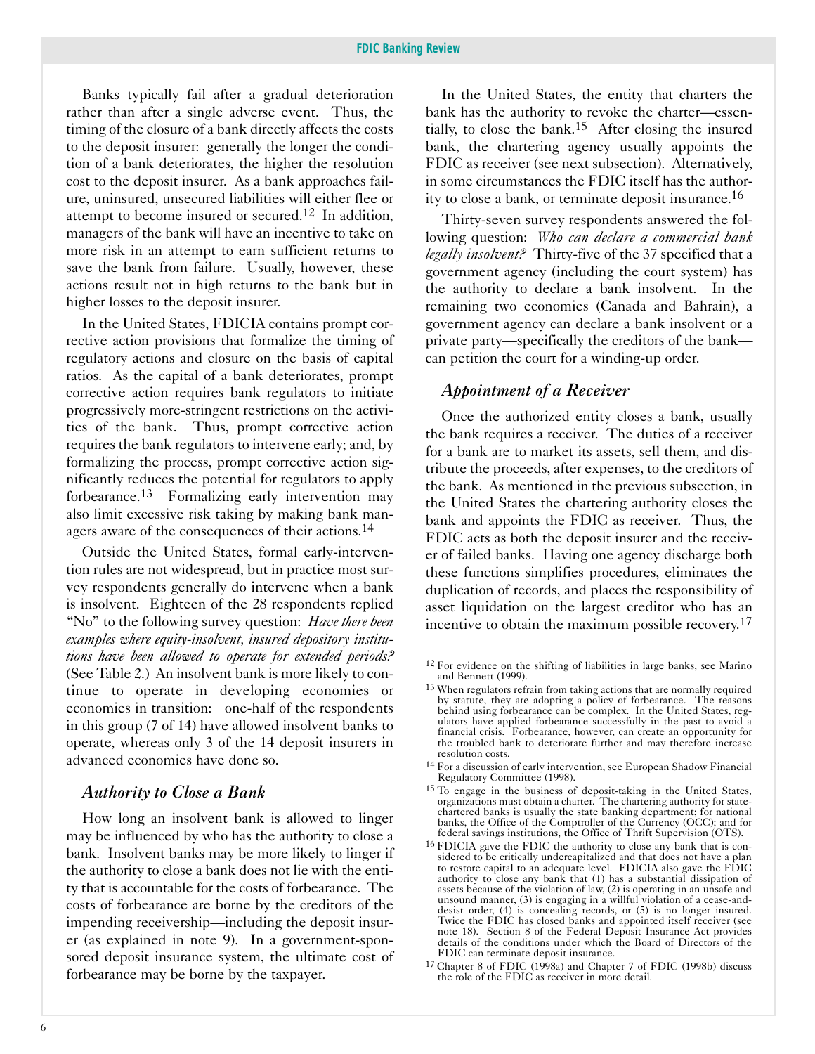Banks typically fail after a gradual deterioration rather than after a single adverse event. Thus, the timing of the closure of a bank directly affects the costs to the deposit insurer: generally the longer the condition of a bank deteriorates, the higher the resolution cost to the deposit insurer. As a bank approaches failure, uninsured, unsecured liabilities will either flee or attempt to become insured or secured.[12] In addition, managers of the bank will have an incentive to take on more risk in an attempt to earn sufficient returns to save the bank from failure. Usually, however, these actions result not in high returns to the bank but in higher losses to the deposit insurer.

In the United States, FDICIA contains prompt corrective action provisions that formalize the timing of regulatory actions and closure on the basis of capital ratios. As the capital of a bank deteriorates, prompt corrective action requires bank regulators to initiate progressively more-stringent restrictions on the activities of the bank. Thus, prompt corrective action requires the bank regulators to intervene early; and, by formalizing the process, prompt corrective action significantly reduces the potential for regulators to apply forbearance.[13] Formalizing early intervention may also limit excessive risk taking by making bank managers aware of the consequences of their actions.[14]

Outside the United States, formal early-intervention rules are not widespread, but in practice most survey respondents generally do intervene when a bank is insolvent. Eighteen of the 28 respondents replied "No" to the following survey question: *Have there been examples where equity-insolvent, insured depository institutions have been allowed to operate for extended periods?* (See Table 2.) An insolvent bank is more likely to continue to operate in developing economies or economies in transition: one-half of the respondents in this group (7 of 14) have allowed insolvent banks to operate, whereas only 3 of the 14 deposit insurers in advanced economies have done so.

## *Authority to Close a Bank*

How long an insolvent bank is allowed to linger may be influenced by who has the authority to close a bank. Insolvent banks may be more likely to linger if the authority to close a bank does not lie with the entity that is accountable for the costs of forbearance. The costs of forbearance are borne by the creditors of the impending receivership—including the deposit insurer (as explained in note 9). In a government-sponsored deposit insurance system, the ultimate cost of forbearance may be borne by the taxpayer.

In the United States, the entity that charters the bank has the authority to revoke the charter—essentially, to close the bank.[15] After closing the insured bank, the chartering agency usually appoints the FDIC as receiver (see next subsection). Alternatively, in some circumstances the FDIC itself has the authority to close a bank, or terminate deposit insurance.[16]

Thirty-seven survey respondents answered the following question: *Who can declare a commercial bank legally insolvent?* Thirty-five of the 37 specified that a government agency (including the court system) has the authority to declare a bank insolvent. In the remaining two economies (Canada and Bahrain), a government agency can declare a bank insolvent or a private party—specifically the creditors of the bank—can petition the court for a winding-up order.

## *Appointment of a Receiver*

Once the authorized entity closes a bank, usually the bank requires a receiver. The duties of a receiver for a bank are to market its assets, sell them, and distribute the proceeds, after expenses, to the creditors of the bank. As mentioned in the previous subsection, in the United States the chartering authority closes the bank and appoints the FDIC as receiver. Thus, the FDIC acts as both the deposit insurer and the receiver of failed banks. Having one agency discharge both these functions simplifies procedures, eliminates the duplication of records, and places the responsibility of asset liquidation on the largest creditor who has an incentive to obtain the maximum possible recovery.[17]

---

[12] For evidence on the shifting of liabilities in large banks, see Marino and Bennett (1999).

[13] When regulators refrain from taking actions that are normally required by statute, they are adopting a policy of forbearance. The reasons behind using forbearance can be complex. In the United States, regulators have applied forbearance successfully in the past to avoid a financial crisis. Forbearance, however, can create an opportunity for the troubled bank to deteriorate further and may therefore increase resolution costs.

[14] For a discussion of early intervention, see European Shadow Financial Regulatory Committee (1998).

[15] To engage in the business of deposit-taking in the United States, organizations must obtain a charter. The chartering authority for state-chartered banks is usually the state banking department; for national banks, the Office of the Comptroller of the Currency (OCC); and for federal savings institutions, the Office of Thrift Supervision (OTS).

[16] FDICIA gave the FDIC the authority to close any bank that is considered to be critically undercapitalized and that does not have a plan to restore capital to an adequate level. FDICIA also gave the FDIC authority to close any bank that (1) has a substantial dissipation of assets because of the violation of law, (2) is operating in an unsafe and unsound manner, (3) is engaging in a willful violation of a cease-and-desist order, (4) is concealing records, or (5) is no longer insured. Twice the FDIC has closed banks and appointed itself receiver (see note 18). Section 8 of the Federal Deposit Insurance Act provides details of the conditions under which the Board of Directors of the FDIC can terminate deposit insurance.

[17] Chapter 8 of FDIC (1998a) and Chapter 7 of FDIC (1998b) discuss the role of the FDIC as receiver in more detail.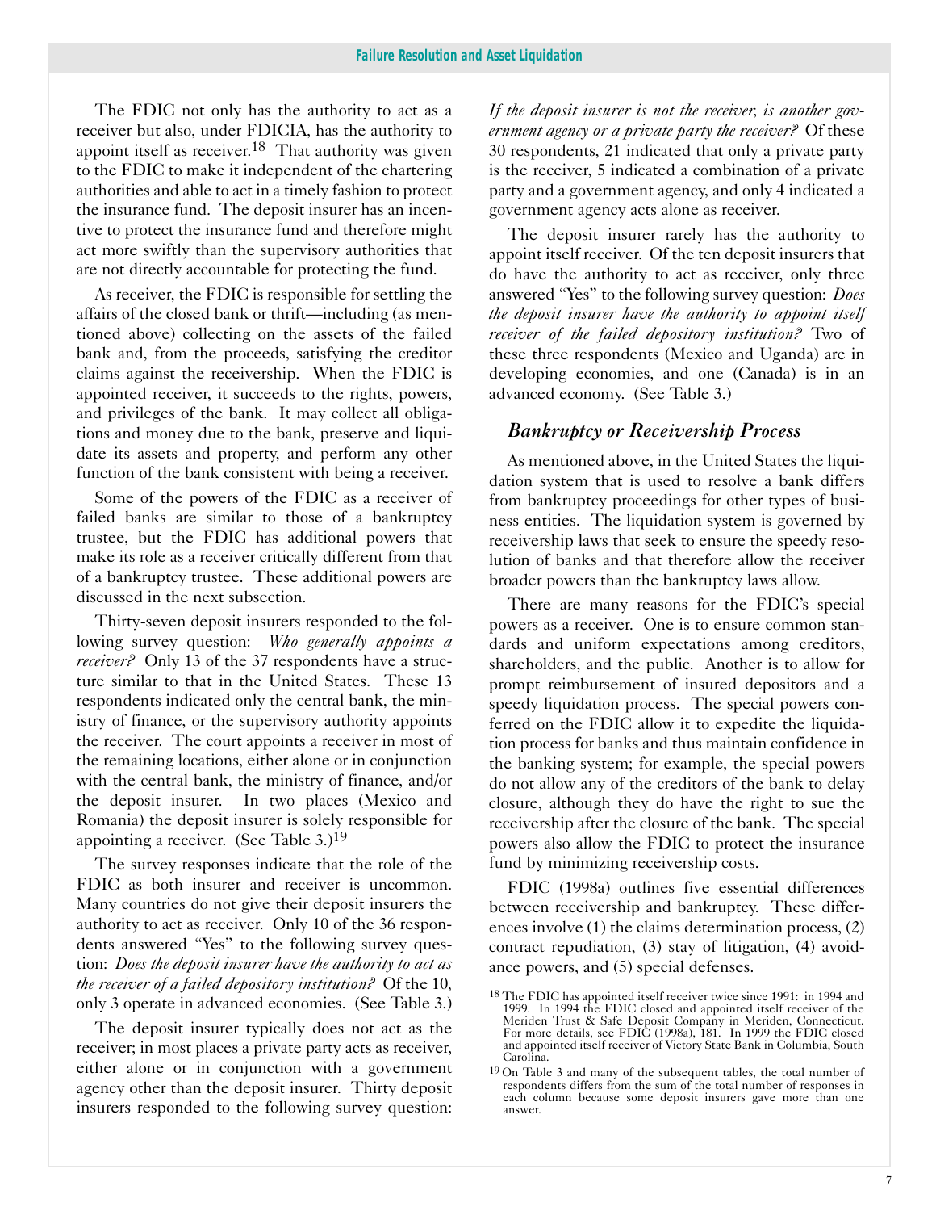The FDIC not only has the authority to act as a receiver but also, under FDICIA, has the authority to appoint itself as receiver.[18] That authority was given to the FDIC to make it independent of the chartering authorities and able to act in a timely fashion to protect the insurance fund. The deposit insurer has an incentive to protect the insurance fund and therefore might act more swiftly than the supervisory authorities that are not directly accountable for protecting the fund.

As receiver, the FDIC is responsible for settling the affairs of the closed bank or thrift—including (as mentioned above) collecting on the assets of the failed bank and, from the proceeds, satisfying the creditor claims against the receivership. When the FDIC is appointed receiver, it succeeds to the rights, powers, and privileges of the bank. It may collect all obligations and money due to the bank, preserve and liquidate its assets and property, and perform any other function of the bank consistent with being a receiver.

Some of the powers of the FDIC as a receiver of failed banks are similar to those of a bankruptcy trustee, but the FDIC has additional powers that make its role as a receiver critically different from that of a bankruptcy trustee. These additional powers are discussed in the next subsection.

Thirty-seven deposit insurers responded to the following survey question: *Who generally appoints a receiver?* Only 13 of the 37 respondents have a structure similar to that in the United States. These 13 respondents indicated only the central bank, the ministry of finance, or the supervisory authority appoints the receiver. The court appoints a receiver in most of the remaining locations, either alone or in conjunction with the central bank, the ministry of finance, and/or the deposit insurer. In two places (Mexico and Romania) the deposit insurer is solely responsible for appointing a receiver. (See Table 3.)[19]

The survey responses indicate that the role of the FDIC as both insurer and receiver is uncommon. Many countries do not give their deposit insurers the authority to act as receiver. Only 10 of the 36 respondents answered "Yes" to the following survey question: *Does the deposit insurer have the authority to act as the receiver of a failed depository institution?* Of the 10, only 3 operate in advanced economies. (See Table 3.)

The deposit insurer typically does not act as the receiver; in most places a private party acts as receiver, either alone or in conjunction with a government agency other than the deposit insurer. Thirty deposit insurers responded to the following survey question: *If the deposit insurer is not the receiver, is another government agency or a private party the receiver?* Of these 30 respondents, 21 indicated that only a private party is the receiver, 5 indicated a combination of a private party and a government agency, and only 4 indicated a government agency acts alone as receiver.

The deposit insurer rarely has the authority to appoint itself receiver. Of the ten deposit insurers that do have the authority to act as receiver, only three answered "Yes" to the following survey question: *Does the deposit insurer have the authority to appoint itself receiver of the failed depository institution?* Two of these three respondents (Mexico and Uganda) are in developing economies, and one (Canada) is in an advanced economy. (See Table 3.)

## *Bankruptcy or Receivership Process*

As mentioned above, in the United States the liquidation system that is used to resolve a bank differs from bankruptcy proceedings for other types of business entities. The liquidation system is governed by receivership laws that seek to ensure the speedy resolution of banks and that therefore allow the receiver broader powers than the bankruptcy laws allow.

There are many reasons for the FDIC's special powers as a receiver. One is to ensure common standards and uniform expectations among creditors, shareholders, and the public. Another is to allow for prompt reimbursement of insured depositors and a speedy liquidation process. The special powers conferred on the FDIC allow it to expedite the liquidation process for banks and thus maintain confidence in the banking system; for example, the special powers do not allow any of the creditors of the bank to delay closure, although they do have the right to sue the receivership after the closure of the bank. The special powers also allow the FDIC to protect the insurance fund by minimizing receivership costs.

FDIC (1998a) outlines five essential differences between receivership and bankruptcy. These differences involve (1) the claims determination process, (2) contract repudiation, (3) stay of litigation, (4) avoidance powers, and (5) special defenses.

[18] The FDIC has appointed itself receiver twice since 1991: in 1994 and 1999. In 1994 the FDIC closed and appointed itself receiver of the Meriden Trust & Safe Deposit Company in Meriden, Connecticut. For more details, see FDIC (1998a), 181. In 1999 the FDIC closed and appointed itself receiver of Victory State Bank in Columbia, South Carolina.

[19] On Table 3 and many of the subsequent tables, the total number of respondents differs from the sum of the total number of responses in each column because some deposit insurers gave more than one answer.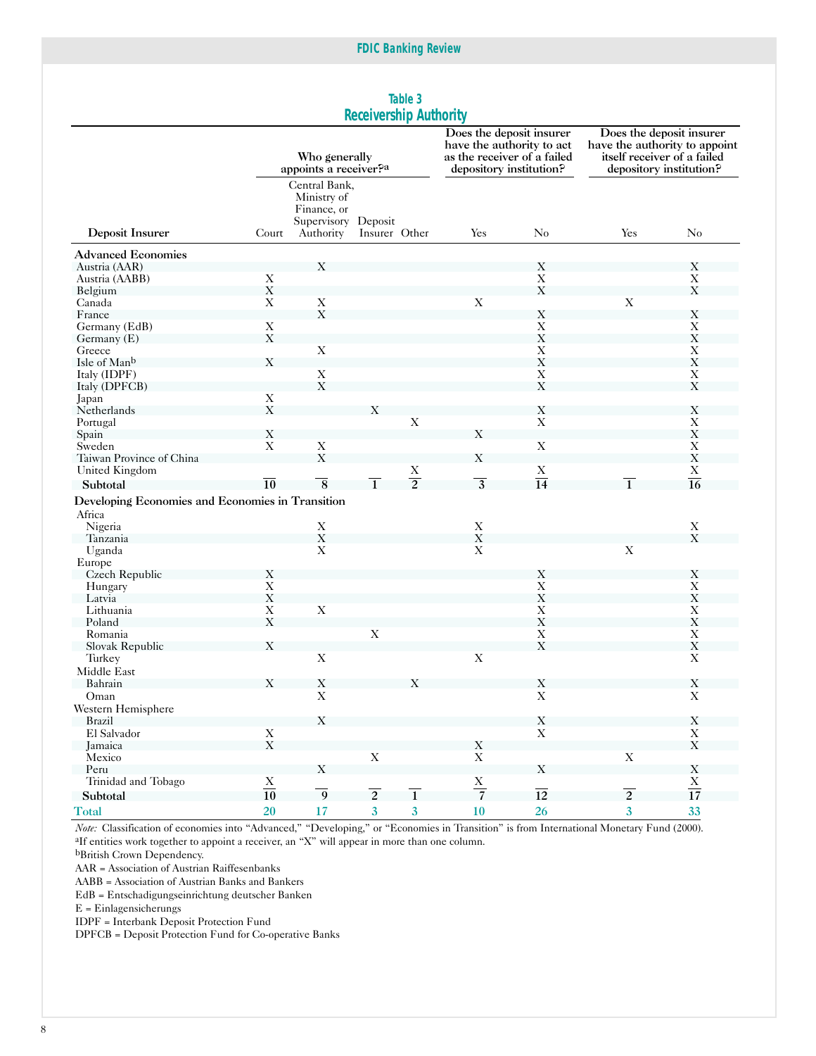**Table 3**
**Receivership Authority**

| Deposit Insurer | Who generally appoints a receiver?[a] | | | | Does the deposit insurer have the authority to act as the receiver of a failed depository institution? | | Does the deposit insurer have the authority to appoint itself receiver of a failed depository institution? | |
|---|---|---|---|---|---|---|---|---|
| | Court | Central Bank, Ministry of Finance, or Supervisory Authority | Deposit Insurer | Other | Yes | No | Yes | No |
| **Advanced Economies** | | | | | | | | |
| Austria (AAR) | | X | | | | X | | X |
| Austria (AABB) | X | | | | | X | | X |
| Belgium | X | | | | | X | | X |
| Canada | X | X | | | X | | X | |
| France | | X | | | | X | | X |
| Germany (EdB) | X | | | | | X | | X |
| Germany (E) | X | | | | | X | | X |
| Greece | | X | | | | X | | X |
| Isle of Man[b] | X | | | | | X | | X |
| Italy (IDPF) | | X | | | | X | | X |
| Italy (DPFCB) | | X | | | | X | | X |
| Japan | X | | | | | | | |
| Netherlands | X | | X | | | X | | X |
| Portugal | | | | X | | X | | X |
| Spain | X | | | | X | | | X |
| Sweden | X | X | | | | X | | X |
| Taiwan Province of China | | X | | | X | | | X |
| United Kingdom | | | | X | | X | | X |
| **Subtotal** | 10 | 8 | 1 | 2 | 3 | 14 | 1 | 16 |
| **Developing Economies and Economies in Transition** | | | | | | | | |
| Africa | | | | | | | | |
| Nigeria | | X | | | X | | | X |
| Tanzania | | X | | | X | | | X |
| Uganda | | X | | | X | | X | |
| Europe | | | | | | | | |
| Czech Republic | X | | | | | X | | X |
| Hungary | X | | | | | X | | X |
| Latvia | X | | | | | X | | X |
| Lithuania | X | X | | | | X | | X |
| Poland | X | | | | | X | | X |
| Romania | | | X | | | X | | X |
| Slovak Republic | X | | | | | X | | X |
| Turkey | | X | | | X | | | X |
| Middle East | | | | | | | | |
| Bahrain | X | X | | X | | X | | X |
| Oman | | X | | | | X | | X |
| Western Hemisphere | | | | | | | | |
| Brazil | | X | | | | X | | X |
| El Salvador | X | | | | | X | | X |
| Jamaica | X | | | | X | | | X |
| Mexico | | | X | | X | | X | |
| Peru | | X | | | | X | | X |
| Trinidad and Tobago | X | | | | X | | | X |
| **Subtotal** | 10 | 9 | 2 | 1 | 7 | 12 | 2 | 17 |
| **Total** | 20 | 17 | 3 | 3 | 10 | 26 | 3 | 33 |

*Note:* Classification of economies into "Advanced," "Developing," or "Economies in Transition" is from International Monetary Fund (2000).
[a]If entities work together to appoint a receiver, an "X" will appear in more than one column.
[b]British Crown Dependency.
AAR = Association of Austrian Raiffesenbanks
AABB = Association of Austrian Banks and Bankers
EdB = Entschadigungseinrichtung deutscher Banken
E = Einlagensicherungs
IDPF = Interbank Deposit Protection Fund
DPFCB = Deposit Protection Fund for Co-operative Banks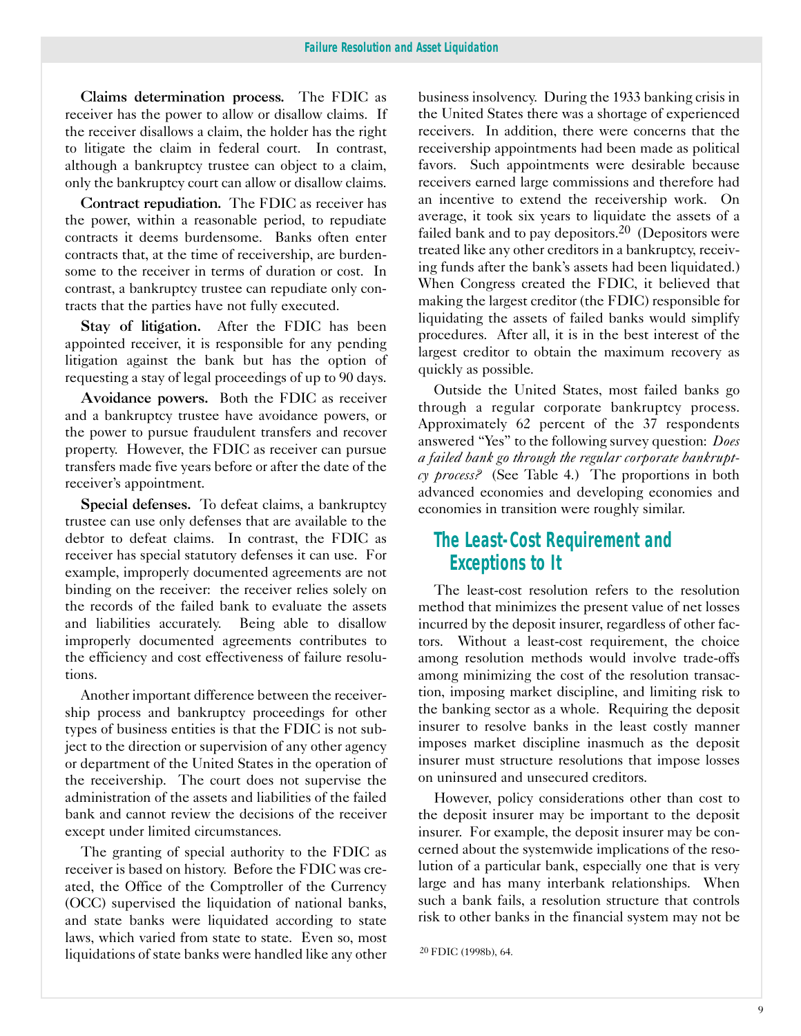**Claims determination process.** The FDIC as receiver has the power to allow or disallow claims. If the receiver disallows a claim, the holder has the right to litigate the claim in federal court. In contrast, although a bankruptcy trustee can object to a claim, only the bankruptcy court can allow or disallow claims.

**Contract repudiation.** The FDIC as receiver has the power, within a reasonable period, to repudiate contracts it deems burdensome. Banks often enter contracts that, at the time of receivership, are burdensome to the receiver in terms of duration or cost. In contrast, a bankruptcy trustee can repudiate only contracts that the parties have not fully executed.

**Stay of litigation.** After the FDIC has been appointed receiver, it is responsible for any pending litigation against the bank but has the option of requesting a stay of legal proceedings of up to 90 days.

**Avoidance powers.** Both the FDIC as receiver and a bankruptcy trustee have avoidance powers, or the power to pursue fraudulent transfers and recover property. However, the FDIC as receiver can pursue transfers made five years before or after the date of the receiver's appointment.

**Special defenses.** To defeat claims, a bankruptcy trustee can use only defenses that are available to the debtor to defeat claims. In contrast, the FDIC as receiver has special statutory defenses it can use. For example, improperly documented agreements are not binding on the receiver: the receiver relies solely on the records of the failed bank to evaluate the assets and liabilities accurately. Being able to disallow improperly documented agreements contributes to the efficiency and cost effectiveness of failure resolutions.

Another important difference between the receivership process and bankruptcy proceedings for other types of business entities is that the FDIC is not subject to the direction or supervision of any other agency or department of the United States in the operation of the receivership. The court does not supervise the administration of the assets and liabilities of the failed bank and cannot review the decisions of the receiver except under limited circumstances.

The granting of special authority to the FDIC as receiver is based on history. Before the FDIC was created, the Office of the Comptroller of the Currency (OCC) supervised the liquidation of national banks, and state banks were liquidated according to state laws, which varied from state to state. Even so, most liquidations of state banks were handled like any other business insolvency. During the 1933 banking crisis in the United States there was a shortage of experienced receivers. In addition, there were concerns that the receivership appointments had been made as political favors. Such appointments were desirable because receivers earned large commissions and therefore had an incentive to extend the receivership work. On average, it took six years to liquidate the assets of a failed bank and to pay depositors.[20] (Depositors were treated like any other creditors in a bankruptcy, receiving funds after the bank's assets had been liquidated.) When Congress created the FDIC, it believed that making the largest creditor (the FDIC) responsible for liquidating the assets of failed banks would simplify procedures. After all, it is in the best interest of the largest creditor to obtain the maximum recovery as quickly as possible.

Outside the United States, most failed banks go through a regular corporate bankruptcy process. Approximately 62 percent of the 37 respondents answered "Yes" to the following survey question: *Does a failed bank go through the regular corporate bankruptcy process?* (See Table 4.) The proportions in both advanced economies and developing economies and economies in transition were roughly similar.

## The Least-Cost Requirement and Exceptions to It

The least-cost resolution refers to the resolution method that minimizes the present value of net losses incurred by the deposit insurer, regardless of other factors. Without a least-cost requirement, the choice among resolution methods would involve trade-offs among minimizing the cost of the resolution transaction, imposing market discipline, and limiting risk to the banking sector as a whole. Requiring the deposit insurer to resolve banks in the least costly manner imposes market discipline inasmuch as the deposit insurer must structure resolutions that impose losses on uninsured and unsecured creditors.

However, policy considerations other than cost to the deposit insurer may be important to the deposit insurer. For example, the deposit insurer may be concerned about the systemwide implications of the resolution of a particular bank, especially one that is very large and has many interbank relationships. When such a bank fails, a resolution structure that controls risk to other banks in the financial system may not be

[20] FDIC (1998b), 64.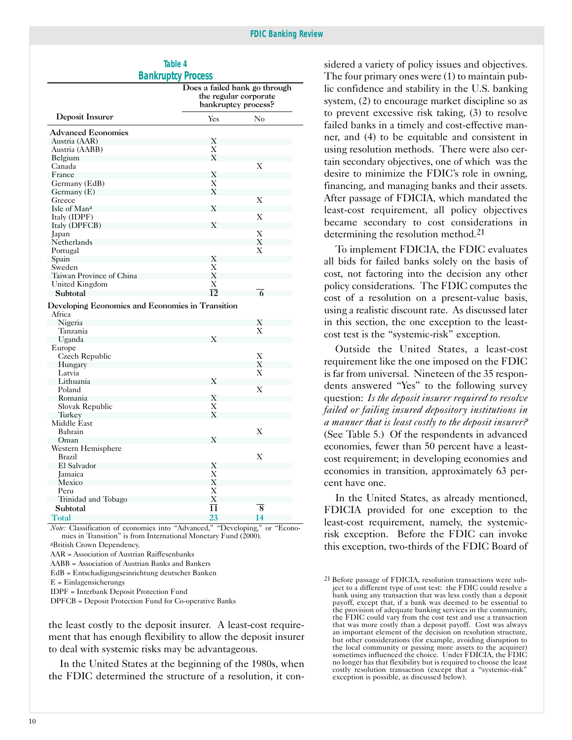**Table 4**
**Bankruptcy Process**

| Deposit Insurer | Does a failed bank go through the regular corporate bankruptcy process? Yes | No |
|---|---|---|
| **Advanced Economies** | | |
| Austria (AAR) | X | |
| Austria (AABB) | X | |
| Belgium | X | |
| Canada | | X |
| France | X | |
| Germany (EdB) | X | |
| Germany (E) | X | |
| Greece | | X |
| Isle of Man[a] | X | |
| Italy (IDPF) | | X |
| Italy (DPFCB) | X | |
| Japan | | X |
| Netherlands | | X |
| Portugal | | X |
| Spain | X | |
| Sweden | X | |
| Taiwan Province of China | X | |
| United Kingdom | X | |
| **Subtotal** | 12 | 6 |
| **Developing Economies and Economies in Transition** | | |
| Africa | | |
| Nigeria | | X |
| Tanzania | | X |
| Uganda | X | |
| Europe | | |
| Czech Republic | | X |
| Hungary | | X |
| Latvia | | X |
| Lithuania | X | |
| Poland | | X |
| Romania | X | |
| Slovak Republic | X | |
| Turkey | X | |
| Middle East | | |
| Bahrain | | X |
| Oman | X | |
| Western Hemisphere | | |
| Brazil | | X |
| El Salvador | X | |
| Jamaica | X | |
| Mexico | X | |
| Peru | X | |
| Trinidad and Tobago | X | |
| **Subtotal** | 11 | 8 |
| **Total** | 23 | 14 |

*Note:* Classification of economies into "Advanced," "Developing," or "Economies in Transition" is from International Monetary Fund (2000).

[a]British Crown Dependency.

AAR = Association of Austrian Raiffesenbanks

AABB = Association of Austrian Banks and Bankers

EdB = Entschadigungseinrichtung deutscher Banken

E = Einlagensicherungs

IDPF = Interbank Deposit Protection Fund

DPFCB = Deposit Protection Fund for Co-operative Banks

the least costly to the deposit insurer. A least-cost requirement that has enough flexibility to allow the deposit insurer to deal with systemic risks may be advantageous.

In the United States at the beginning of the 1980s, when the FDIC determined the structure of a resolution, it considered a variety of policy issues and objectives. The four primary ones were (1) to maintain public confidence and stability in the U.S. banking system, (2) to encourage market discipline so as to prevent excessive risk taking, (3) to resolve failed banks in a timely and cost-effective manner, and (4) to be equitable and consistent in using resolution methods. There were also certain secondary objectives, one of which was the desire to minimize the FDIC's role in owning, financing, and managing banks and their assets. After passage of FDICIA, which mandated the least-cost requirement, all policy objectives became secondary to cost considerations in determining the resolution method.[21]

To implement FDICIA, the FDIC evaluates all bids for failed banks solely on the basis of cost, not factoring into the decision any other policy considerations. The FDIC computes the cost of a resolution on a present-value basis, using a realistic discount rate. As discussed later in this section, the one exception to the least-cost test is the "systemic-risk" exception.

Outside the United States, a least-cost requirement like the one imposed on the FDIC is far from universal. Nineteen of the 35 respondents answered "Yes" to the following survey question: *Is the deposit insurer required to resolve failed or failing insured depository institutions in a manner that is least costly to the deposit insurer?* (See Table 5.) Of the respondents in advanced economies, fewer than 50 percent have a least-cost requirement; in developing economies and economies in transition, approximately 63 percent have one.

In the United States, as already mentioned, FDICIA provided for one exception to the least-cost requirement, namely, the systemic-risk exception. Before the FDIC can invoke this exception, two-thirds of the FDIC Board of

[21] Before passage of FDICIA, resolution transactions were subject to a different type of cost test: the FDIC could resolve a bank using any transaction that was less costly than a deposit payoff, except that, if a bank was deemed to be essential to the provision of adequate banking services in the community, the FDIC could vary from the cost test and use a transaction that was more costly than a deposit payoff. Cost was always an important element of the decision on resolution structure, but other considerations (for example, avoiding disruption to the local community or passing more assets to the acquirer) sometimes influenced the choice. Under FDICIA, the FDIC no longer has that flexibility but is required to choose the least costly resolution transaction (except that a "systemic-risk" exception is possible, as discussed below).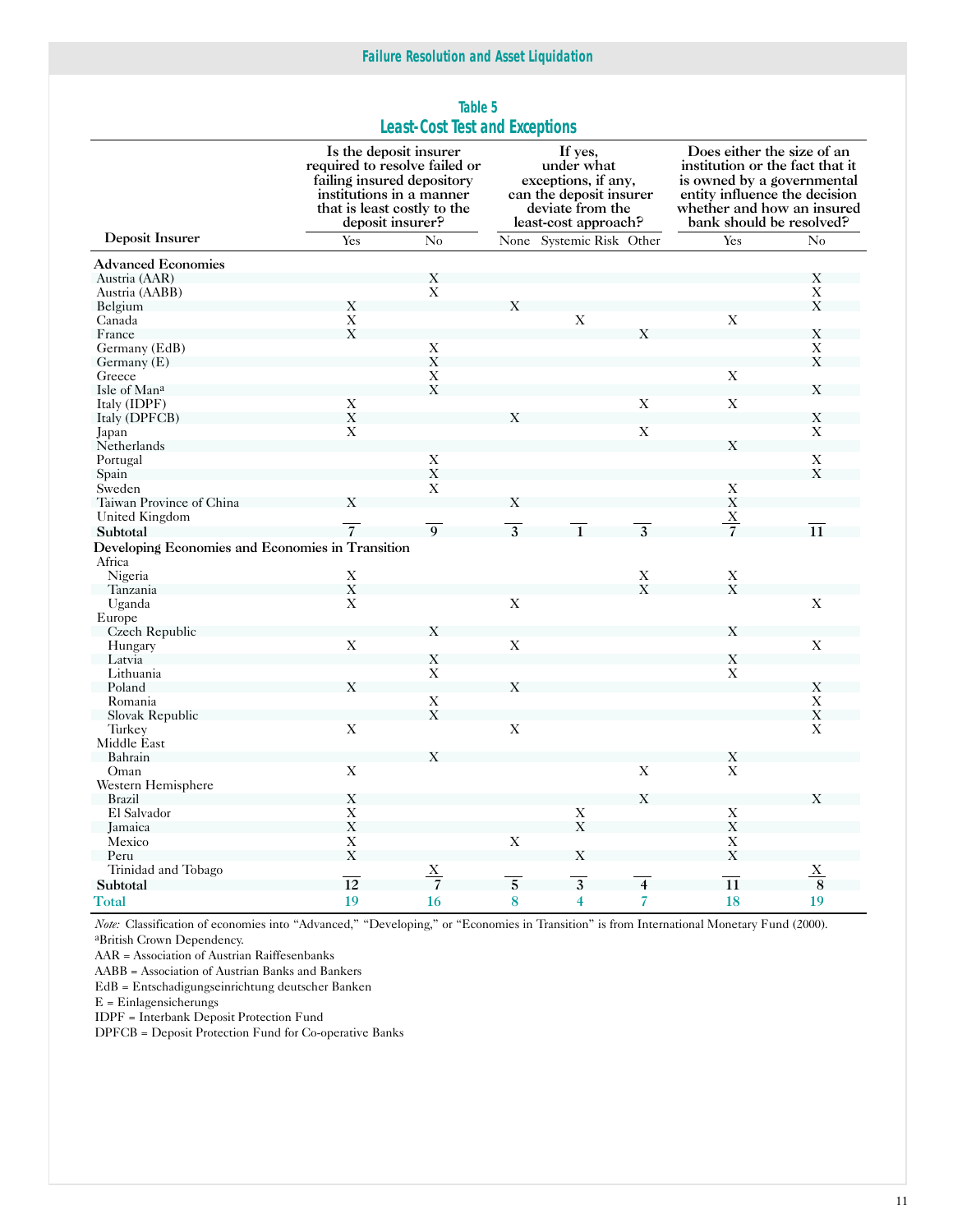## Table 5
## Least-Cost Test and Exceptions

| Deposit Insurer | Is the deposit insurer required to resolve failed or failing insured depository institutions in a manner that is least costly to the deposit insurer? | | If yes, under what exceptions, if any, can the deposit insurer deviate from the least-cost approach? | | | Does either the size of an institution or the fact that it is owned by a governmental entity influence the decision whether and how an insured bank should be resolved? | |
|---|---|---|---|---|---|---|---|
| | Yes | No | None | Systemic Risk | Other | Yes | No |
| **Advanced Economies** | | | | | | | |
| Austria (AAR) | | X | | | | | X |
| Austria (AABB) | | X | | | | | X |
| Belgium | X | | X | | | | X |
| Canada | X | | | X | | X | |
| France | X | | | | X | | X |
| Germany (EdB) | | X | | | | | X |
| Germany (E) | | X | | | | | X |
| Greece | | X | | | | X | |
| Isle of Man[a] | | X | | | | | X |
| Italy (IDPF) | X | | | | X | X | |
| Italy (DPFCB) | X | | X | | | | X |
| Japan | X | | | | X | | X |
| Netherlands | | | | | | X | |
| Portugal | | X | | | | | X |
| Spain | | X | | | | | X |
| Sweden | | X | | | | X | |
| Taiwan Province of China | X | | X | | | X | |
| United Kingdom | | | | | | X | |
| **Subtotal** | 7 | 9 | 3 | 1 | 3 | 7 | 11 |
| **Developing Economies and Economies in Transition** | | | | | | | |
| Africa | | | | | | | |
| Nigeria | X | | | | X | X | |
| Tanzania | X | | | | X | X | |
| Uganda | X | | X | | | | X |
| Europe | | | | | | | |
| Czech Republic | | X | | | | X | |
| Hungary | X | | X | | | | X |
| Latvia | | X | | | | X | |
| Lithuania | | X | | | | X | |
| Poland | X | | X | | | | X |
| Romania | | X | | | | | X |
| Slovak Republic | | X | | | | | X |
| Turkey | X | | X | | | | X |
| Middle East | | | | | | | |
| Bahrain | | X | | | | X | |
| Oman | X | | | | X | X | |
| Western Hemisphere | | | | | | | |
| Brazil | X | | | | X | | X |
| El Salvador | X | | | X | | X | |
| Jamaica | X | | | X | | X | |
| Mexico | X | | X | | | X | |
| Peru | X | | | X | | X | |
| Trinidad and Tobago | | X | | | | | X |
| **Subtotal** | 12 | 7 | 5 | 3 | 4 | 11 | 8 |
| **Total** | 19 | 16 | 8 | 4 | 7 | 18 | 19 |

*Note:* Classification of economies into "Advanced," "Developing," or "Economies in Transition" is from International Monetary Fund (2000).

[a]British Crown Dependency.

AAR = Association of Austrian Raiffesenbanks

AABB = Association of Austrian Banks and Bankers

EdB = Entschadigungseinrichtung deutscher Banken

E = Einlagensicherungs

IDPF = Interbank Deposit Protection Fund

DPFCB = Deposit Protection Fund for Co-operative Banks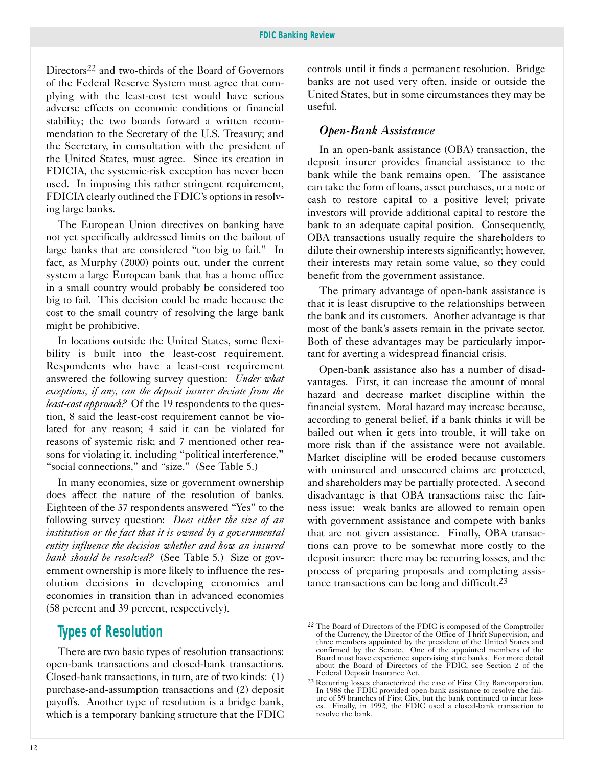Directors[22] and two-thirds of the Board of Governors of the Federal Reserve System must agree that complying with the least-cost test would have serious adverse effects on economic conditions or financial stability; the two boards forward a written recommendation to the Secretary of the U.S. Treasury; and the Secretary, in consultation with the president of the United States, must agree. Since its creation in FDICIA, the systemic-risk exception has never been used. In imposing this rather stringent requirement, FDICIA clearly outlined the FDIC's options in resolving large banks.

The European Union directives on banking have not yet specifically addressed limits on the bailout of large banks that are considered "too big to fail." In fact, as Murphy (2000) points out, under the current system a large European bank that has a home office in a small country would probably be considered too big to fail. This decision could be made because the cost to the small country of resolving the large bank might be prohibitive.

In locations outside the United States, some flexibility is built into the least-cost requirement. Respondents who have a least-cost requirement answered the following survey question: *Under what exceptions, if any, can the deposit insurer deviate from the least-cost approach?* Of the 19 respondents to the question, 8 said the least-cost requirement cannot be violated for any reason; 4 said it can be violated for reasons of systemic risk; and 7 mentioned other reasons for violating it, including "political interference," "social connections," and "size." (See Table 5.)

In many economies, size or government ownership does affect the nature of the resolution of banks. Eighteen of the 37 respondents answered "Yes" to the following survey question: *Does either the size of an institution or the fact that it is owned by a governmental entity influence the decision whether and how an insured bank should be resolved?* (See Table 5.) Size or government ownership is more likely to influence the resolution decisions in developing economies and economies in transition than in advanced economies (58 percent and 39 percent, respectively).

## Types of Resolution

There are two basic types of resolution transactions: open-bank transactions and closed-bank transactions. Closed-bank transactions, in turn, are of two kinds: (1) purchase-and-assumption transactions and (2) deposit payoffs. Another type of resolution is a bridge bank, which is a temporary banking structure that the FDIC controls until it finds a permanent resolution. Bridge banks are not used very often, inside or outside the United States, but in some circumstances they may be useful.

### *Open-Bank Assistance*

In an open-bank assistance (OBA) transaction, the deposit insurer provides financial assistance to the bank while the bank remains open. The assistance can take the form of loans, asset purchases, or a note or cash to restore capital to a positive level; private investors will provide additional capital to restore the bank to an adequate capital position. Consequently, OBA transactions usually require the shareholders to dilute their ownership interests significantly; however, their interests may retain some value, so they could benefit from the government assistance.

The primary advantage of open-bank assistance is that it is least disruptive to the relationships between the bank and its customers. Another advantage is that most of the bank's assets remain in the private sector. Both of these advantages may be particularly important for averting a widespread financial crisis.

Open-bank assistance also has a number of disadvantages. First, it can increase the amount of moral hazard and decrease market discipline within the financial system. Moral hazard may increase because, according to general belief, if a bank thinks it will be bailed out when it gets into trouble, it will take on more risk than if the assistance were not available. Market discipline will be eroded because customers with uninsured and unsecured claims are protected, and shareholders may be partially protected. A second disadvantage is that OBA transactions raise the fairness issue: weak banks are allowed to remain open with government assistance and compete with banks that are not given assistance. Finally, OBA transactions can prove to be somewhat more costly to the deposit insurer: there may be recurring losses, and the process of preparing proposals and completing assistance transactions can be long and difficult.[23]

---

[22] The Board of Directors of the FDIC is composed of the Comptroller of the Currency, the Director of the Office of Thrift Supervision, and three members appointed by the president of the United States and confirmed by the Senate. One of the appointed members of the Board must have experience supervising state banks. For more detail about the Board of Directors of the FDIC, see Section 2 of the Federal Deposit Insurance Act.

[23] Recurring losses characterized the case of First City Bancorporation. In 1988 the FDIC provided open-bank assistance to resolve the failure of 59 branches of First City, but the bank continued to incur losses. Finally, in 1992, the FDIC used a closed-bank transaction to resolve the bank.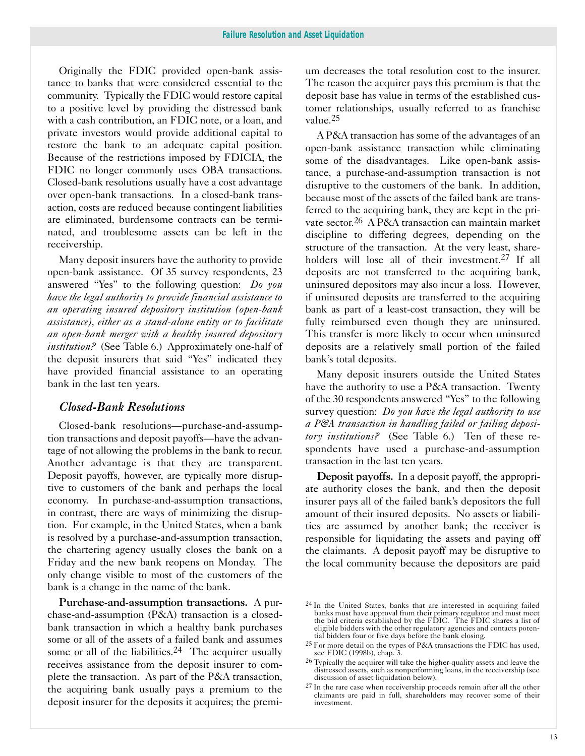Originally the FDIC provided open-bank assistance to banks that were considered essential to the community. Typically the FDIC would restore capital to a positive level by providing the distressed bank with a cash contribution, an FDIC note, or a loan, and private investors would provide additional capital to restore the bank to an adequate capital position. Because of the restrictions imposed by FDICIA, the FDIC no longer commonly uses OBA transactions. Closed-bank resolutions usually have a cost advantage over open-bank transactions. In a closed-bank transaction, costs are reduced because contingent liabilities are eliminated, burdensome contracts can be terminated, and troublesome assets can be left in the receivership.

Many deposit insurers have the authority to provide open-bank assistance. Of 35 survey respondents, 23 answered "Yes" to the following question: *Do you have the legal authority to provide financial assistance to an operating insured depository institution (open-bank assistance), either as a stand-alone entity or to facilitate an open-bank merger with a healthy insured depository institution?* (See Table 6.) Approximately one-half of the deposit insurers that said "Yes" indicated they have provided financial assistance to an operating bank in the last ten years.

### *Closed-Bank Resolutions*

Closed-bank resolutions—purchase-and-assumption transactions and deposit payoffs—have the advantage of not allowing the problems in the bank to recur. Another advantage is that they are transparent. Deposit payoffs, however, are typically more disruptive to customers of the bank and perhaps the local economy. In purchase-and-assumption transactions, in contrast, there are ways of minimizing the disruption. For example, in the United States, when a bank is resolved by a purchase-and-assumption transaction, the chartering agency usually closes the bank on a Friday and the new bank reopens on Monday. The only change visible to most of the customers of the bank is a change in the name of the bank.

**Purchase-and-assumption transactions.** A purchase-and-assumption (P&A) transaction is a closed-bank transaction in which a healthy bank purchases some or all of the assets of a failed bank and assumes some or all of the liabilities.[24] The acquirer usually receives assistance from the deposit insurer to complete the transaction. As part of the P&A transaction, the acquiring bank usually pays a premium to the deposit insurer for the deposits it acquires; the premium decreases the total resolution cost to the insurer. The reason the acquirer pays this premium is that the deposit base has value in terms of the established customer relationships, usually referred to as franchise value.[25]

A P&A transaction has some of the advantages of an open-bank assistance transaction while eliminating some of the disadvantages. Like open-bank assistance, a purchase-and-assumption transaction is not disruptive to the customers of the bank. In addition, because most of the assets of the failed bank are transferred to the acquiring bank, they are kept in the private sector.[26] A P&A transaction can maintain market discipline to differing degrees, depending on the structure of the transaction. At the very least, shareholders will lose all of their investment.[27] If all deposits are not transferred to the acquiring bank, uninsured depositors may also incur a loss. However, if uninsured deposits are transferred to the acquiring bank as part of a least-cost transaction, they will be fully reimbursed even though they are uninsured. This transfer is more likely to occur when uninsured deposits are a relatively small portion of the failed bank's total deposits.

Many deposit insurers outside the United States have the authority to use a P&A transaction. Twenty of the 30 respondents answered "Yes" to the following survey question: *Do you have the legal authority to use a P&A transaction in handling failed or failing depository institutions?* (See Table 6.) Ten of these respondents have used a purchase-and-assumption transaction in the last ten years.

**Deposit payoffs.** In a deposit payoff, the appropriate authority closes the bank, and then the deposit insurer pays all of the failed bank's depositors the full amount of their insured deposits. No assets or liabilities are assumed by another bank; the receiver is responsible for liquidating the assets and paying off the claimants. A deposit payoff may be disruptive to the local community because the depositors are paid

---

[24] In the United States, banks that are interested in acquiring failed banks must have approval from their primary regulator and must meet the bid criteria established by the FDIC. The FDIC shares a list of eligible bidders with the other regulatory agencies and contacts potential bidders four or five days before the bank closing.

[25] For more detail on the types of P&A transactions the FDIC has used, see FDIC (1998b), chap. 3.

[26] Typically the acquirer will take the higher-quality assets and leave the distressed assets, such as nonperforming loans, in the receivership (see discussion of asset liquidation below).

[27] In the rare case when receivership proceeds remain after all the other claimants are paid in full, shareholders may recover some of their investment.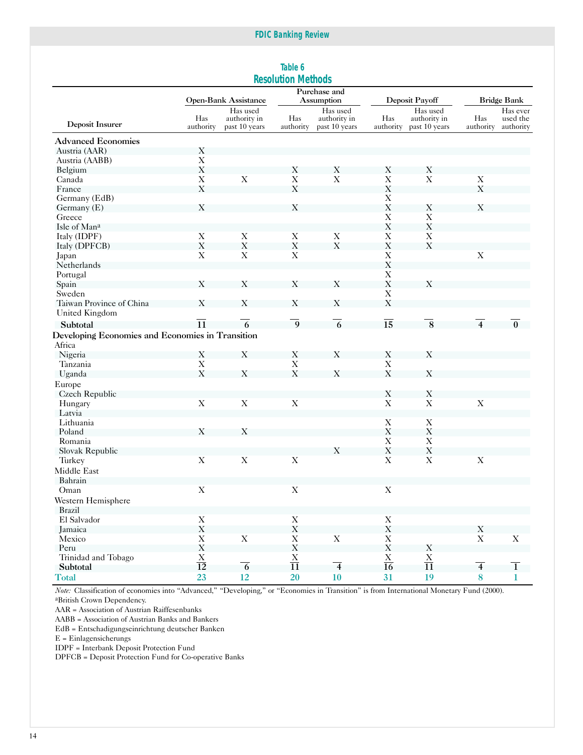### Table 6
## Resolution Methods

| Deposit Insurer | Open-Bank Assistance | | Purchase and Assumption | | Deposit Payoff | | Bridge Bank | |
|---|---|---|---|---|---|---|---|---|
| | Has authority | Has used authority in past 10 years | Has authority | Has used authority in past 10 years | Has authority | Has used authority in past 10 years | Has authority | Has ever used the authority |
| **Advanced Economies** | | | | | | | | |
| Austria (AAR) | X | | | | | | | |
| Austria (AABB) | X | | | | | | | |
| Belgium | X | | X | X | X | X | | |
| Canada | X | X | X | X | X | X | X | |
| France | X | | X | | X | | X | |
| Germany (EdB) | | | | | X | | | |
| Germany (E) | X | | X | | X | X | X | |
| Greece | | | | | X | X | | |
| Isle of Man[a] | | | | | X | X | | |
| Italy (IDPF) | X | X | X | X | X | X | | |
| Italy (DPFCB) | X | X | X | X | X | X | | |
| Japan | X | X | X | | X | | X | |
| Netherlands | | | | | X | | | |
| Portugal | | | | | X | | | |
| Spain | X | X | X | X | X | X | | |
| Sweden | | | | | X | | | |
| Taiwan Province of China | X | X | X | X | X | | | |
| United Kingdom | | | | | | | | |
| **Subtotal** | 11 | 6 | 9 | 6 | 15 | 8 | 4 | 0 |
| **Developing Economies and Economies in Transition** | | | | | | | | |
| Africa | | | | | | | | |
| Nigeria | X | X | X | X | X | X | | |
| Tanzania | X | | X | | X | | | |
| Uganda | X | X | X | X | X | X | | |
| Europe | | | | | | | | |
| Czech Republic | | | | | X | X | | |
| Hungary | X | X | X | | X | X | X | |
| Latvia | | | | | | | | |
| Lithuania | | | | | X | X | | |
| Poland | X | X | | | X | X | | |
| Romania | | | | | X | X | | |
| Slovak Republic | | | | X | X | X | | |
| Turkey | X | X | X | | X | X | X | |
| Middle East | | | | | | | | |
| Bahrain | | | | | | | | |
| Oman | X | | X | | X | | | |
| Western Hemisphere | | | | | | | | |
| Brazil | | | | | | | | |
| El Salvador | X | | X | | X | | | |
| Jamaica | X | | X | | X | | X | |
| Mexico | X | X | X | X | X | | X | X |
| Peru | X | | X | | X | X | | |
| Trinidad and Tobago | X | | X | | X | X | | |
| **Subtotal** | 12 | 6 | 11 | 4 | 16 | 11 | 4 | 1 |
| **Total** | 23 | 12 | 20 | 10 | 31 | 19 | 8 | 1 |

*Note:* Classification of economies into "Advanced," "Developing," or "Economies in Transition" is from International Monetary Fund (2000).
[a]British Crown Dependency.
AAR = Association of Austrian Raiffesenbanks
AABB = Association of Austrian Banks and Bankers
EdB = Entschadigungseinrichtung deutscher Banken
E = Einlagensicherungs
IDPF = Interbank Deposit Protection Fund
DPFCB = Deposit Protection Fund for Co-operative Banks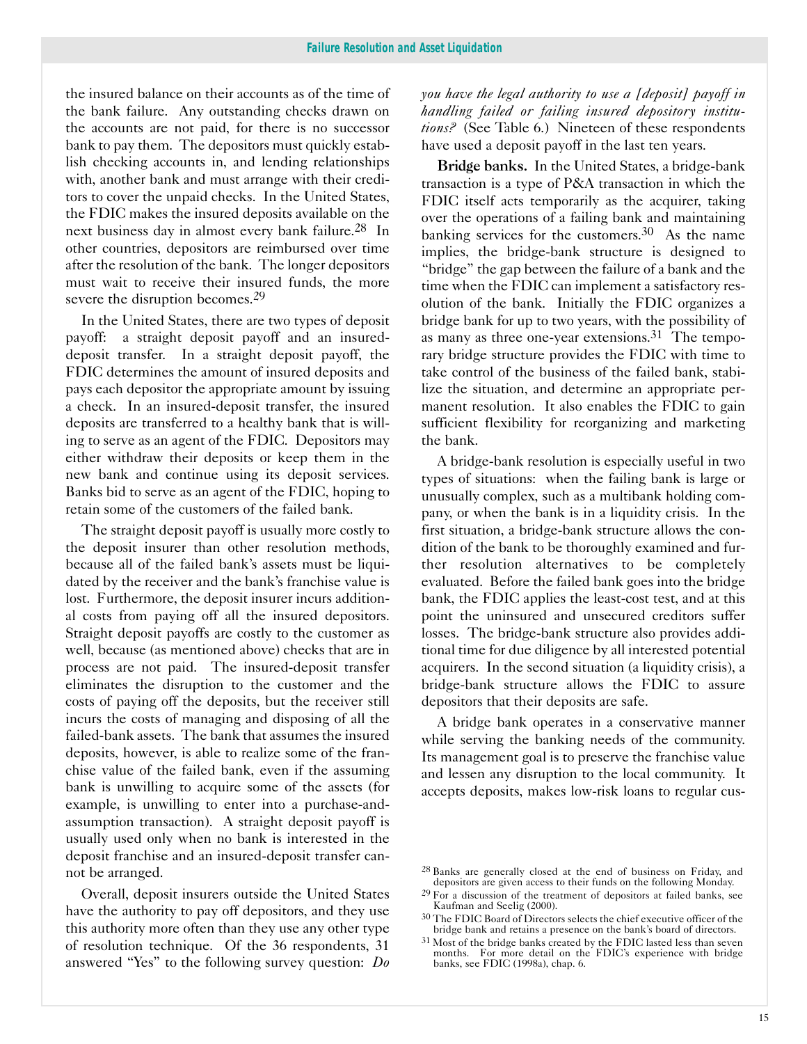the insured balance on their accounts as of the time of the bank failure. Any outstanding checks drawn on the accounts are not paid, for there is no successor bank to pay them. The depositors must quickly establish checking accounts in, and lending relationships with, another bank and must arrange with their creditors to cover the unpaid checks. In the United States, the FDIC makes the insured deposits available on the next business day in almost every bank failure.[28] In other countries, depositors are reimbursed over time after the resolution of the bank. The longer depositors must wait to receive their insured funds, the more severe the disruption becomes.[29]

In the United States, there are two types of deposit payoff: a straight deposit payoff and an insured-deposit transfer. In a straight deposit payoff, the FDIC determines the amount of insured deposits and pays each depositor the appropriate amount by issuing a check. In an insured-deposit transfer, the insured deposits are transferred to a healthy bank that is willing to serve as an agent of the FDIC. Depositors may either withdraw their deposits or keep them in the new bank and continue using its deposit services. Banks bid to serve as an agent of the FDIC, hoping to retain some of the customers of the failed bank.

The straight deposit payoff is usually more costly to the deposit insurer than other resolution methods, because all of the failed bank's assets must be liquidated by the receiver and the bank's franchise value is lost. Furthermore, the deposit insurer incurs additional costs from paying off all the insured depositors. Straight deposit payoffs are costly to the customer as well, because (as mentioned above) checks that are in process are not paid. The insured-deposit transfer eliminates the disruption to the customer and the costs of paying off the deposits, but the receiver still incurs the costs of managing and disposing of all the failed-bank assets. The bank that assumes the insured deposits, however, is able to realize some of the franchise value of the failed bank, even if the assuming bank is unwilling to acquire some of the assets (for example, is unwilling to enter into a purchase-and-assumption transaction). A straight deposit payoff is usually used only when no bank is interested in the deposit franchise and an insured-deposit transfer cannot be arranged.

Overall, deposit insurers outside the United States have the authority to pay off depositors, and they use this authority more often than they use any other type of resolution technique. Of the 36 respondents, 31 answered "Yes" to the following survey question: *Do you have the legal authority to use a [deposit] payoff in handling failed or failing insured depository institutions?* (See Table 6.) Nineteen of these respondents have used a deposit payoff in the last ten years.

**Bridge banks.** In the United States, a bridge-bank transaction is a type of P&A transaction in which the FDIC itself acts temporarily as the acquirer, taking over the operations of a failing bank and maintaining banking services for the customers.[30] As the name implies, the bridge-bank structure is designed to "bridge" the gap between the failure of a bank and the time when the FDIC can implement a satisfactory resolution of the bank. Initially the FDIC organizes a bridge bank for up to two years, with the possibility of as many as three one-year extensions.[31] The temporary bridge structure provides the FDIC with time to take control of the business of the failed bank, stabilize the situation, and determine an appropriate permanent resolution. It also enables the FDIC to gain sufficient flexibility for reorganizing and marketing the bank.

A bridge-bank resolution is especially useful in two types of situations: when the failing bank is large or unusually complex, such as a multibank holding company, or when the bank is in a liquidity crisis. In the first situation, a bridge-bank structure allows the condition of the bank to be thoroughly examined and further resolution alternatives to be completely evaluated. Before the failed bank goes into the bridge bank, the FDIC applies the least-cost test, and at this point the uninsured and unsecured creditors suffer losses. The bridge-bank structure also provides additional time for due diligence by all interested potential acquirers. In the second situation (a liquidity crisis), a bridge-bank structure allows the FDIC to assure depositors that their deposits are safe.

A bridge bank operates in a conservative manner while serving the banking needs of the community. Its management goal is to preserve the franchise value and lessen any disruption to the local community. It accepts deposits, makes low-risk loans to regular cus-

[28] Banks are generally closed at the end of business on Friday, and depositors are given access to their funds on the following Monday.

[29] For a discussion of the treatment of depositors at failed banks, see Kaufman and Seelig (2000).

[30] The FDIC Board of Directors selects the chief executive officer of the bridge bank and retains a presence on the bank's board of directors.

[31] Most of the bridge banks created by the FDIC lasted less than seven months. For more detail on the FDIC's experience with bridge banks, see FDIC (1998a), chap. 6.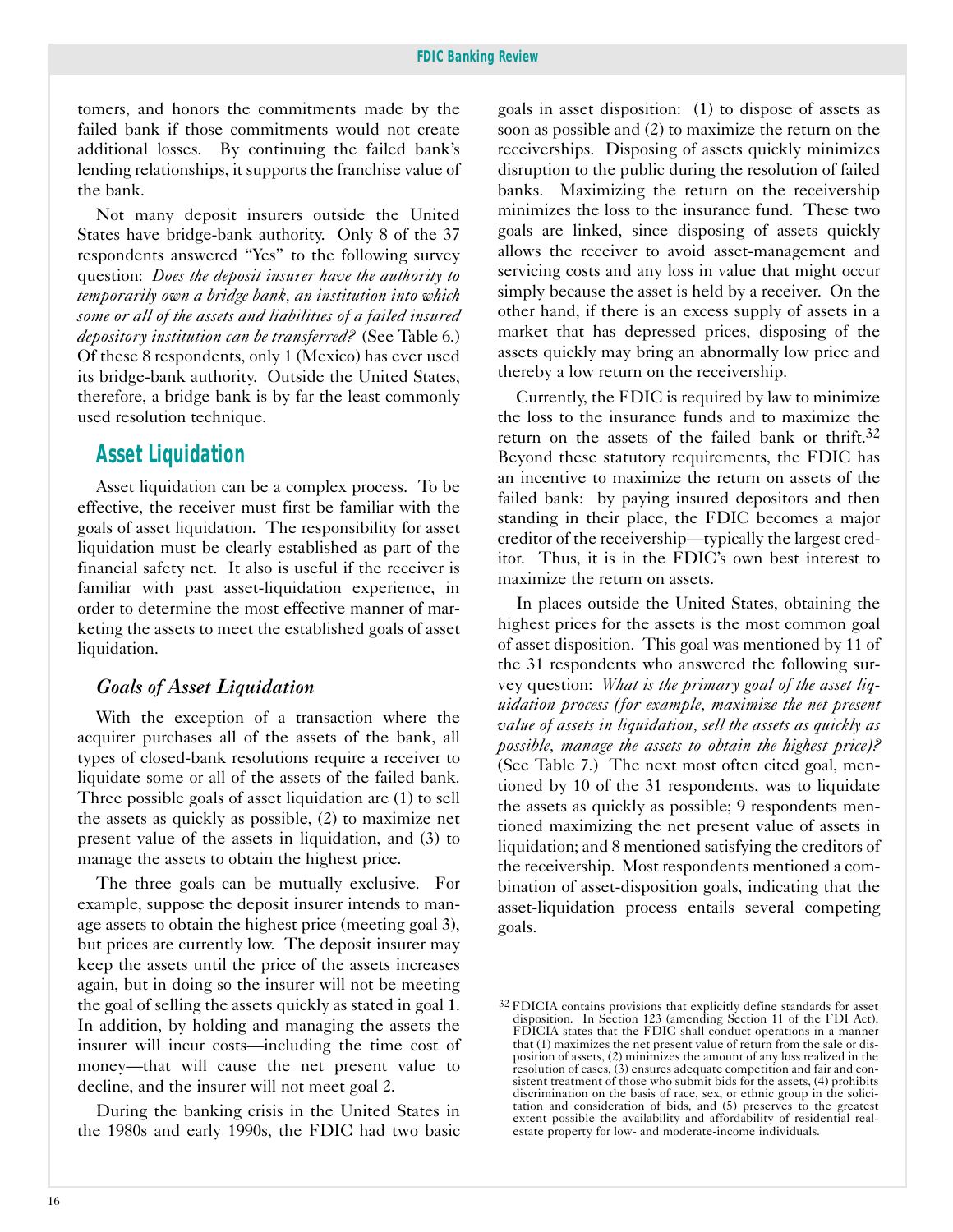tomers, and honors the commitments made by the failed bank if those commitments would not create additional losses. By continuing the failed bank's lending relationships, it supports the franchise value of the bank.

Not many deposit insurers outside the United States have bridge-bank authority. Only 8 of the 37 respondents answered "Yes" to the following survey question: *Does the deposit insurer have the authority to temporarily own a bridge bank, an institution into which some or all of the assets and liabilities of a failed insured depository institution can be transferred?* (See Table 6.) Of these 8 respondents, only 1 (Mexico) has ever used its bridge-bank authority. Outside the United States, therefore, a bridge bank is by far the least commonly used resolution technique.

## Asset Liquidation

Asset liquidation can be a complex process. To be effective, the receiver must first be familiar with the goals of asset liquidation. The responsibility for asset liquidation must be clearly established as part of the financial safety net. It also is useful if the receiver is familiar with past asset-liquidation experience, in order to determine the most effective manner of marketing the assets to meet the established goals of asset liquidation.

### *Goals of Asset Liquidation*

With the exception of a transaction where the acquirer purchases all of the assets of the bank, all types of closed-bank resolutions require a receiver to liquidate some or all of the assets of the failed bank. Three possible goals of asset liquidation are (1) to sell the assets as quickly as possible, (2) to maximize net present value of the assets in liquidation, and (3) to manage the assets to obtain the highest price.

The three goals can be mutually exclusive. For example, suppose the deposit insurer intends to manage assets to obtain the highest price (meeting goal 3), but prices are currently low. The deposit insurer may keep the assets until the price of the assets increases again, but in doing so the insurer will not be meeting the goal of selling the assets quickly as stated in goal 1. In addition, by holding and managing the assets the insurer will incur costs—including the time cost of money—that will cause the net present value to decline, and the insurer will not meet goal 2.

During the banking crisis in the United States in the 1980s and early 1990s, the FDIC had two basic goals in asset disposition: (1) to dispose of assets as soon as possible and (2) to maximize the return on the receiverships. Disposing of assets quickly minimizes disruption to the public during the resolution of failed banks. Maximizing the return on the receivership minimizes the loss to the insurance fund. These two goals are linked, since disposing of assets quickly allows the receiver to avoid asset-management and servicing costs and any loss in value that might occur simply because the asset is held by a receiver. On the other hand, if there is an excess supply of assets in a market that has depressed prices, disposing of the assets quickly may bring an abnormally low price and thereby a low return on the receivership.

Currently, the FDIC is required by law to minimize the loss to the insurance funds and to maximize the return on the assets of the failed bank or thrift.[32] Beyond these statutory requirements, the FDIC has an incentive to maximize the return on assets of the failed bank: by paying insured depositors and then standing in their place, the FDIC becomes a major creditor of the receivership—typically the largest creditor. Thus, it is in the FDIC's own best interest to maximize the return on assets.

In places outside the United States, obtaining the highest prices for the assets is the most common goal of asset disposition. This goal was mentioned by 11 of the 31 respondents who answered the following survey question: *What is the primary goal of the asset liquidation process (for example, maximize the net present value of assets in liquidation, sell the assets as quickly as possible, manage the assets to obtain the highest price)?* (See Table 7.) The next most often cited goal, mentioned by 10 of the 31 respondents, was to liquidate the assets as quickly as possible; 9 respondents mentioned maximizing the net present value of assets in liquidation; and 8 mentioned satisfying the creditors of the receivership. Most respondents mentioned a combination of asset-disposition goals, indicating that the asset-liquidation process entails several competing goals.

[32] FDICIA contains provisions that explicitly define standards for asset disposition. In Section 123 (amending Section 11 of the FDI Act), FDICIA states that the FDIC shall conduct operations in a manner that (1) maximizes the net present value of return from the sale or disposition of assets, (2) minimizes the amount of any loss realized in the resolution of cases, (3) ensures adequate competition and fair and consistent treatment of those who submit bids for the assets, (4) prohibits discrimination on the basis of race, sex, or ethnic group in the solicitation and consideration of bids, and (5) preserves to the greatest extent possible the availability and affordability of residential real-estate property for low- and moderate-income individuals.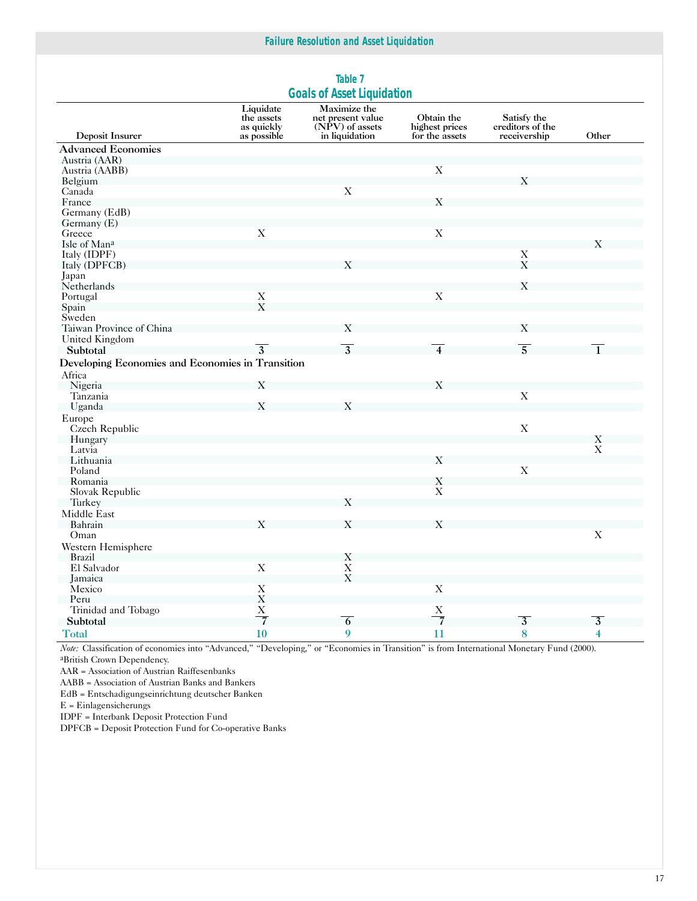## Table 7
## Goals of Asset Liquidation

| Deposit Insurer | Liquidate the assets as quickly as possible | Maximize the net present value (NPV) of assets in liquidation | Obtain the highest prices for the assets | Satisfy the creditors of the receivership | Other |
|---|---|---|---|---|---|
| **Advanced Economies** | | | | | |
| Austria (AAR) | | | | | |
| Austria (AABB) | | | X | | |
| Belgium | | | | X | |
| Canada | | X | | | |
| France | | | X | | |
| Germany (EdB) | | | | | |
| Germany (E) | | | | | |
| Greece | X | | X | | |
| Isle of Man[a] | | | | | X |
| Italy (IDPF) | | | | X | |
| Italy (DPFCB) | | X | | X | |
| Japan | | | | | |
| Netherlands | | | | X | |
| Portugal | X | | X | | |
| Spain | X | | | | |
| Sweden | | | | | |
| Taiwan Province of China | | X | | X | |
| United Kingdom | | | | | |
| **Subtotal** | 3 | 3 | 4 | 5 | 1 |
| **Developing Economies and Economies in Transition** | | | | | |
| Africa | | | | | |
| Nigeria | X | | X | | |
| Tanzania | | | | X | |
| Uganda | X | X | | | |
| Europe | | | | | |
| Czech Republic | | | | X | |
| Hungary | | | | | X |
| Latvia | | | | | X |
| Lithuania | | | X | | |
| Poland | | | | X | |
| Romania | | | X | | |
| Slovak Republic | | | X | | |
| Turkey | | X | | | |
| Middle East | | | | | |
| Bahrain | X | X | X | | |
| Oman | | | | | X |
| Western Hemisphere | | | | | |
| Brazil | | X | | | |
| El Salvador | X | X | | | |
| Jamaica | | X | | | |
| Mexico | X | | X | | |
| Peru | X | | | | |
| Trinidad and Tobago | X | | X | | |
| **Subtotal** | 7 | 6 | 7 | 3 | 3 |
| **Total** | 10 | 9 | 11 | 8 | 4 |

*Note:* Classification of economies into "Advanced," "Developing," or "Economies in Transition" is from International Monetary Fund (2000).

[a]British Crown Dependency.

AAR = Association of Austrian Raiffesenbanks

AABB = Association of Austrian Banks and Bankers

EdB = Entschadigungseinrichtung deutscher Banken

E = Einlagensicherungs

IDPF = Interbank Deposit Protection Fund

DPFCB = Deposit Protection Fund for Co-operative Banks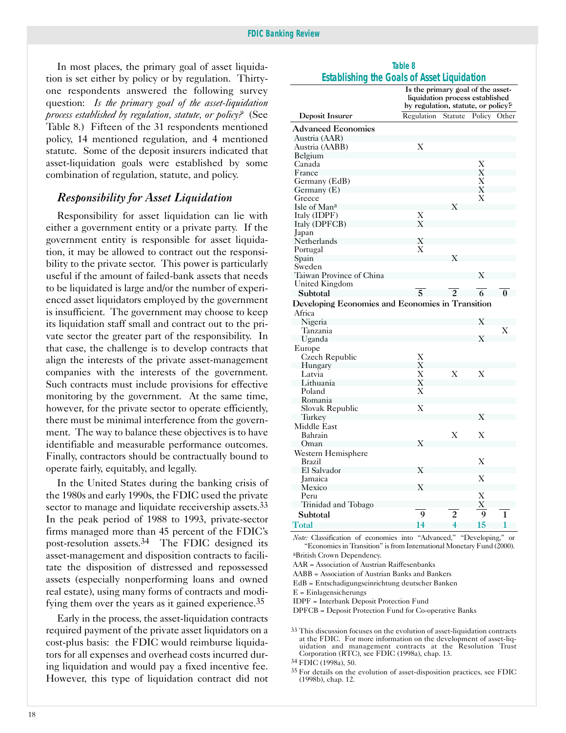In most places, the primary goal of asset liquidation is set either by policy or by regulation. Thirty-one respondents answered the following survey question: *Is the primary goal of the asset-liquidation process established by regulation, statute, or policy?* (See Table 8.) Fifteen of the 31 respondents mentioned policy, 14 mentioned regulation, and 4 mentioned statute. Some of the deposit insurers indicated that asset-liquidation goals were established by some combination of regulation, statute, and policy.

### *Responsibility for Asset Liquidation*

Responsibility for asset liquidation can lie with either a government entity or a private party. If the government entity is responsible for asset liquidation, it may be allowed to contract out the responsibility to the private sector. This power is particularly useful if the amount of failed-bank assets that needs to be liquidated is large and/or the number of experienced asset liquidators employed by the government is insufficient. The government may choose to keep its liquidation staff small and contract out to the private sector the greater part of the responsibility. In that case, the challenge is to develop contracts that align the interests of the private asset-management companies with the interests of the government. Such contracts must include provisions for effective monitoring by the government. At the same time, however, for the private sector to operate efficiently, there must be minimal interference from the government. The way to balance these objectives is to have identifiable and measurable performance outcomes. Finally, contractors should be contractually bound to operate fairly, equitably, and legally.

In the United States during the banking crisis of the 1980s and early 1990s, the FDIC used the private sector to manage and liquidate receivership assets.[33] In the peak period of 1988 to 1993, private-sector firms managed more than 45 percent of the FDIC's post-resolution assets.[34] The FDIC designed its asset-management and disposition contracts to facilitate the disposition of distressed and repossessed assets (especially nonperforming loans and owned real estate), using many forms of contracts and modifying them over the years as it gained experience.[35]

Early in the process, the asset-liquidation contracts required payment of the private asset liquidators on a cost-plus basis: the FDIC would reimburse liquidators for all expenses and overhead costs incurred during liquidation and would pay a fixed incentive fee. However, this type of liquidation contract did not

**Table 8**
**Establishing the Goals of Asset Liquidation**

| Deposit Insurer | Is the primary goal of the asset-liquidation process established by regulation, statute, or policy? Regulation | Statute | Policy | Other |
|---|---|---|---|---|
| **Advanced Economies** | | | | |
| Austria (AAR) | | | | |
| Austria (AABB) | X | | | |
| Belgium | | | | |
| Canada | | | X | |
| France | | | X | |
| Germany (EdB) | | | X | |
| Germany (E) | | | X | |
| Greece | | | X | |
| Isle of Man[a] | | X | | |
| Italy (IDPF) | X | | | |
| Italy (DPFCB) | X | | | |
| Japan | | | | |
| Netherlands | X | | | |
| Portugal | X | | | |
| Spain | | X | | |
| Sweden | | | | |
| Taiwan Province of China | | | X | |
| United Kingdom | | | | |
| **Subtotal** | **5** | **2** | **6** | **0** |
| **Developing Economies and Economies in Transition** | | | | |
| Africa | | | | |
| Nigeria | | | X | |
| Tanzania | | | | X |
| Uganda | | | X | |
| Europe | | | | |
| Czech Republic | X | | | |
| Hungary | X | | | |
| Latvia | X | X | X | |
| Lithuania | X | | | |
| Poland | X | | | |
| Romania | | | | |
| Slovak Republic | X | | | |
| Turkey | | | X | |
| Middle East | | | | |
| Bahrain | | X | X | |
| Oman | X | | | |
| Western Hemisphere | | | | |
| Brazil | | | X | |
| El Salvador | X | | | |
| Jamaica | | | X | |
| Mexico | X | | | |
| Peru | | | X | |
| Trinidad and Tobago | | | X | |
| **Subtotal** | **9** | **2** | **9** | **1** |
| **Total** | **14** | **4** | **15** | **1** |

*Note:* Classification of economies into "Advanced," "Developing," or "Economies in Transition" is from International Monetary Fund (2000).

[a]British Crown Dependency.

AAR = Association of Austrian Raiffeisenbanks

AABB = Association of Austrian Banks and Bankers

EdB = Entschadigungseinrichtung deutscher Banken

E = Einlagensicherungs

IDPF = Interbank Deposit Protection Fund

DPFCB = Deposit Protection Fund for Co-operative Banks

[33] This discussion focuses on the evolution of asset-liquidation contracts at the FDIC. For more information on the development of asset-liquidation and management contracts at the Resolution Trust Corporation (RTC), see FDIC (1998a), chap. 13.

[34] FDIC (1998a), 50.

[35] For details on the evolution of asset-disposition practices, see FDIC (1998b), chap. 12.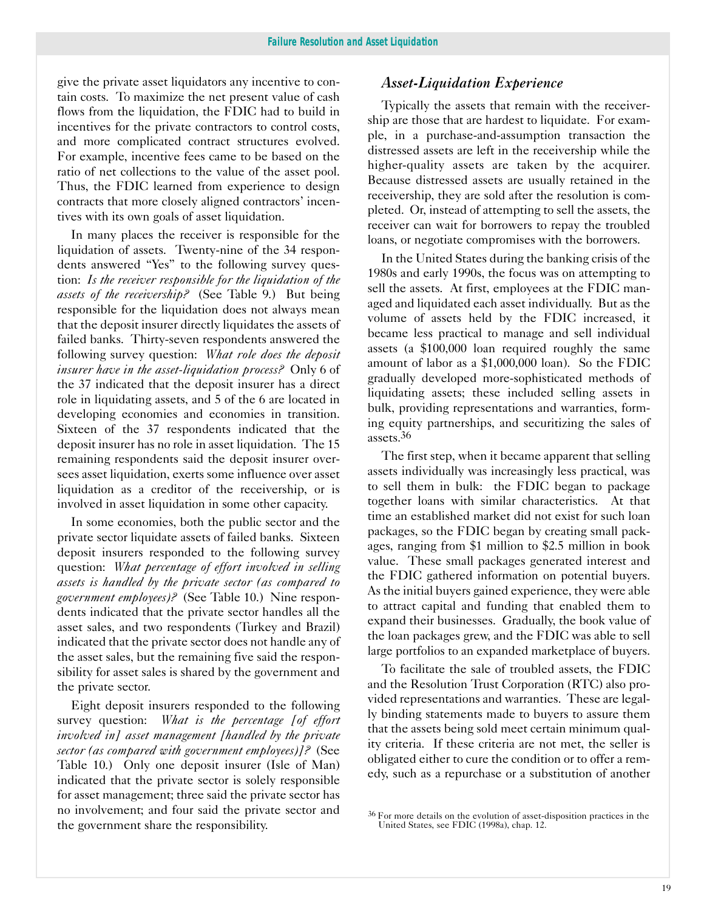give the private asset liquidators any incentive to contain costs. To maximize the net present value of cash flows from the liquidation, the FDIC had to build in incentives for the private contractors to control costs, and more complicated contract structures evolved. For example, incentive fees came to be based on the ratio of net collections to the value of the asset pool. Thus, the FDIC learned from experience to design contracts that more closely aligned contractors' incentives with its own goals of asset liquidation.

In many places the receiver is responsible for the liquidation of assets. Twenty-nine of the 34 respondents answered "Yes" to the following survey question: *Is the receiver responsible for the liquidation of the assets of the receivership?* (See Table 9.) But being responsible for the liquidation does not always mean that the deposit insurer directly liquidates the assets of failed banks. Thirty-seven respondents answered the following survey question: *What role does the deposit insurer have in the asset-liquidation process?* Only 6 of the 37 indicated that the deposit insurer has a direct role in liquidating assets, and 5 of the 6 are located in developing economies and economies in transition. Sixteen of the 37 respondents indicated that the deposit insurer has no role in asset liquidation. The 15 remaining respondents said the deposit insurer oversees asset liquidation, exerts some influence over asset liquidation as a creditor of the receivership, or is involved in asset liquidation in some other capacity.

In some economies, both the public sector and the private sector liquidate assets of failed banks. Sixteen deposit insurers responded to the following survey question: *What percentage of effort involved in selling assets is handled by the private sector (as compared to government employees)?* (See Table 10.) Nine respondents indicated that the private sector handles all the asset sales, and two respondents (Turkey and Brazil) indicated that the private sector does not handle any of the asset sales, but the remaining five said the responsibility for asset sales is shared by the government and the private sector.

Eight deposit insurers responded to the following survey question: *What is the percentage [of effort involved in] asset management [handled by the private sector (as compared with government employees)]?* (See Table 10.) Only one deposit insurer (Isle of Man) indicated that the private sector is solely responsible for asset management; three said the private sector has no involvement; and four said the private sector and the government share the responsibility.

## *Asset-Liquidation Experience*

Typically the assets that remain with the receivership are those that are hardest to liquidate. For example, in a purchase-and-assumption transaction the distressed assets are left in the receivership while the higher-quality assets are taken by the acquirer. Because distressed assets are usually retained in the receivership, they are sold after the resolution is completed. Or, instead of attempting to sell the assets, the receiver can wait for borrowers to repay the troubled loans, or negotiate compromises with the borrowers.

In the United States during the banking crisis of the 1980s and early 1990s, the focus was on attempting to sell the assets. At first, employees at the FDIC managed and liquidated each asset individually. But as the volume of assets held by the FDIC increased, it became less practical to manage and sell individual assets (a $100,000 loan required roughly the same amount of labor as a $1,000,000 loan). So the FDIC gradually developed more-sophisticated methods of liquidating assets; these included selling assets in bulk, providing representations and warranties, forming equity partnerships, and securitizing the sales of assets.[36]

The first step, when it became apparent that selling assets individually was increasingly less practical, was to sell them in bulk: the FDIC began to package together loans with similar characteristics. At that time an established market did not exist for such loan packages, so the FDIC began by creating small packages, ranging from $1 million to $2.5 million in book value. These small packages generated interest and the FDIC gathered information on potential buyers. As the initial buyers gained experience, they were able to attract capital and funding that enabled them to expand their businesses. Gradually, the book value of the loan packages grew, and the FDIC was able to sell large portfolios to an expanded marketplace of buyers.

To facilitate the sale of troubled assets, the FDIC and the Resolution Trust Corporation (RTC) also provided representations and warranties. These are legally binding statements made to buyers to assure them that the assets being sold meet certain minimum quality criteria. If these criteria are not met, the seller is obligated either to cure the condition or to offer a remedy, such as a repurchase or a substitution of another

[36] For more details on the evolution of asset-disposition practices in the United States, see FDIC (1998a), chap. 12.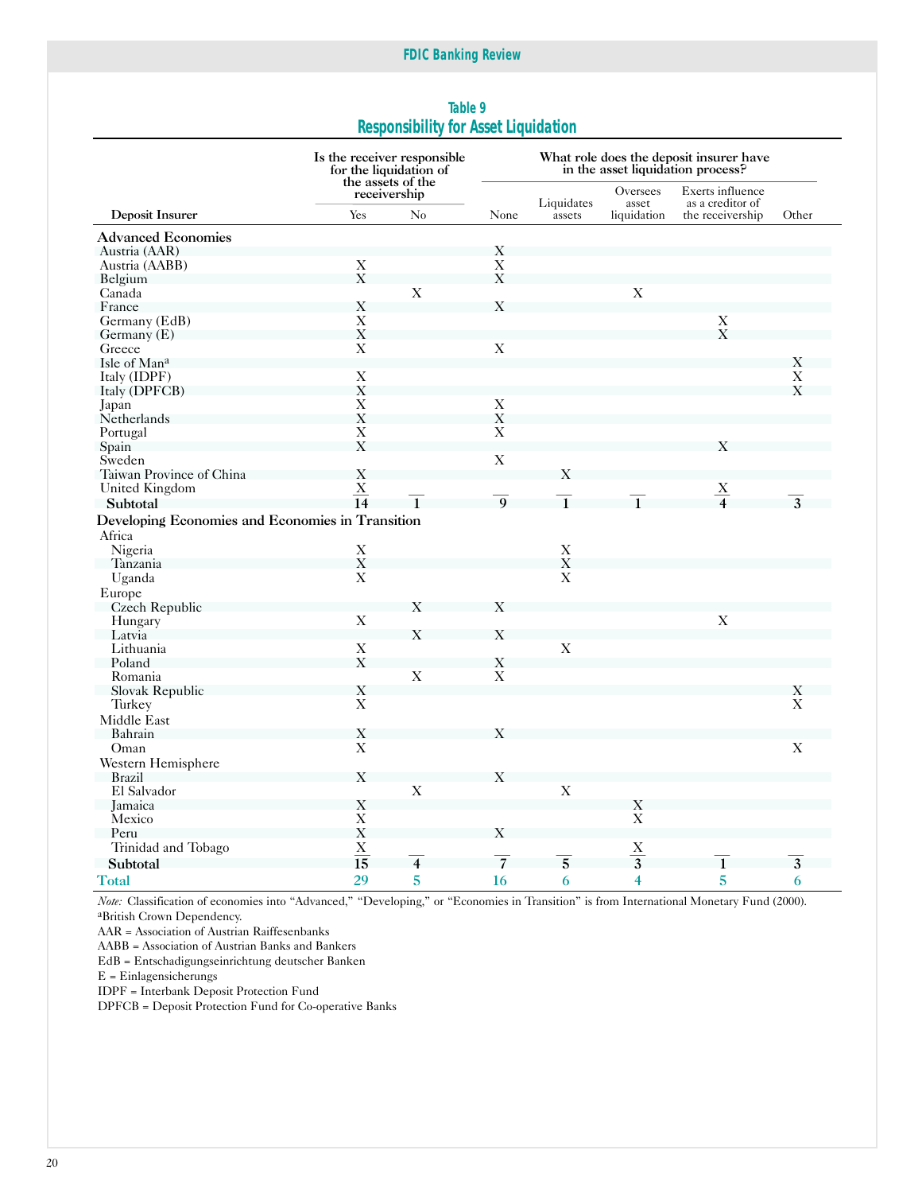## Table 9
## Responsibility for Asset Liquidation

| Deposit Insurer | Is the receiver responsible for the liquidation of the assets of the receivership | | What role does the deposit insurer have in the asset liquidation process? | | | | |
|---|---|---|---|---|---|---|---|
| | Yes | No | None | Liquidates assets | Oversees asset liquidation | Exerts influence as a creditor of the receivership | Other |
| **Advanced Economies** | | | | | | | |
| Austria (AAR) | | | X | | | | |
| Austria (AABB) | X | | X | | | | |
| Belgium | X | | X | | | | |
| Canada | | X | | | X | | |
| France | X | | X | | | | |
| Germany (EdB) | X | | | | | X | |
| Germany (E) | X | | | | | X | |
| Greece | X | | X | | | | |
| Isle of Man[a] | | | | | | | X |
| Italy (IDPF) | X | | | | | | X |
| Italy (DPFCB) | X | | | | | | X |
| Japan | X | | X | | | | |
| Netherlands | X | | X | | | | |
| Portugal | X | | X | | | | |
| Spain | X | | | | | X | |
| Sweden | | | X | | | | |
| Taiwan Province of China | X | | | X | | | |
| United Kingdom | X | | | | | X | |
| **Subtotal** | **14** | **1** | **9** | **1** | **1** | **4** | **3** |
| **Developing Economies and Economies in Transition** | | | | | | | |
| Africa | | | | | | | |
| Nigeria | X | | | X | | | |
| Tanzania | X | | | X | | | |
| Uganda | X | | | X | | | |
| Europe | | | | | | | |
| Czech Republic | | X | X | | | | |
| Hungary | X | | | | | X | |
| Latvia | | X | X | | | | |
| Lithuania | X | | | X | | | |
| Poland | X | | X | | | | |
| Romania | | X | X | | | | |
| Slovak Republic | X | | | | | | X |
| Turkey | X | | | | | | X |
| Middle East | | | | | | | |
| Bahrain | X | | X | | | | |
| Oman | X | | | | | | X |
| Western Hemisphere | | | | | | | |
| Brazil | X | | X | | | | |
| El Salvador | | X | | X | | | |
| Jamaica | X | | | | X | | |
| Mexico | X | | | | X | | |
| Peru | X | | X | | | | |
| Trinidad and Tobago | X | | | | X | | |
| **Subtotal** | **15** | **4** | **7** | **5** | **3** | **1** | **3** |
| **Total** | **29** | **5** | **16** | **6** | **4** | **5** | **6** |

*Note:* Classification of economies into "Advanced," "Developing," or "Economies in Transition" is from International Monetary Fund (2000).

[a]British Crown Dependency.

AAR = Association of Austrian Raiffesenbanks

AABB = Association of Austrian Banks and Bankers

EdB = Entschadigungseinrichtung deutscher Banken

E = Einlagensicherungs

IDPF = Interbank Deposit Protection Fund

DPFCB = Deposit Protection Fund for Co-operative Banks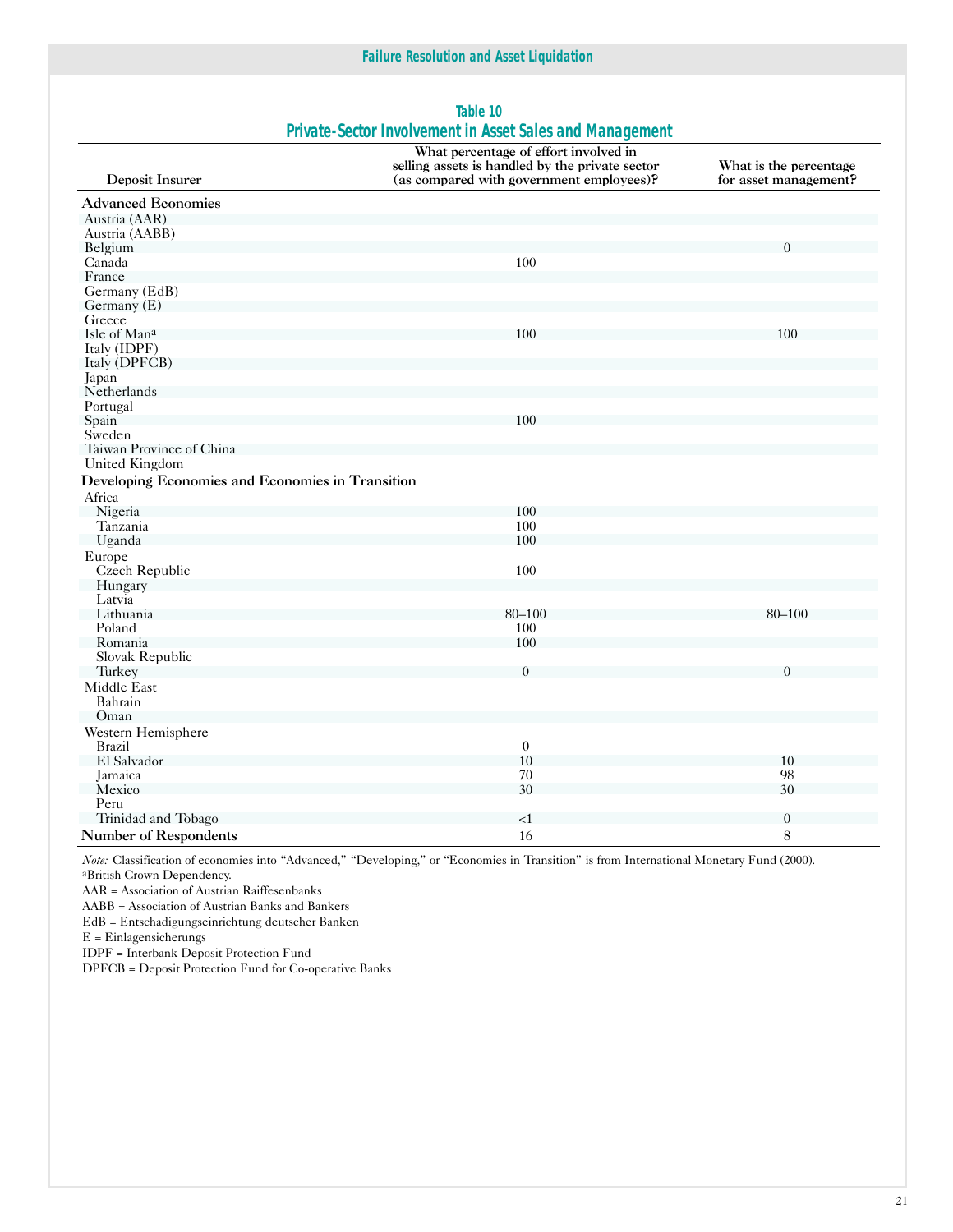## Table 10
## Private-Sector Involvement in Asset Sales and Management

| Deposit Insurer | What percentage of effort involved in selling assets is handled by the private sector (as compared with government employees)? | What is the percentage for asset management? |
|---|---|---|
| **Advanced Economies** | | |
| Austria (AAR) | | |
| Austria (AABB) | | |
| Belgium | | 0 |
| Canada | 100 | |
| France | | |
| Germany (EdB) | | |
| Germany (E) | | |
| Greece | | |
| Isle of Man[a] | 100 | 100 |
| Italy (IDPF) | | |
| Italy (DPFCB) | | |
| Japan | | |
| Netherlands | | |
| Portugal | | |
| Spain | 100 | |
| Sweden | | |
| Taiwan Province of China | | |
| United Kingdom | | |
| **Developing Economies and Economies in Transition** | | |
| Africa | | |
| Nigeria | 100 | |
| Tanzania | 100 | |
| Uganda | 100 | |
| Europe | | |
| Czech Republic | 100 | |
| Hungary | | |
| Latvia | | |
| Lithuania | 80–100 | 80–100 |
| Poland | 100 | |
| Romania | 100 | |
| Slovak Republic | | |
| Turkey | 0 | 0 |
| Middle East | | |
| Bahrain | | |
| Oman | | |
| Western Hemisphere | | |
| Brazil | 0 | |
| El Salvador | 10 | 10 |
| Jamaica | 70 | 98 |
| Mexico | 30 | 30 |
| Peru | | |
| Trinidad and Tobago | <1 | 0 |
| **Number of Respondents** | 16 | 8 |

*Note:* Classification of economies into "Advanced," "Developing," or "Economies in Transition" is from International Monetary Fund (2000).

[a]British Crown Dependency.

AAR = Association of Austrian Raiffesenbanks

AABB = Association of Austrian Banks and Bankers

EdB = Entschadigungseinrichtung deutscher Banken

E = Einlagensicherungs

IDPF = Interbank Deposit Protection Fund

DPFCB = Deposit Protection Fund for Co-operative Banks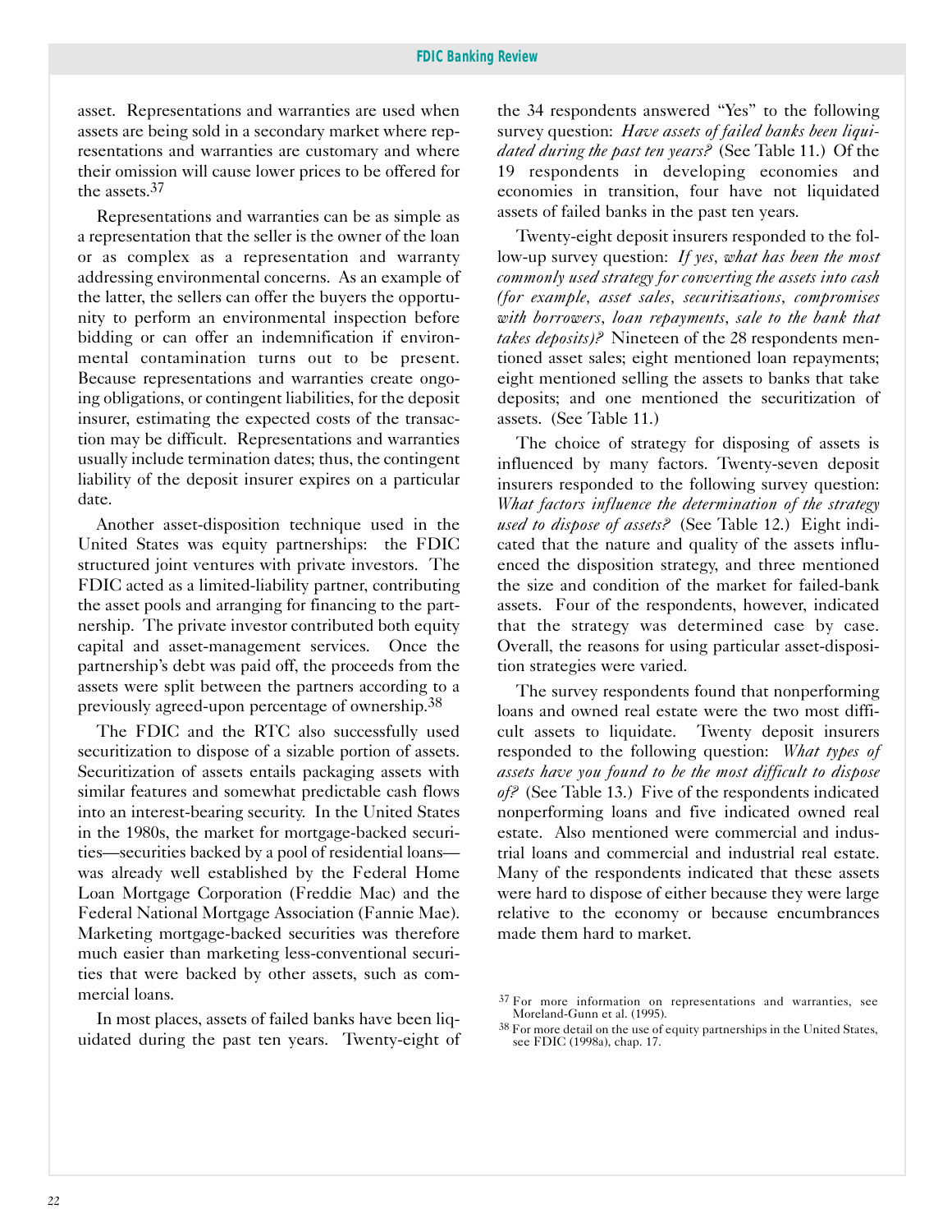asset. Representations and warranties are used when assets are being sold in a secondary market where representations and warranties are customary and where their omission will cause lower prices to be offered for the assets.[37]

Representations and warranties can be as simple as a representation that the seller is the owner of the loan or as complex as a representation and warranty addressing environmental concerns. As an example of the latter, the sellers can offer the buyers the opportunity to perform an environmental inspection before bidding or can offer an indemnification if environmental contamination turns out to be present. Because representations and warranties create ongoing obligations, or contingent liabilities, for the deposit insurer, estimating the expected costs of the transaction may be difficult. Representations and warranties usually include termination dates; thus, the contingent liability of the deposit insurer expires on a particular date.

Another asset-disposition technique used in the United States was equity partnerships: the FDIC structured joint ventures with private investors. The FDIC acted as a limited-liability partner, contributing the asset pools and arranging for financing to the partnership. The private investor contributed both equity capital and asset-management services. Once the partnership's debt was paid off, the proceeds from the assets were split between the partners according to a previously agreed-upon percentage of ownership.[38]

The FDIC and the RTC also successfully used securitization to dispose of a sizable portion of assets. Securitization of assets entails packaging assets with similar features and somewhat predictable cash flows into an interest-bearing security. In the United States in the 1980s, the market for mortgage-backed securities—securities backed by a pool of residential loans—was already well established by the Federal Home Loan Mortgage Corporation (Freddie Mac) and the Federal National Mortgage Association (Fannie Mae). Marketing mortgage-backed securities was therefore much easier than marketing less-conventional securities that were backed by other assets, such as commercial loans.

In most places, assets of failed banks have been liquidated during the past ten years. Twenty-eight of the 34 respondents answered "Yes" to the following survey question: *Have assets of failed banks been liquidated during the past ten years?* (See Table 11.) Of the 19 respondents in developing economies and economies in transition, four have not liquidated assets of failed banks in the past ten years.

Twenty-eight deposit insurers responded to the follow-up survey question: *If yes, what has been the most commonly used strategy for converting the assets into cash (for example, asset sales, securitizations, compromises with borrowers, loan repayments, sale to the bank that takes deposits)?* Nineteen of the 28 respondents mentioned asset sales; eight mentioned loan repayments; eight mentioned selling the assets to banks that take deposits; and one mentioned the securitization of assets. (See Table 11.)

The choice of strategy for disposing of assets is influenced by many factors. Twenty-seven deposit insurers responded to the following survey question: *What factors influence the determination of the strategy used to dispose of assets?* (See Table 12.) Eight indicated that the nature and quality of the assets influenced the disposition strategy, and three mentioned the size and condition of the market for failed-bank assets. Four of the respondents, however, indicated that the strategy was determined case by case. Overall, the reasons for using particular asset-disposition strategies were varied.

The survey respondents found that nonperforming loans and owned real estate were the two most difficult assets to liquidate. Twenty deposit insurers responded to the following question: *What types of assets have you found to be the most difficult to dispose of?* (See Table 13.) Five of the respondents indicated nonperforming loans and five indicated owned real estate. Also mentioned were commercial and industrial loans and commercial and industrial real estate. Many of the respondents indicated that these assets were hard to dispose of either because they were large relative to the economy or because encumbrances made them hard to market.

[37] For more information on representations and warranties, see Moreland-Gunn et al. (1995).

[38] For more detail on the use of equity partnerships in the United States, see FDIC (1998a), chap. 17.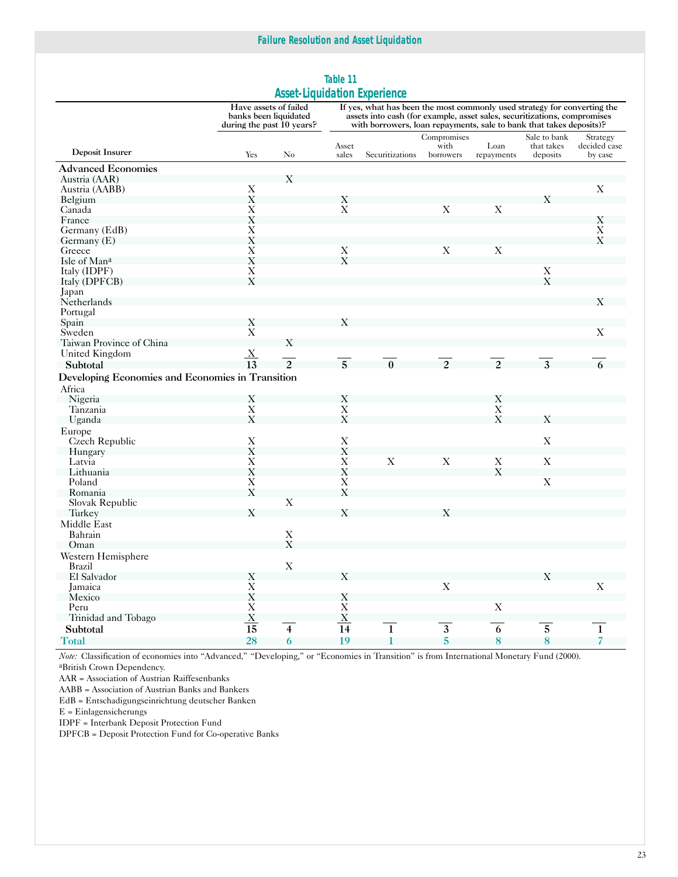## Table 11
## Asset-Liquidation Experience

| Deposit Insurer | Have assets of failed banks been liquidated during the past 10 years? | | If yes, what has been the most commonly used strategy for converting the assets into cash (for example, asset sales, securitizations, compromises with borrowers, loan repayments, sale to bank that takes deposits)? | | | | | |
|---|---|---|---|---|---|---|---|---|
| | Yes | No | Asset sales | Securitizations | Compromises with borrowers | Loan repayments | Sale to bank that takes deposits | Strategy decided case by case |
| **Advanced Economies** | | | | | | | | |
| Austria (AAR) | | X | | | | | | |
| Austria (AABB) | X | | | | | | | X |
| Belgium | X | | X | | | | X | |
| Canada | X | | X | | X | X | | |
| France | X | | | | | | | X |
| Germany (EdB) | X | | | | | | | X |
| Germany (E) | X | | | | | | | X |
| Greece | X | | X | | X | X | | |
| Isle of Man[a] | X | | X | | | | | |
| Italy (IDPF) | X | | | | | | X | |
| Italy (DPFCB) | X | | | | | | X | |
| Japan | | | | | | | | |
| Netherlands | | | | | | | | X |
| Portugal | | | | | | | | |
| Spain | X | | X | | | | | |
| Sweden | X | | | | | | | X |
| Taiwan Province of China | | X | | | | | | |
| United Kingdom | X | | | | | | | |
| **Subtotal** | **13** | **2** | **5** | **0** | **2** | **2** | **3** | **6** |
| **Developing Economies and Economies in Transition** | | | | | | | | |
| Africa | | | | | | | | |
| Nigeria | X | | X | | | X | | |
| Tanzania | X | | X | | | X | | |
| Uganda | X | | X | | | X | X | |
| Europe | | | | | | | | |
| Czech Republic | X | | X | | | | X | |
| Hungary | X | | X | | | | | |
| Latvia | X | | X | X | X | X | X | |
| Lithuania | X | | X | | | X | | |
| Poland | X | | X | | | | X | |
| Romania | X | | X | | | | | |
| Slovak Republic | | X | | | | | | |
| Turkey | X | | X | | X | | | |
| Middle East | | | | | | | | |
| Bahrain | | X | | | | | | |
| Oman | | X | | | | | | |
| Western Hemisphere | | | | | | | | |
| Brazil | | X | | | | | | |
| El Salvador | X | | X | | | | X | |
| Jamaica | X | | | | X | | | X |
| Mexico | X | | X | | | | | |
| Peru | X | | X | | | X | | |
| Trinidad and Tobago | X | | X | | | | | |
| **Subtotal** | **15** | **4** | **14** | **1** | **3** | **6** | **5** | **1** |
| **Total** | **28** | **6** | **19** | **1** | **5** | **8** | **8** | **7** |

*Note:* Classification of economies into "Advanced," "Developing," or "Economies in Transition" is from International Monetary Fund (2000).
[a]British Crown Dependency.
AAR = Association of Austrian Raiffesenbanks
AABB = Association of Austrian Banks and Bankers
EdB = Entschadigungseinrichtung deutscher Banken
E = Einlagensicherungs
IDPF = Interbank Deposit Protection Fund
DPFCB = Deposit Protection Fund for Co-operative Banks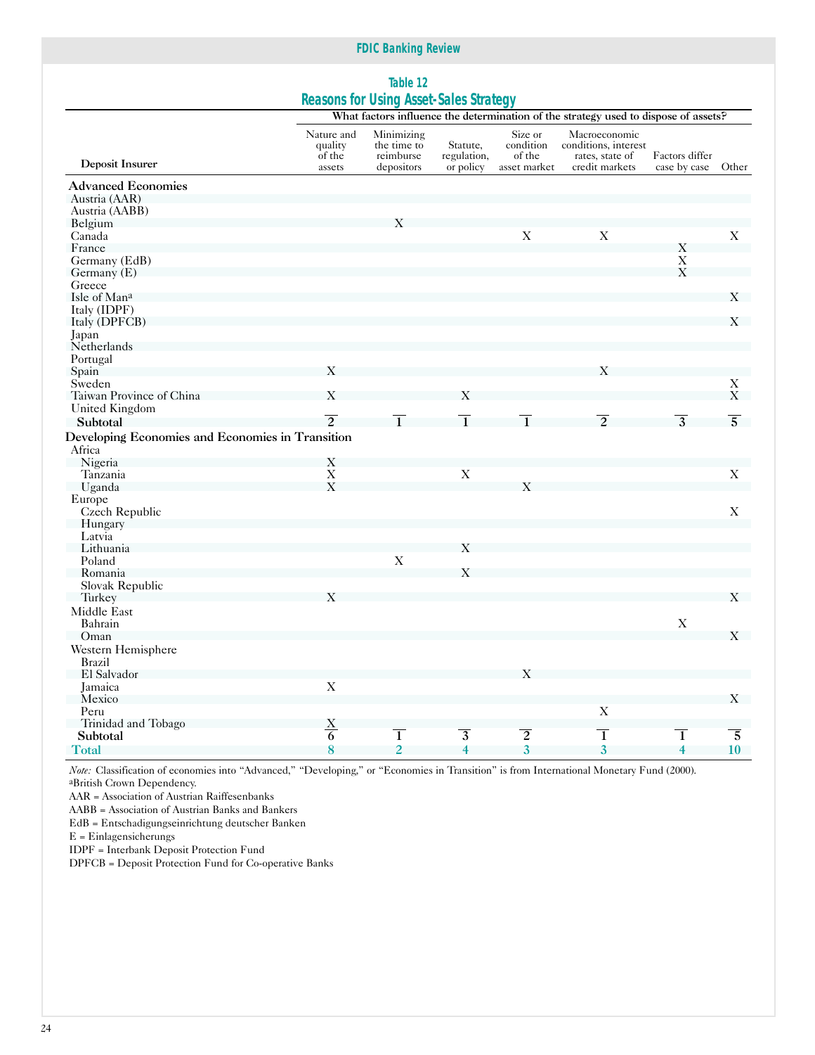## Table 12
### Reasons for Using Asset-Sales Strategy

| Deposit Insurer | What factors influence the determination of the strategy used to dispose of assets? | | | | | | |
|---|---|---|---|---|---|---|---|
| | Nature and quality of the assets | Minimizing the time to reimburse depositors | Statute, regulation, or policy | Size or condition of the asset market | Macroeconomic conditions, interest rates, state of credit markets | Factors differ case by case | Other |
| **Advanced Economies** | | | | | | | |
| Austria (AAR) | | | | | | | |
| Austria (AABB) | | | | | | | |
| Belgium | | X | | | | | |
| Canada | | | | X | X | | X |
| France | | | | | | X | |
| Germany (EdB) | | | | | | X | |
| Germany (E) | | | | | | X | |
| Greece | | | | | | | |
| Isle of Man[a] | | | | | | | X |
| Italy (IDPF) | | | | | | | |
| Italy (DPFCB) | | | | | | | X |
| Japan | | | | | | | |
| Netherlands | | | | | | | |
| Portugal | | | | | | | |
| Spain | X | | | | X | | |
| Sweden | | | | | | | X |
| Taiwan Province of China | X | | X | | | | X |
| United Kingdom | | | | | | | |
| **Subtotal** | 2 | 1 | 1 | 1 | 2 | 3 | 5 |
| **Developing Economies and Economies in Transition** | | | | | | | |
| Africa | | | | | | | |
| Nigeria | X | | | | | | |
| Tanzania | X | | X | | | | X |
| Uganda | X | | | X | | | |
| Europe | | | | | | | |
| Czech Republic | | | | | | | X |
| Hungary | | | | | | | |
| Latvia | | | | | | | |
| Lithuania | | | X | | | | |
| Poland | | X | | | | | |
| Romania | | | X | | | | |
| Slovak Republic | | | | | | | |
| Turkey | X | | | | | | X |
| Middle East | | | | | | | |
| Bahrain | | | | | | X | |
| Oman | | | | | | | X |
| Western Hemisphere | | | | | | | |
| Brazil | | | | | | | |
| El Salvador | | | | X | | | |
| Jamaica | X | | | | | | |
| Mexico | | | | | | | X |
| Peru | | | | | X | | |
| Trinidad and Tobago | X | | | | | | |
| **Subtotal** | 6 | 1 | 3 | 2 | 1 | 1 | 5 |
| **Total** | 8 | 2 | 4 | 3 | 3 | 4 | 10 |

*Note:* Classification of economies into "Advanced," "Developing," or "Economies in Transition" is from International Monetary Fund (2000).
[a]British Crown Dependency.
AAR = Association of Austrian Raiffesenbanks
AABB = Association of Austrian Banks and Bankers
EdB = Entschadigungseinrichtung deutscher Banken
E = Einlagensicherungs
IDPF = Interbank Deposit Protection Fund
DPFCB = Deposit Protection Fund for Co-operative Banks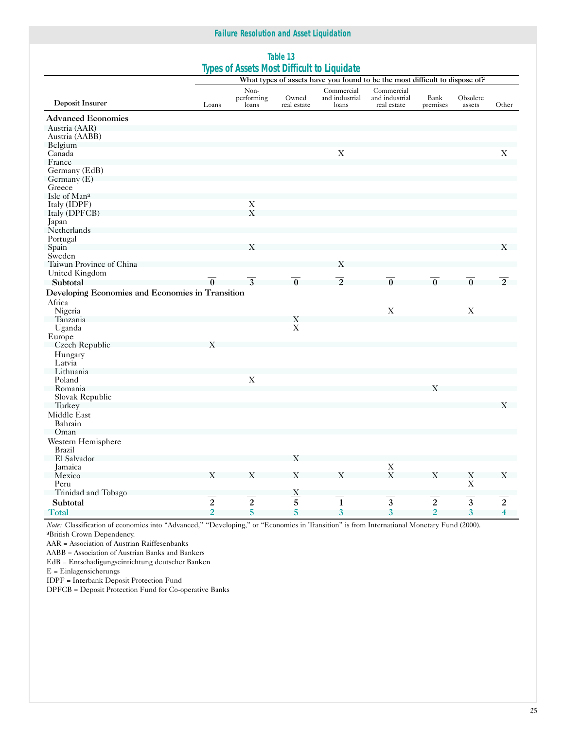## Table 13
## Types of Assets Most Difficult to Liquidate

| Deposit Insurer | Loans | Non-performing loans | Owned real estate | Commercial and industrial loans | Commercial and industrial real estate | Bank premises | Obsolete assets | Other |
|---|---|---|---|---|---|---|---|---|
| | What types of assets have you found to be the most difficult to dispose of? | | | | | | | |
| **Advanced Economies** | | | | | | | | |
| Austria (AAR) | | | | | | | | |
| Austria (AABB) | | | | | | | | |
| Belgium | | | | | | | | |
| Canada | | | | X | | | | X |
| France | | | | | | | | |
| Germany (EdB) | | | | | | | | |
| Germany (E) | | | | | | | | |
| Greece | | | | | | | | |
| Isle of Man[a] | | | | | | | | |
| Italy (IDPF) | | X | | | | | | |
| Italy (DPFCB) | | X | | | | | | |
| Japan | | | | | | | | |
| Netherlands | | | | | | | | |
| Portugal | | | | | | | | |
| Spain | | X | | | | | | X |
| Sweden | | | | | | | | |
| Taiwan Province of China | | | | X | | | | |
| United Kingdom | | | | | | | | |
| **Subtotal** | 0 | 3 | 0 | 2 | 0 | 0 | 0 | 2 |
| **Developing Economies and Economies in Transition** | | | | | | | | |
| Africa | | | | | | | | |
| Nigeria | | | | | X | | X | |
| Tanzania | | | X | | | | | |
| Uganda | | | X | | | | | |
| Europe | | | | | | | | |
| Czech Republic | X | | | | | | | |
| Hungary | | | | | | | | |
| Latvia | | | | | | | | |
| Lithuania | | | | | | | | |
| Poland | | X | | | | | | |
| Romania | | | | | | X | | |
| Slovak Republic | | | | | | | | |
| Turkey | | | | | | | | X |
| Middle East | | | | | | | | |
| Bahrain | | | | | | | | |
| Oman | | | | | | | | |
| Western Hemisphere | | | | | | | | |
| Brazil | | | | | | | | |
| El Salvador | | | X | | | | | |
| Jamaica | | | | | X | | | |
| Mexico | X | X | X | X | X | X | X | X |
| Peru | | | | | | | X | |
| Trinidad and Tobago | | | X | | | | | |
| **Subtotal** | 2 | 2 | 5 | 1 | 3 | 2 | 3 | 2 |
| **Total** | 2 | 5 | 5 | 3 | 3 | 2 | 3 | 4 |

*Note:* Classification of economies into "Advanced," "Developing," or "Economies in Transition" is from International Monetary Fund (2000).
[a]British Crown Dependency.
AAR = Association of Austrian Raiffesenbanks
AABB = Association of Austrian Banks and Bankers
EdB = Entschadigungseinrichtung deutscher Banken
E = Einlagensicherungs
IDPF = Interbank Deposit Protection Fund
DPFCB = Deposit Protection Fund for Co-operative Banks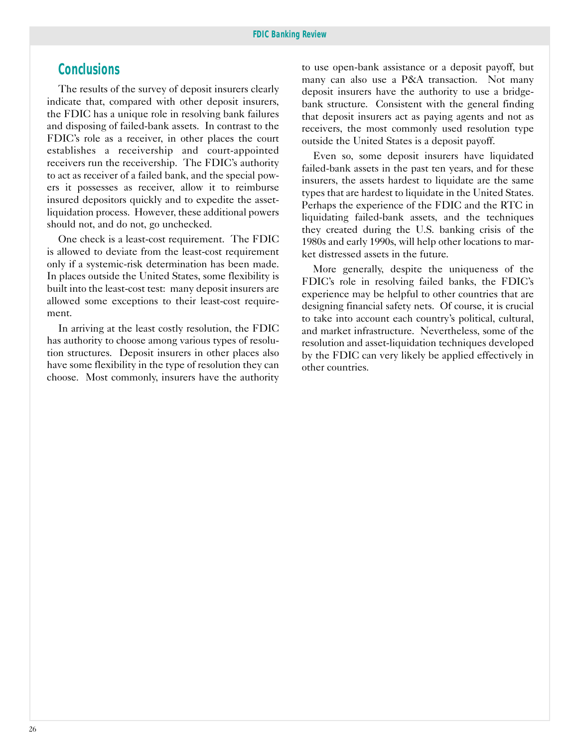## Conclusions

The results of the survey of deposit insurers clearly indicate that, compared with other deposit insurers, the FDIC has a unique role in resolving bank failures and disposing of failed-bank assets. In contrast to the FDIC's role as a receiver, in other places the court establishes a receivership and court-appointed receivers run the receivership. The FDIC's authority to act as receiver of a failed bank, and the special powers it possesses as receiver, allow it to reimburse insured depositors quickly and to expedite the asset-liquidation process. However, these additional powers should not, and do not, go unchecked.

One check is a least-cost requirement. The FDIC is allowed to deviate from the least-cost requirement only if a systemic-risk determination has been made. In places outside the United States, some flexibility is built into the least-cost test: many deposit insurers are allowed some exceptions to their least-cost requirement.

In arriving at the least costly resolution, the FDIC has authority to choose among various types of resolution structures. Deposit insurers in other places also have some flexibility in the type of resolution they can choose. Most commonly, insurers have the authority to use open-bank assistance or a deposit payoff, but many can also use a P&A transaction. Not many deposit insurers have the authority to use a bridge-bank structure. Consistent with the general finding that deposit insurers act as paying agents and not as receivers, the most commonly used resolution type outside the United States is a deposit payoff.

Even so, some deposit insurers have liquidated failed-bank assets in the past ten years, and for these insurers, the assets hardest to liquidate are the same types that are hardest to liquidate in the United States. Perhaps the experience of the FDIC and the RTC in liquidating failed-bank assets, and the techniques they created during the U.S. banking crisis of the 1980s and early 1990s, will help other locations to market distressed assets in the future.

More generally, despite the uniqueness of the FDIC's role in resolving failed banks, the FDIC's experience may be helpful to other countries that are designing financial safety nets. Of course, it is crucial to take into account each country's political, cultural, and market infrastructure. Nevertheless, some of the resolution and asset-liquidation techniques developed by the FDIC can very likely be applied effectively in other countries.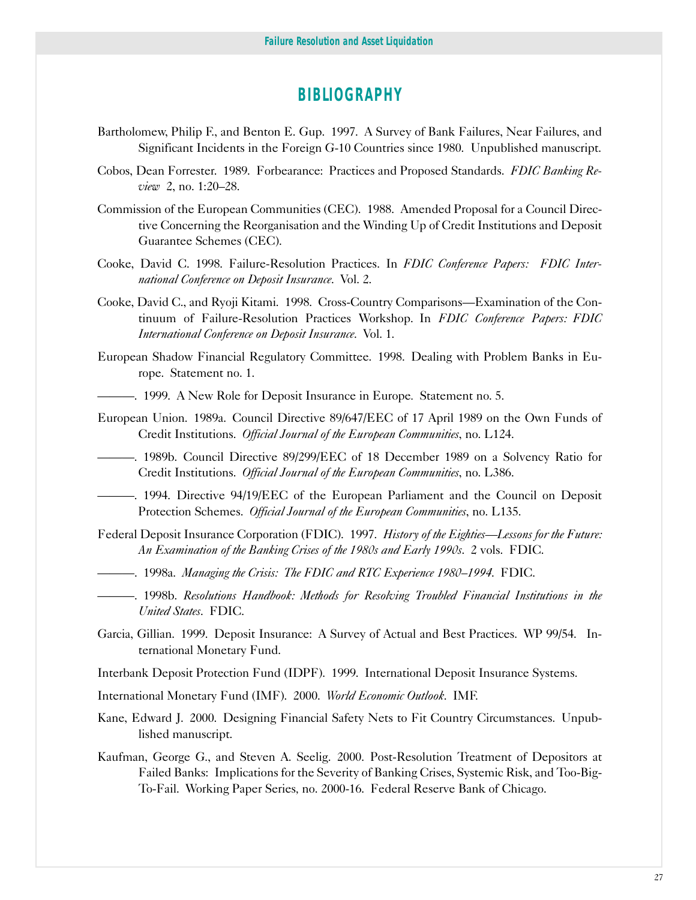## BIBLIOGRAPHY

Bartholomew, Philip F., and Benton E. Gup. 1997. A Survey of Bank Failures, Near Failures, and Significant Incidents in the Foreign G-10 Countries since 1980. Unpublished manuscript.

Cobos, Dean Forrester. 1989. Forbearance: Practices and Proposed Standards. *FDIC Banking Review 2*, no. 1:20–28.

Commission of the European Communities (CEC). 1988. Amended Proposal for a Council Directive Concerning the Reorganisation and the Winding Up of Credit Institutions and Deposit Guarantee Schemes (CEC).

Cooke, David C. 1998. Failure-Resolution Practices. In *FDIC Conference Papers: FDIC International Conference on Deposit Insurance*. Vol. 2.

Cooke, David C., and Ryoji Kitami. 1998. Cross-Country Comparisons—Examination of the Continuum of Failure-Resolution Practices Workshop. In *FDIC Conference Papers: FDIC International Conference on Deposit Insurance*. Vol. 1.

European Shadow Financial Regulatory Committee. 1998. Dealing with Problem Banks in Europe. Statement no. 1.

———. 1999. A New Role for Deposit Insurance in Europe. Statement no. 5.

European Union. 1989a. Council Directive 89/647/EEC of 17 April 1989 on the Own Funds of Credit Institutions. *Official Journal of the European Communities*, no. L124.

———. 1989b. Council Directive 89/299/EEC of 18 December 1989 on a Solvency Ratio for Credit Institutions. *Official Journal of the European Communities*, no. L386.

———. 1994. Directive 94/19/EEC of the European Parliament and the Council on Deposit Protection Schemes. *Official Journal of the European Communities*, no. L135.

Federal Deposit Insurance Corporation (FDIC). 1997. *History of the Eighties—Lessons for the Future: An Examination of the Banking Crises of the 1980s and Early 1990s*. 2 vols. FDIC.

———. 1998a. *Managing the Crisis: The FDIC and RTC Experience 1980–1994*. FDIC.

———. 1998b. *Resolutions Handbook: Methods for Resolving Troubled Financial Institutions in the United States*. FDIC.

Garcia, Gillian. 1999. Deposit Insurance: A Survey of Actual and Best Practices. WP 99/54. International Monetary Fund.

Interbank Deposit Protection Fund (IDPF). 1999. International Deposit Insurance Systems.

International Monetary Fund (IMF). 2000. *World Economic Outlook*. IMF.

Kane, Edward J. 2000. Designing Financial Safety Nets to Fit Country Circumstances. Unpublished manuscript.

Kaufman, George G., and Steven A. Seelig. 2000. Post-Resolution Treatment of Depositors at Failed Banks: Implications for the Severity of Banking Crises, Systemic Risk, and Too-Big-To-Fail. Working Paper Series, no. 2000-16. Federal Reserve Bank of Chicago.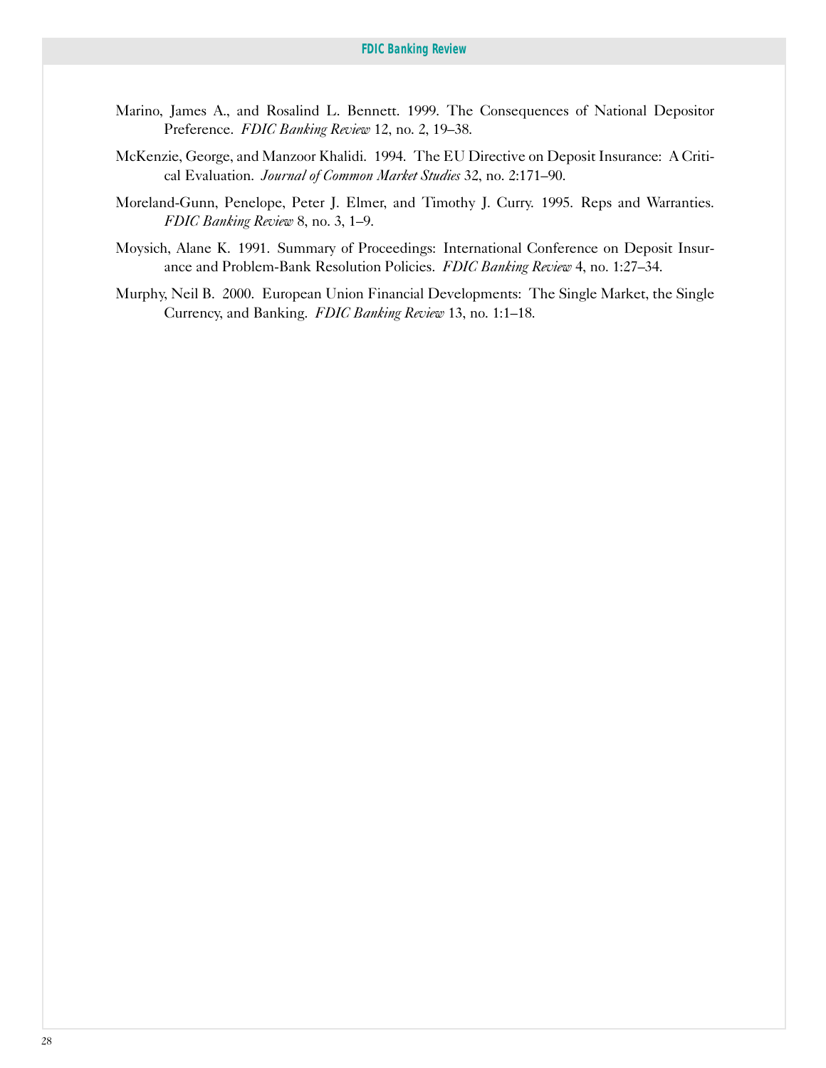Marino, James A., and Rosalind L. Bennett. 1999. The Consequences of National Depositor Preference. *FDIC Banking Review* 12, no. 2, 19–38.

McKenzie, George, and Manzoor Khalidi. 1994. The EU Directive on Deposit Insurance: A Critical Evaluation. *Journal of Common Market Studies* 32, no. 2:171–90.

Moreland-Gunn, Penelope, Peter J. Elmer, and Timothy J. Curry. 1995. Reps and Warranties. *FDIC Banking Review* 8, no. 3, 1–9.

Moysich, Alane K. 1991. Summary of Proceedings: International Conference on Deposit Insurance and Problem-Bank Resolution Policies. *FDIC Banking Review* 4, no. 1:27–34.

Murphy, Neil B. 2000. European Union Financial Developments: The Single Market, the Single Currency, and Banking. *FDIC Banking Review* 13, no. 1:1–18.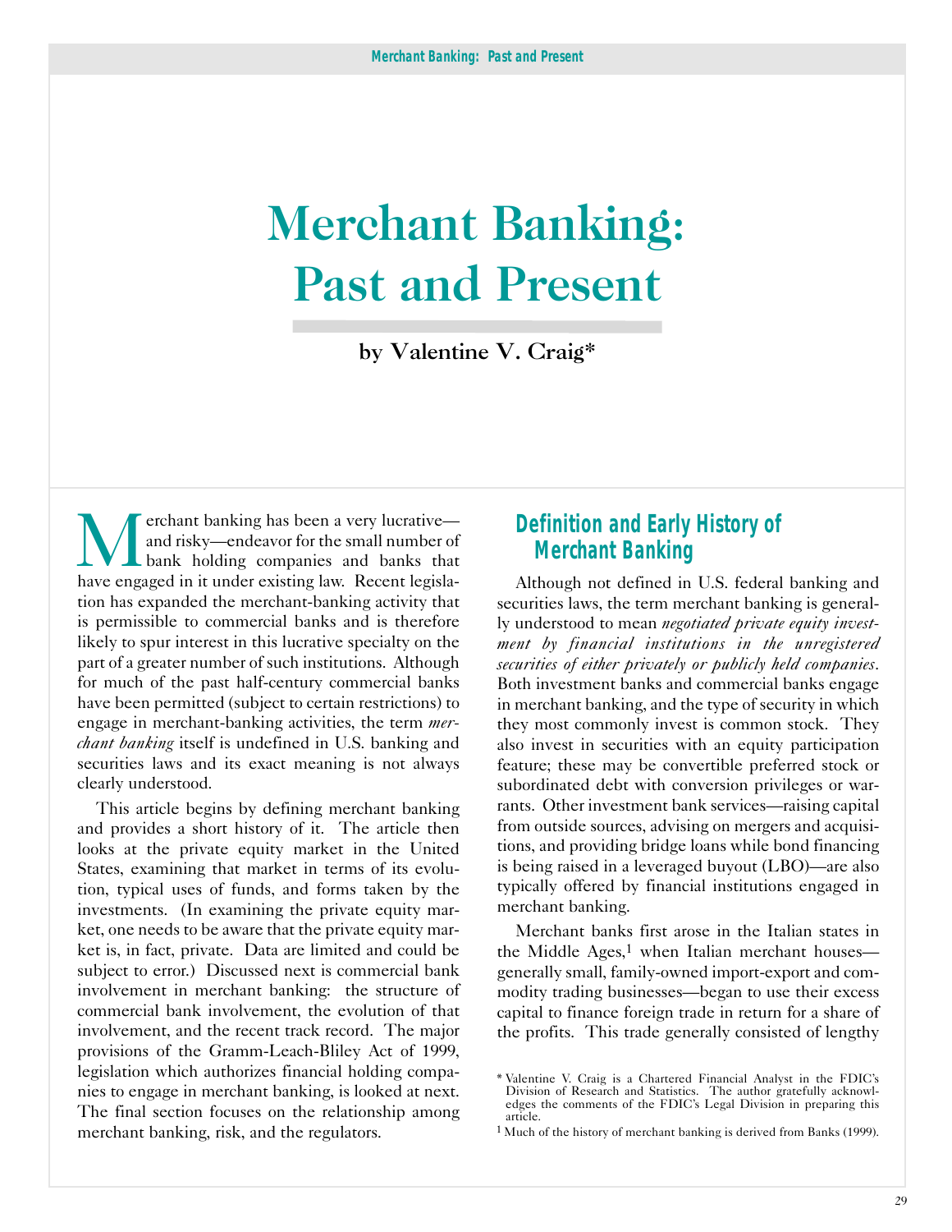# Merchant Banking: Past and Present

by Valentine V. Craig*

Merchant banking has been a very lucrative—and risky—endeavor for the small number of bank holding companies and banks that have engaged in it under existing law. Recent legislation has expanded the merchant-banking activity that is permissible to commercial banks and is therefore likely to spur interest in this lucrative specialty on the part of a greater number of such institutions. Although for much of the past half-century commercial banks have been permitted (subject to certain restrictions) to engage in merchant-banking activities, the term *merchant banking* itself is undefined in U.S. banking and securities laws and its exact meaning is not always clearly understood.

This article begins by defining merchant banking and provides a short history of it. The article then looks at the private equity market in the United States, examining that market in terms of its evolution, typical uses of funds, and forms taken by the investments. (In examining the private equity market, one needs to be aware that the private equity market is, in fact, private. Data are limited and could be subject to error.) Discussed next is commercial bank involvement in merchant banking: the structure of commercial bank involvement, the evolution of that involvement, and the recent track record. The major provisions of the Gramm-Leach-Bliley Act of 1999, legislation which authorizes financial holding companies to engage in merchant banking, is looked at next. The final section focuses on the relationship among merchant banking, risk, and the regulators.

## Definition and Early History of Merchant Banking

Although not defined in U.S. federal banking and securities laws, the term merchant banking is generally understood to mean *negotiated private equity investment by financial institutions in the unregistered securities of either privately or publicly held companies*. Both investment banks and commercial banks engage in merchant banking, and the type of security in which they most commonly invest is common stock. They also invest in securities with an equity participation feature; these may be convertible preferred stock or subordinated debt with conversion privileges or warrants. Other investment bank services—raising capital from outside sources, advising on mergers and acquisitions, and providing bridge loans while bond financing is being raised in a leveraged buyout (LBO)—are also typically offered by financial institutions engaged in merchant banking.

Merchant banks first arose in the Italian states in the Middle Ages,[1] when Italian merchant houses—generally small, family-owned import-export and commodity trading businesses—began to use their excess capital to finance foreign trade in return for a share of the profits. This trade generally consisted of lengthy

* Valentine V. Craig is a Chartered Financial Analyst in the FDIC's Division of Research and Statistics. The author gratefully acknowledges the comments of the FDIC's Legal Division in preparing this article.

[1] Much of the history of merchant banking is derived from Banks (1999).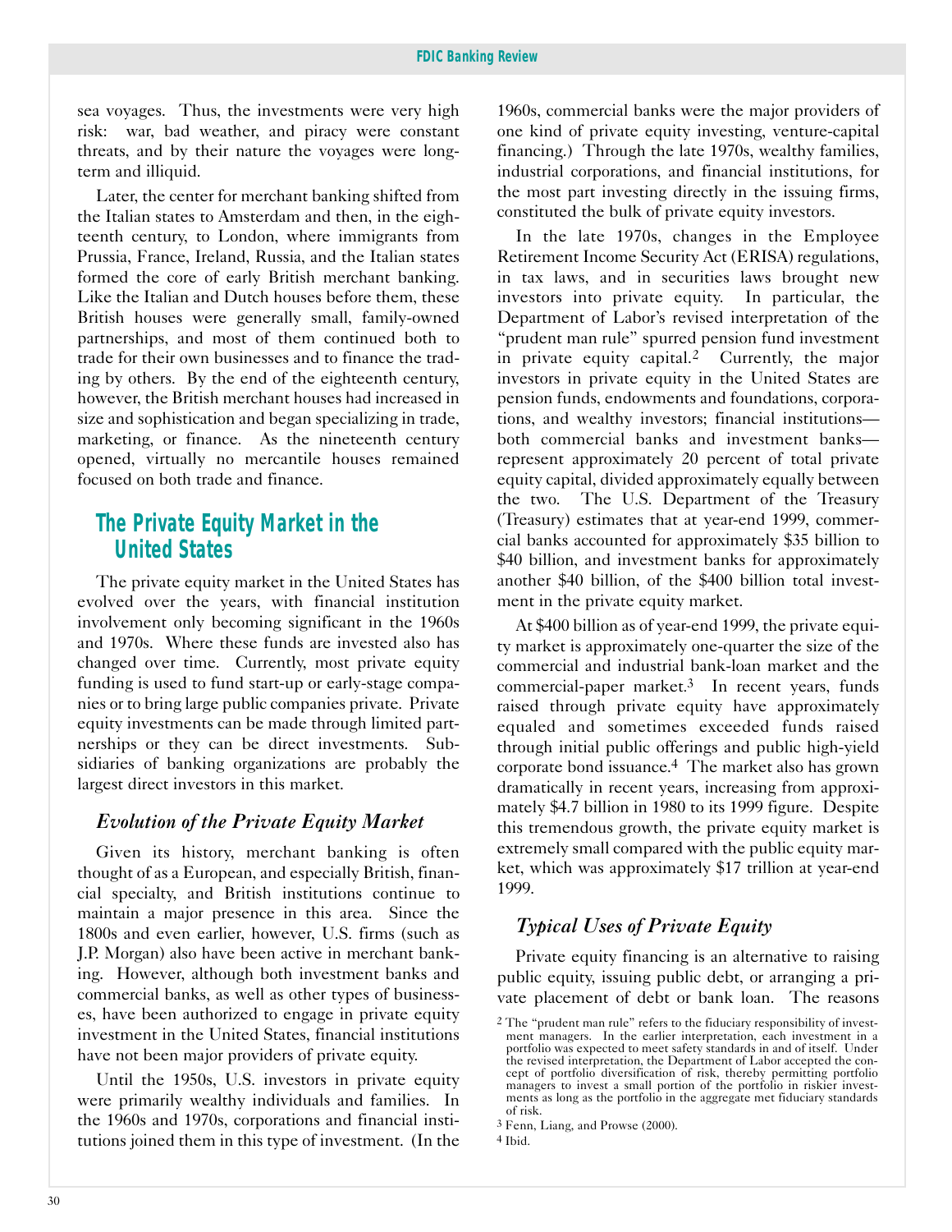sea voyages. Thus, the investments were very high risk: war, bad weather, and piracy were constant threats, and by their nature the voyages were long-term and illiquid.

Later, the center for merchant banking shifted from the Italian states to Amsterdam and then, in the eighteenth century, to London, where immigrants from Prussia, France, Ireland, Russia, and the Italian states formed the core of early British merchant banking. Like the Italian and Dutch houses before them, these British houses were generally small, family-owned partnerships, and most of them continued both to trade for their own businesses and to finance the trading by others. By the end of the eighteenth century, however, the British merchant houses had increased in size and sophistication and began specializing in trade, marketing, or finance. As the nineteenth century opened, virtually no mercantile houses remained focused on both trade and finance.

## The Private Equity Market in the United States

The private equity market in the United States has evolved over the years, with financial institution involvement only becoming significant in the 1960s and 1970s. Where these funds are invested also has changed over time. Currently, most private equity funding is used to fund start-up or early-stage companies or to bring large public companies private. Private equity investments can be made through limited partnerships or they can be direct investments. Subsidiaries of banking organizations are probably the largest direct investors in this market.

### *Evolution of the Private Equity Market*

Given its history, merchant banking is often thought of as a European, and especially British, financial specialty, and British institutions continue to maintain a major presence in this area. Since the 1800s and even earlier, however, U.S. firms (such as J.P. Morgan) also have been active in merchant banking. However, although both investment banks and commercial banks, as well as other types of businesses, have been authorized to engage in private equity investment in the United States, financial institutions have not been major providers of private equity.

Until the 1950s, U.S. investors in private equity were primarily wealthy individuals and families. In the 1960s and 1970s, corporations and financial institutions joined them in this type of investment. (In the 1960s, commercial banks were the major providers of one kind of private equity investing, venture-capital financing.) Through the late 1970s, wealthy families, industrial corporations, and financial institutions, for the most part investing directly in the issuing firms, constituted the bulk of private equity investors.

In the late 1970s, changes in the Employee Retirement Income Security Act (ERISA) regulations, in tax laws, and in securities laws brought new investors into private equity. In particular, the Department of Labor's revised interpretation of the "prudent man rule" spurred pension fund investment in private equity capital.[2] Currently, the major investors in private equity in the United States are pension funds, endowments and foundations, corporations, and wealthy investors; financial institutions—both commercial banks and investment banks—represent approximately 20 percent of total private equity capital, divided approximately equally between the two. The U.S. Department of the Treasury (Treasury) estimates that at year-end 1999, commercial banks accounted for approximately $35 billion to $40 billion, and investment banks for approximately another $40 billion, of the $400 billion total investment in the private equity market.

At $400 billion as of year-end 1999, the private equity market is approximately one-quarter the size of the commercial and industrial bank-loan market and the commercial-paper market.[3] In recent years, funds raised through private equity have approximately equaled and sometimes exceeded funds raised through initial public offerings and public high-yield corporate bond issuance.[4] The market also has grown dramatically in recent years, increasing from approximately $4.7 billion in 1980 to its 1999 figure. Despite this tremendous growth, the private equity market is extremely small compared with the public equity market, which was approximately $17 trillion at year-end 1999.

### *Typical Uses of Private Equity*

Private equity financing is an alternative to raising public equity, issuing public debt, or arranging a private placement of debt or bank loan. The reasons

[2] The "prudent man rule" refers to the fiduciary responsibility of investment managers. In the earlier interpretation, each investment in a portfolio was expected to meet safety standards in and of itself. Under the revised interpretation, the Department of Labor accepted the concept of portfolio diversification of risk, thereby permitting portfolio managers to invest a small portion of the portfolio in riskier investments as long as the portfolio in the aggregate met fiduciary standards of risk.

[3] Fenn, Liang, and Prowse (2000).

[4] Ibid.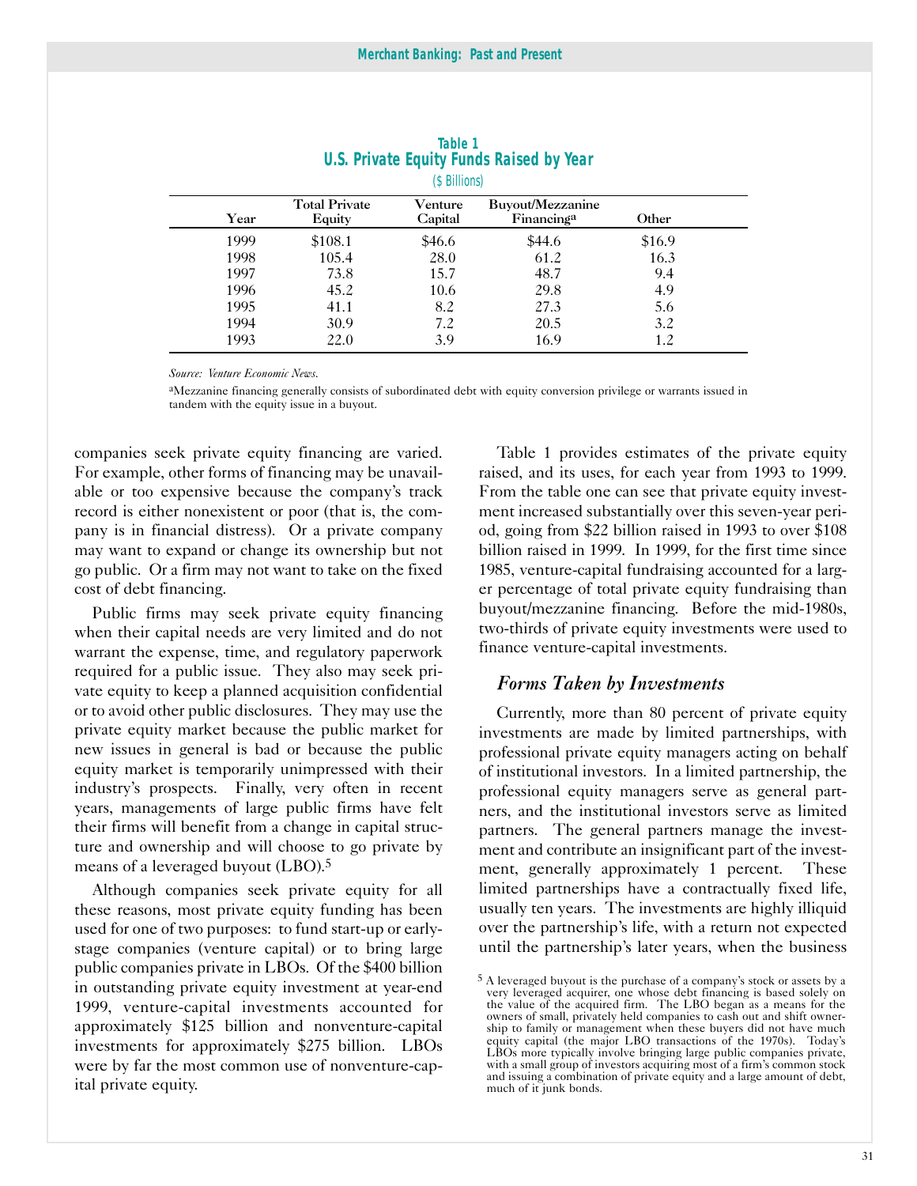**Table 1**
**U.S. Private Equity Funds Raised by Year**
($ Billions)

| Year | Total Private Equity | Venture Capital | Buyout/Mezzanine Financing[a] | Other |
|---|---|---|---|---|
| 1999 | $108.1 | $46.6 | $44.6 | $16.9 |
| 1998 | 105.4 | 28.0 | 61.2 | 16.3 |
| 1997 | 73.8 | 15.7 | 48.7 | 9.4 |
| 1996 | 45.2 | 10.6 | 29.8 | 4.9 |
| 1995 | 41.1 | 8.2 | 27.3 | 5.6 |
| 1994 | 30.9 | 7.2 | 20.5 | 3.2 |
| 1993 | 22.0 | 3.9 | 16.9 | 1.2 |

*Source: Venture Economic News.*

[a]Mezzanine financing generally consists of subordinated debt with equity conversion privilege or warrants issued in tandem with the equity issue in a buyout.

companies seek private equity financing are varied. For example, other forms of financing may be unavailable or too expensive because the company's track record is either nonexistent or poor (that is, the company is in financial distress). Or a private company may want to expand or change its ownership but not go public. Or a firm may not want to take on the fixed cost of debt financing.

Public firms may seek private equity financing when their capital needs are very limited and do not warrant the expense, time, and regulatory paperwork required for a public issue. They also may seek private equity to keep a planned acquisition confidential or to avoid other public disclosures. They may use the private equity market because the public market for new issues in general is bad or because the public equity market is temporarily unimpressed with their industry's prospects. Finally, very often in recent years, managements of large public firms have felt their firms will benefit from a change in capital structure and ownership and will choose to go private by means of a leveraged buyout (LBO).[5]

Although companies seek private equity for all these reasons, most private equity funding has been used for one of two purposes: to fund start-up or early-stage companies (venture capital) or to bring large public companies private in LBOs. Of the $400 billion in outstanding private equity investment at year-end 1999, venture-capital investments accounted for approximately $125 billion and nonventure-capital investments for approximately $275 billion. LBOs were by far the most common use of nonventure-capital private equity.

Table 1 provides estimates of the private equity raised, and its uses, for each year from 1993 to 1999. From the table one can see that private equity investment increased substantially over this seven-year period, going from $22 billion raised in 1993 to over $108 billion raised in 1999. In 1999, for the first time since 1985, venture-capital fundraising accounted for a larger percentage of total private equity fundraising than buyout/mezzanine financing. Before the mid-1980s, two-thirds of private equity investments were used to finance venture-capital investments.

### *Forms Taken by Investments*

Currently, more than 80 percent of private equity investments are made by limited partnerships, with professional private equity managers acting on behalf of institutional investors. In a limited partnership, the professional equity managers serve as general partners, and the institutional investors serve as limited partners. The general partners manage the investment and contribute an insignificant part of the investment, generally approximately 1 percent. These limited partnerships have a contractually fixed life, usually ten years. The investments are highly illiquid over the partnership's life, with a return not expected until the partnership's later years, when the business

[5] A leveraged buyout is the purchase of a company's stock or assets by a very leveraged acquirer, one whose debt financing is based solely on the value of the acquired firm. The LBO began as a means for the owners of small, privately held companies to cash out and shift ownership to family or management when these buyers did not have much equity capital (the major LBO transactions of the 1970s). Today's LBOs more typically involve bringing large public companies private, with a small group of investors acquiring most of a firm's common stock and issuing a combination of private equity and a large amount of debt, much of it junk bonds.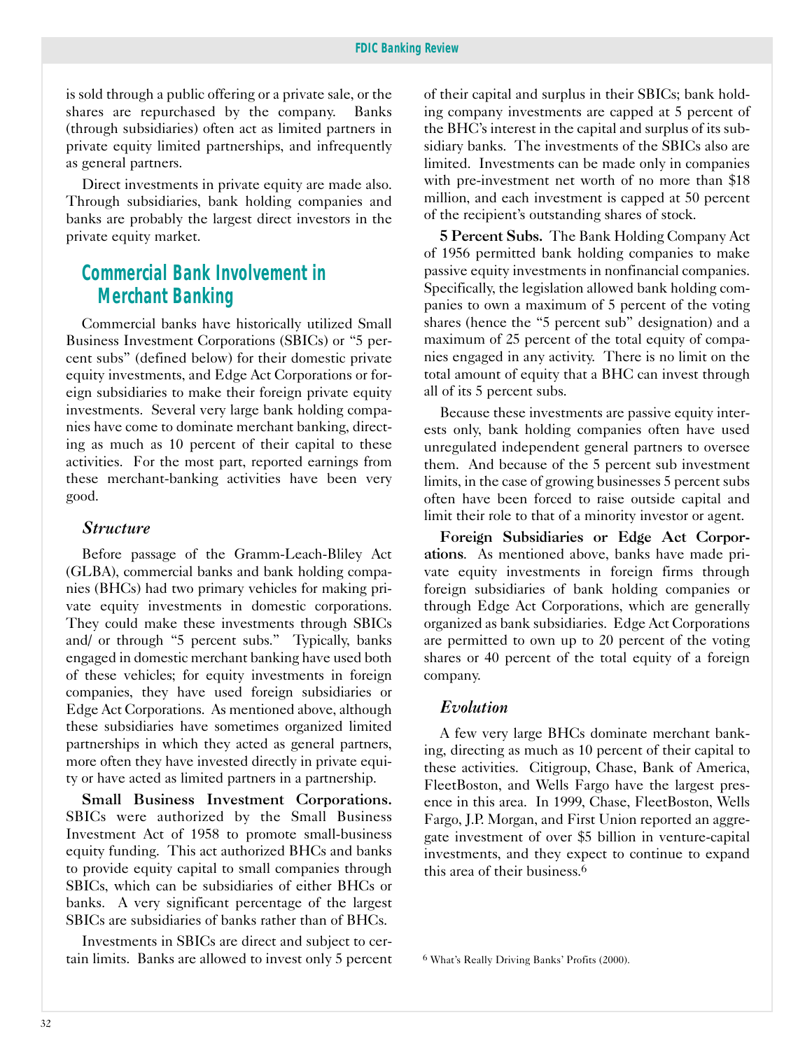is sold through a public offering or a private sale, or the shares are repurchased by the company. Banks (through subsidiaries) often act as limited partners in private equity limited partnerships, and infrequently as general partners.

Direct investments in private equity are made also. Through subsidiaries, bank holding companies and banks are probably the largest direct investors in the private equity market.

## Commercial Bank Involvement in Merchant Banking

Commercial banks have historically utilized Small Business Investment Corporations (SBICs) or "5 percent subs" (defined below) for their domestic private equity investments, and Edge Act Corporations or foreign subsidiaries to make their foreign private equity investments. Several very large bank holding companies have come to dominate merchant banking, directing as much as 10 percent of their capital to these activities. For the most part, reported earnings from these merchant-banking activities have been very good.

### *Structure*

Before passage of the Gramm-Leach-Bliley Act (GLBA), commercial banks and bank holding companies (BHCs) had two primary vehicles for making private equity investments in domestic corporations. They could make these investments through SBICs and/ or through "5 percent subs." Typically, banks engaged in domestic merchant banking have used both of these vehicles; for equity investments in foreign companies, they have used foreign subsidiaries or Edge Act Corporations. As mentioned above, although these subsidiaries have sometimes organized limited partnerships in which they acted as general partners, more often they have invested directly in private equity or have acted as limited partners in a partnership.

**Small Business Investment Corporations.** SBICs were authorized by the Small Business Investment Act of 1958 to promote small-business equity funding. This act authorized BHCs and banks to provide equity capital to small companies through SBICs, which can be subsidiaries of either BHCs or banks. A very significant percentage of the largest SBICs are subsidiaries of banks rather than of BHCs.

Investments in SBICs are direct and subject to certain limits. Banks are allowed to invest only 5 percent of their capital and surplus in their SBICs; bank holding company investments are capped at 5 percent of the BHC's interest in the capital and surplus of its subsidiary banks. The investments of the SBICs also are limited. Investments can be made only in companies with pre-investment net worth of no more than $18 million, and each investment is capped at 50 percent of the recipient's outstanding shares of stock.

**5 Percent Subs.** The Bank Holding Company Act of 1956 permitted bank holding companies to make passive equity investments in nonfinancial companies. Specifically, the legislation allowed bank holding companies to own a maximum of 5 percent of the voting shares (hence the "5 percent sub" designation) and a maximum of 25 percent of the total equity of companies engaged in any activity. There is no limit on the total amount of equity that a BHC can invest through all of its 5 percent subs.

Because these investments are passive equity interests only, bank holding companies often have used unregulated independent general partners to oversee them. And because of the 5 percent sub investment limits, in the case of growing businesses 5 percent subs often have been forced to raise outside capital and limit their role to that of a minority investor or agent.

**Foreign Subsidiaries or Edge Act Corporations**. As mentioned above, banks have made private equity investments in foreign firms through foreign subsidiaries of bank holding companies or through Edge Act Corporations, which are generally organized as bank subsidiaries. Edge Act Corporations are permitted to own up to 20 percent of the voting shares or 40 percent of the total equity of a foreign company.

### *Evolution*

A few very large BHCs dominate merchant banking, directing as much as 10 percent of their capital to these activities. Citigroup, Chase, Bank of America, FleetBoston, and Wells Fargo have the largest presence in this area. In 1999, Chase, FleetBoston, Wells Fargo, J.P. Morgan, and First Union reported an aggregate investment of over $5 billion in venture-capital investments, and they expect to continue to expand this area of their business.[6]

[6] What's Really Driving Banks' Profits (2000).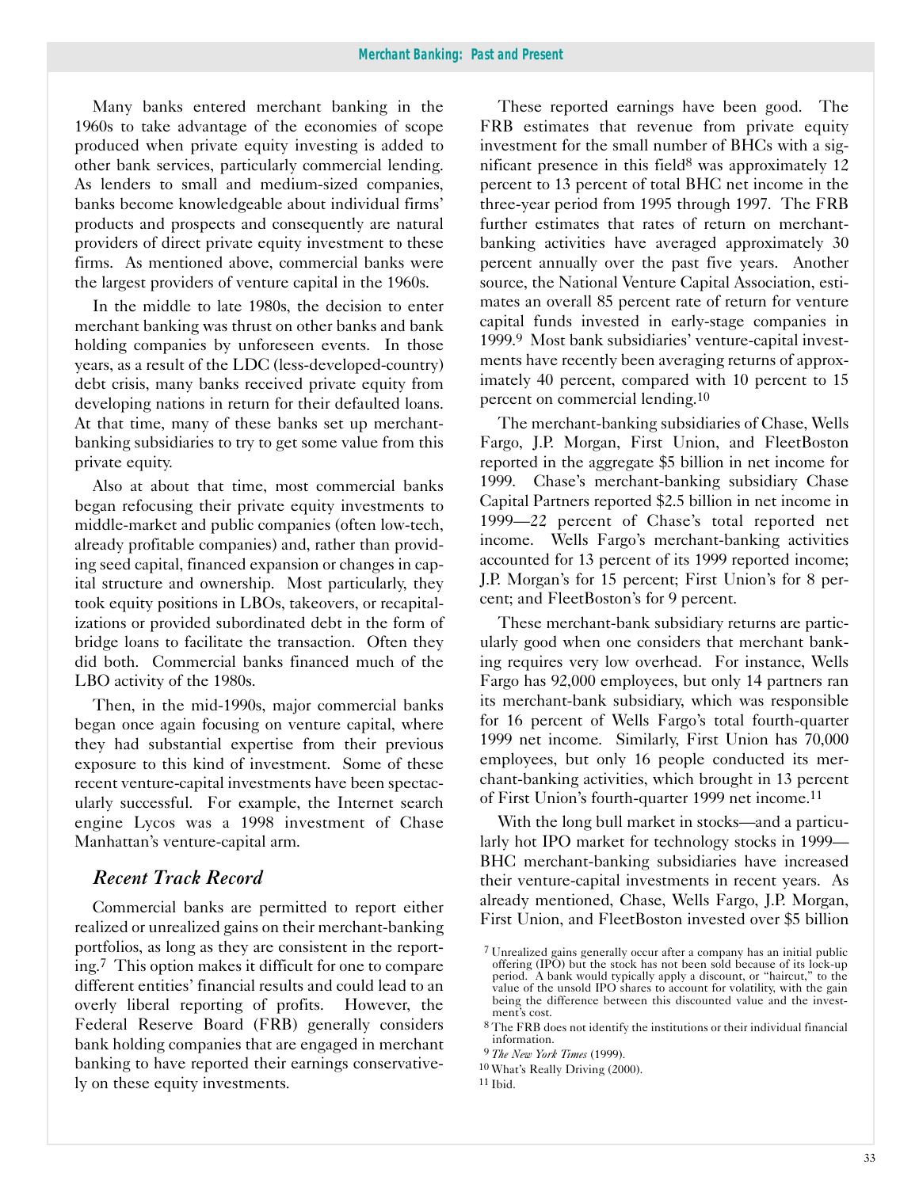Many banks entered merchant banking in the 1960s to take advantage of the economies of scope produced when private equity investing is added to other bank services, particularly commercial lending. As lenders to small and medium-sized companies, banks become knowledgeable about individual firms' products and prospects and consequently are natural providers of direct private equity investment to these firms. As mentioned above, commercial banks were the largest providers of venture capital in the 1960s.

In the middle to late 1980s, the decision to enter merchant banking was thrust on other banks and bank holding companies by unforeseen events. In those years, as a result of the LDC (less-developed-country) debt crisis, many banks received private equity from developing nations in return for their defaulted loans. At that time, many of these banks set up merchant-banking subsidiaries to try to get some value from this private equity.

Also at about that time, most commercial banks began refocusing their private equity investments to middle-market and public companies (often low-tech, already profitable companies) and, rather than providing seed capital, financed expansion or changes in capital structure and ownership. Most particularly, they took equity positions in LBOs, takeovers, or recapitalizations or provided subordinated debt in the form of bridge loans to facilitate the transaction. Often they did both. Commercial banks financed much of the LBO activity of the 1980s.

Then, in the mid-1990s, major commercial banks began once again focusing on venture capital, where they had substantial expertise from their previous exposure to this kind of investment. Some of these recent venture-capital investments have been spectacularly successful. For example, the Internet search engine Lycos was a 1998 investment of Chase Manhattan's venture-capital arm.

### *Recent Track Record*

Commercial banks are permitted to report either realized or unrealized gains on their merchant-banking portfolios, as long as they are consistent in the reporting.[7] This option makes it difficult for one to compare different entities' financial results and could lead to an overly liberal reporting of profits. However, the Federal Reserve Board (FRB) generally considers bank holding companies that are engaged in merchant banking to have reported their earnings conservatively on these equity investments.

These reported earnings have been good. The FRB estimates that revenue from private equity investment for the small number of BHCs with a significant presence in this field[8] was approximately 12 percent to 13 percent of total BHC net income in the three-year period from 1995 through 1997. The FRB further estimates that rates of return on merchant-banking activities have averaged approximately 30 percent annually over the past five years. Another source, the National Venture Capital Association, estimates an overall 85 percent rate of return for venture capital funds invested in early-stage companies in 1999.[9] Most bank subsidiaries' venture-capital investments have recently been averaging returns of approximately 40 percent, compared with 10 percent to 15 percent on commercial lending.[10]

The merchant-banking subsidiaries of Chase, Wells Fargo, J.P. Morgan, First Union, and FleetBoston reported in the aggregate $5 billion in net income for 1999. Chase's merchant-banking subsidiary Chase Capital Partners reported $2.5 billion in net income in 1999—22 percent of Chase's total reported net income. Wells Fargo's merchant-banking activities accounted for 13 percent of its 1999 reported income; J.P. Morgan's for 15 percent; First Union's for 8 percent; and FleetBoston's for 9 percent.

These merchant-bank subsidiary returns are particularly good when one considers that merchant banking requires very low overhead. For instance, Wells Fargo has 92,000 employees, but only 14 partners ran its merchant-bank subsidiary, which was responsible for 16 percent of Wells Fargo's total fourth-quarter 1999 net income. Similarly, First Union has 70,000 employees, but only 16 people conducted its merchant-banking activities, which brought in 13 percent of First Union's fourth-quarter 1999 net income.[11]

With the long bull market in stocks—and a particularly hot IPO market for technology stocks in 1999—BHC merchant-banking subsidiaries have increased their venture-capital investments in recent years. As already mentioned, Chase, Wells Fargo, J.P. Morgan, First Union, and FleetBoston invested over $5 billion

[7] Unrealized gains generally occur after a company has an initial public offering (IPO) but the stock has not been sold because of its lock-up period. A bank would typically apply a discount, or "haircut," to the value of the unsold IPO shares to account for volatility, with the gain being the difference between this discounted value and the investment's cost.

[8] The FRB does not identify the institutions or their individual financial information.

[9] *The New York Times* (1999).

[10] What's Really Driving (2000).

[11] Ibid.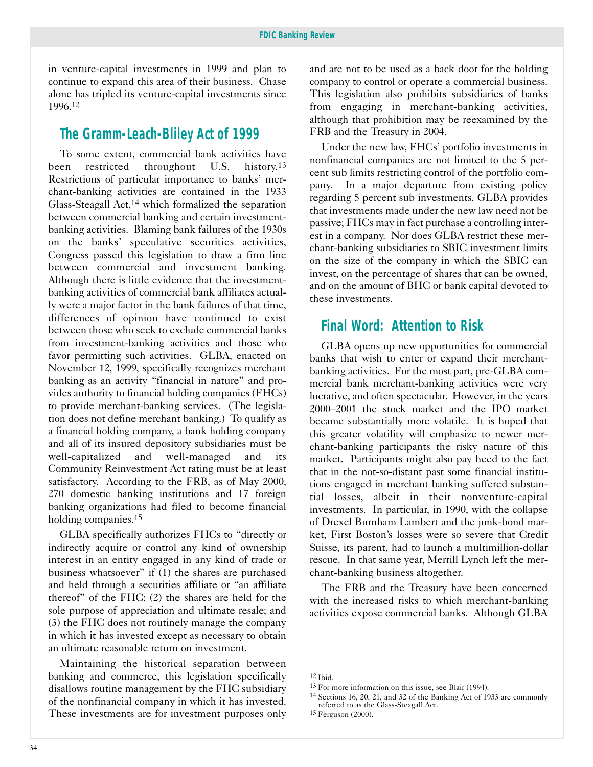in venture-capital investments in 1999 and plan to continue to expand this area of their business. Chase alone has tripled its venture-capital investments since 1996.[12]

## The Gramm-Leach-Bliley Act of 1999

To some extent, commercial bank activities have been restricted throughout U.S. history.[13] Restrictions of particular importance to banks' merchant-banking activities are contained in the 1933 Glass-Steagall Act,[14] which formalized the separation between commercial banking and certain investment-banking activities. Blaming bank failures of the 1930s on the banks' speculative securities activities, Congress passed this legislation to draw a firm line between commercial and investment banking. Although there is little evidence that the investment-banking activities of commercial bank affiliates actually were a major factor in the bank failures of that time, differences of opinion have continued to exist between those who seek to exclude commercial banks from investment-banking activities and those who favor permitting such activities. GLBA, enacted on November 12, 1999, specifically recognizes merchant banking as an activity "financial in nature" and provides authority to financial holding companies (FHCs) to provide merchant-banking services. (The legislation does not define merchant banking.) To qualify as a financial holding company, a bank holding company and all of its insured depository subsidiaries must be well-capitalized and well-managed and its Community Reinvestment Act rating must be at least satisfactory. According to the FRB, as of May 2000, 270 domestic banking institutions and 17 foreign banking organizations had filed to become financial holding companies.[15]

GLBA specifically authorizes FHCs to "directly or indirectly acquire or control any kind of ownership interest in an entity engaged in any kind of trade or business whatsoever" if (1) the shares are purchased and held through a securities affiliate or "an affiliate thereof" of the FHC; (2) the shares are held for the sole purpose of appreciation and ultimate resale; and (3) the FHC does not routinely manage the company in which it has invested except as necessary to obtain an ultimate reasonable return on investment.

Maintaining the historical separation between banking and commerce, this legislation specifically disallows routine management by the FHC subsidiary of the nonfinancial company in which it has invested. These investments are for investment purposes only and are not to be used as a back door for the holding company to control or operate a commercial business. This legislation also prohibits subsidiaries of banks from engaging in merchant-banking activities, although that prohibition may be reexamined by the FRB and the Treasury in 2004.

Under the new law, FHCs' portfolio investments in nonfinancial companies are not limited to the 5 percent sub limits restricting control of the portfolio company. In a major departure from existing policy regarding 5 percent sub investments, GLBA provides that investments made under the new law need not be passive; FHCs may in fact purchase a controlling interest in a company. Nor does GLBA restrict these merchant-banking subsidiaries to SBIC investment limits on the size of the company in which the SBIC can invest, on the percentage of shares that can be owned, and on the amount of BHC or bank capital devoted to these investments.

## Final Word: Attention to Risk

GLBA opens up new opportunities for commercial banks that wish to enter or expand their merchant-banking activities. For the most part, pre-GLBA commercial bank merchant-banking activities were very lucrative, and often spectacular. However, in the years 2000–2001 the stock market and the IPO market became substantially more volatile. It is hoped that this greater volatility will emphasize to newer merchant-banking participants the risky nature of this market. Participants might also pay heed to the fact that in the not-so-distant past some financial institutions engaged in merchant banking suffered substantial losses, albeit in their nonventure-capital investments. In particular, in 1990, with the collapse of Drexel Burnham Lambert and the junk-bond market, First Boston's losses were so severe that Credit Suisse, its parent, had to launch a multimillion-dollar rescue. In that same year, Merrill Lynch left the merchant-banking business altogether.

The FRB and the Treasury have been concerned with the increased risks to which merchant-banking activities expose commercial banks. Although GLBA

---

[12] Ibid.

[13] For more information on this issue, see Blair (1994).

[14] Sections 16, 20, 21, and 32 of the Banking Act of 1933 are commonly referred to as the Glass-Steagall Act.

[15] Ferguson (2000).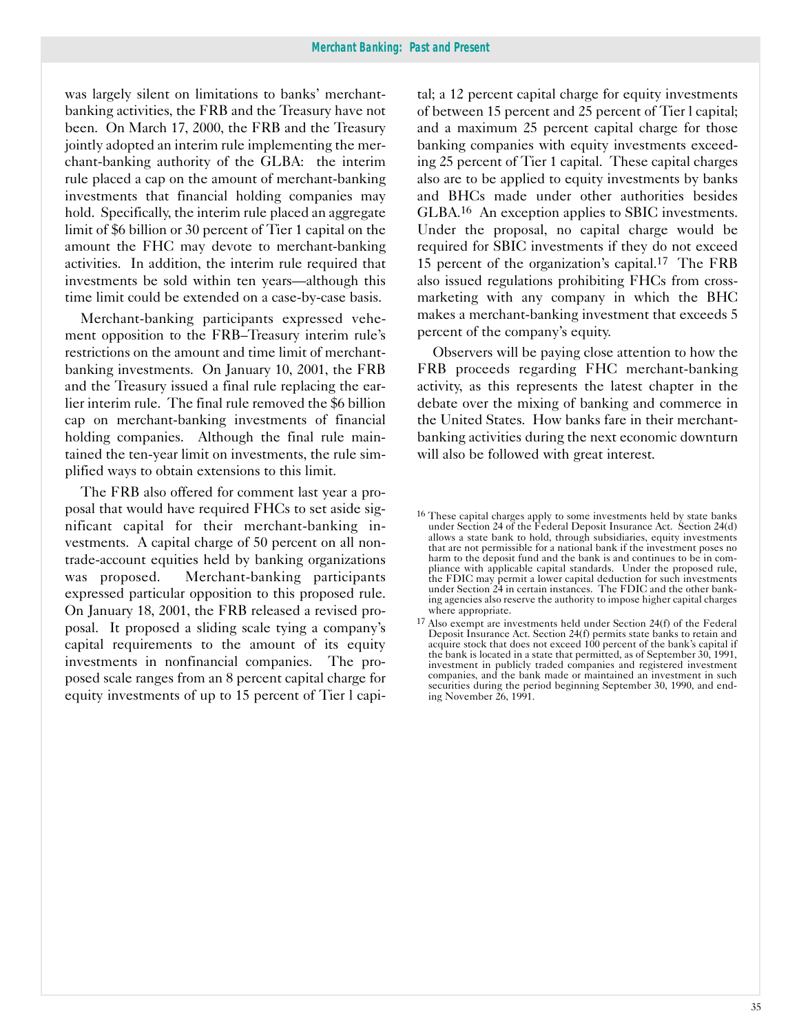was largely silent on limitations to banks' merchant-banking activities, the FRB and the Treasury have not been. On March 17, 2000, the FRB and the Treasury jointly adopted an interim rule implementing the merchant-banking authority of the GLBA: the interim rule placed a cap on the amount of merchant-banking investments that financial holding companies may hold. Specifically, the interim rule placed an aggregate limit of $6 billion or 30 percent of Tier 1 capital on the amount the FHC may devote to merchant-banking activities. In addition, the interim rule required that investments be sold within ten years—although this time limit could be extended on a case-by-case basis.

Merchant-banking participants expressed vehement opposition to the FRB–Treasury interim rule's restrictions on the amount and time limit of merchant-banking investments. On January 10, 2001, the FRB and the Treasury issued a final rule replacing the earlier interim rule. The final rule removed the $6 billion cap on merchant-banking investments of financial holding companies. Although the final rule maintained the ten-year limit on investments, the rule simplified ways to obtain extensions to this limit.

The FRB also offered for comment last year a proposal that would have required FHCs to set aside significant capital for their merchant-banking investments. A capital charge of 50 percent on all non-trade-account equities held by banking organizations was proposed. Merchant-banking participants expressed particular opposition to this proposed rule. On January 18, 2001, the FRB released a revised proposal. It proposed a sliding scale tying a company's capital requirements to the amount of its equity investments in nonfinancial companies. The proposed scale ranges from an 8 percent capital charge for equity investments of up to 15 percent of Tier 1 capital; a 12 percent capital charge for equity investments of between 15 percent and 25 percent of Tier 1 capital; and a maximum 25 percent capital charge for those banking companies with equity investments exceeding 25 percent of Tier 1 capital. These capital charges also are to be applied to equity investments by banks and BHCs made under other authorities besides GLBA.[16] An exception applies to SBIC investments. Under the proposal, no capital charge would be required for SBIC investments if they do not exceed 15 percent of the organization's capital.[17] The FRB also issued regulations prohibiting FHCs from cross-marketing with any company in which the BHC makes a merchant-banking investment that exceeds 5 percent of the company's equity.

Observers will be paying close attention to how the FRB proceeds regarding FHC merchant-banking activity, as this represents the latest chapter in the debate over the mixing of banking and commerce in the United States. How banks fare in their merchant-banking activities during the next economic downturn will also be followed with great interest.

[16] These capital charges apply to some investments held by state banks under Section 24 of the Federal Deposit Insurance Act. Section 24(d) allows a state bank to hold, through subsidiaries, equity investments that are not permissible for a national bank if the investment poses no harm to the deposit fund and the bank is and continues to be in compliance with applicable capital standards. Under the proposed rule, the FDIC may permit a lower capital deduction for such investments under Section 24 in certain instances. The FDIC and the other banking agencies also reserve the authority to impose higher capital charges where appropriate.

[17] Also exempt are investments held under Section 24(f) of the Federal Deposit Insurance Act. Section 24(f) permits state banks to retain and acquire stock that does not exceed 100 percent of the bank's capital if the bank is located in a state that permitted, as of September 30, 1991, investment in publicly traded companies and registered investment companies, and the bank made or maintained an investment in such securities during the period beginning September 30, 1990, and ending November 26, 1991.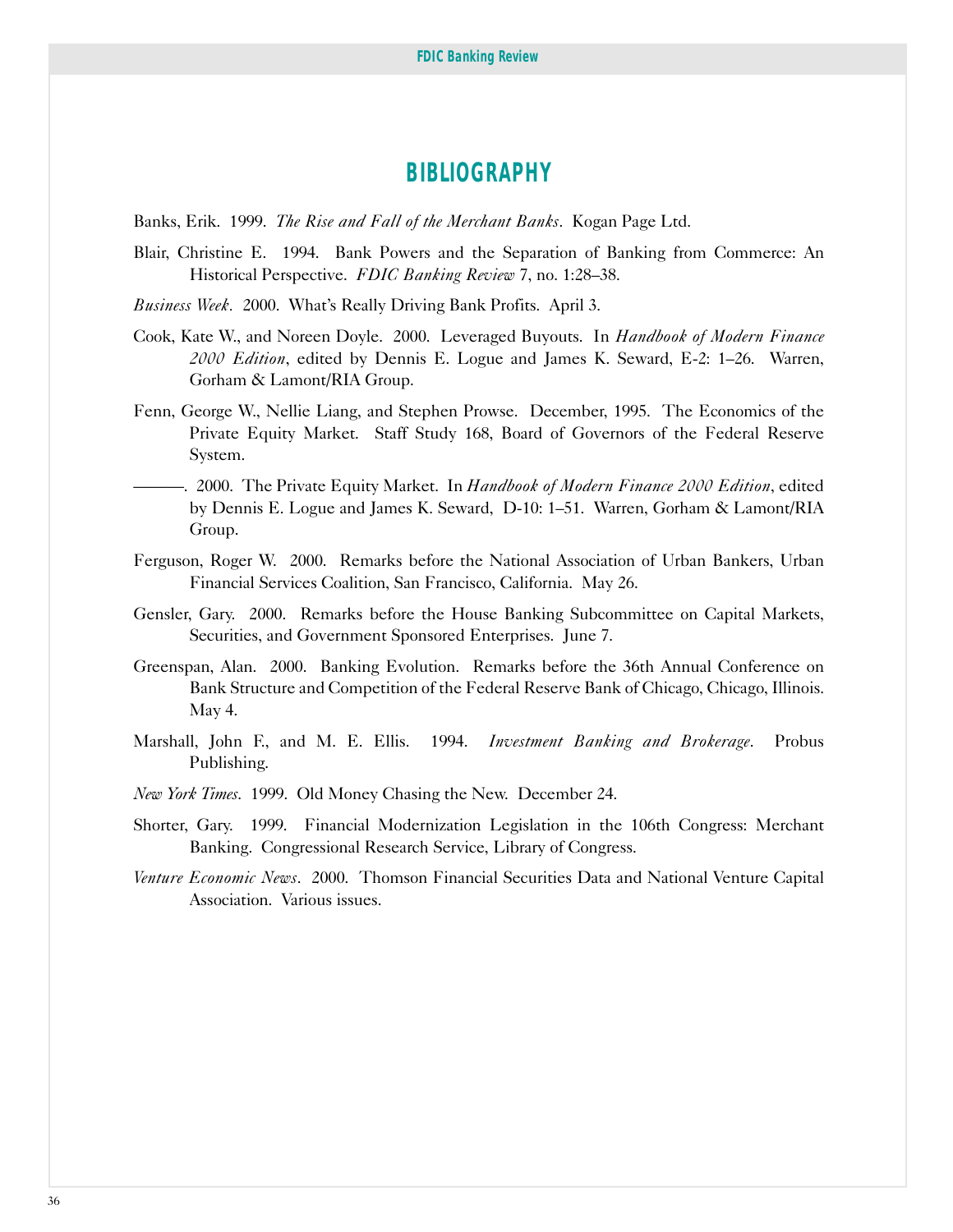## BIBLIOGRAPHY

Banks, Erik. 1999. *The Rise and Fall of the Merchant Banks*. Kogan Page Ltd.

Blair, Christine E. 1994. Bank Powers and the Separation of Banking from Commerce: An Historical Perspective. *FDIC Banking Review* 7, no. 1:28–38.

*Business Week*. 2000. What's Really Driving Bank Profits. April 3.

Cook, Kate W., and Noreen Doyle. 2000. Leveraged Buyouts. In *Handbook of Modern Finance 2000 Edition*, edited by Dennis E. Logue and James K. Seward, E-2: 1–26. Warren, Gorham & Lamont/RIA Group.

Fenn, George W., Nellie Liang, and Stephen Prowse. December, 1995. The Economics of the Private Equity Market. Staff Study 168, Board of Governors of the Federal Reserve System.

———. 2000. The Private Equity Market. In *Handbook of Modern Finance 2000 Edition*, edited by Dennis E. Logue and James K. Seward, D-10: 1–51. Warren, Gorham & Lamont/RIA Group.

Ferguson, Roger W. 2000. Remarks before the National Association of Urban Bankers, Urban Financial Services Coalition, San Francisco, California. May 26.

Gensler, Gary. 2000. Remarks before the House Banking Subcommittee on Capital Markets, Securities, and Government Sponsored Enterprises. June 7.

Greenspan, Alan. 2000. Banking Evolution. Remarks before the 36th Annual Conference on Bank Structure and Competition of the Federal Reserve Bank of Chicago, Chicago, Illinois. May 4.

Marshall, John F., and M. E. Ellis. 1994. *Investment Banking and Brokerage*. Probus Publishing.

*New York Times*. 1999. Old Money Chasing the New. December 24.

Shorter, Gary. 1999. Financial Modernization Legislation in the 106th Congress: Merchant Banking. Congressional Research Service, Library of Congress.

*Venture Economic News*. 2000. Thomson Financial Securities Data and National Venture Capital Association. Various issues.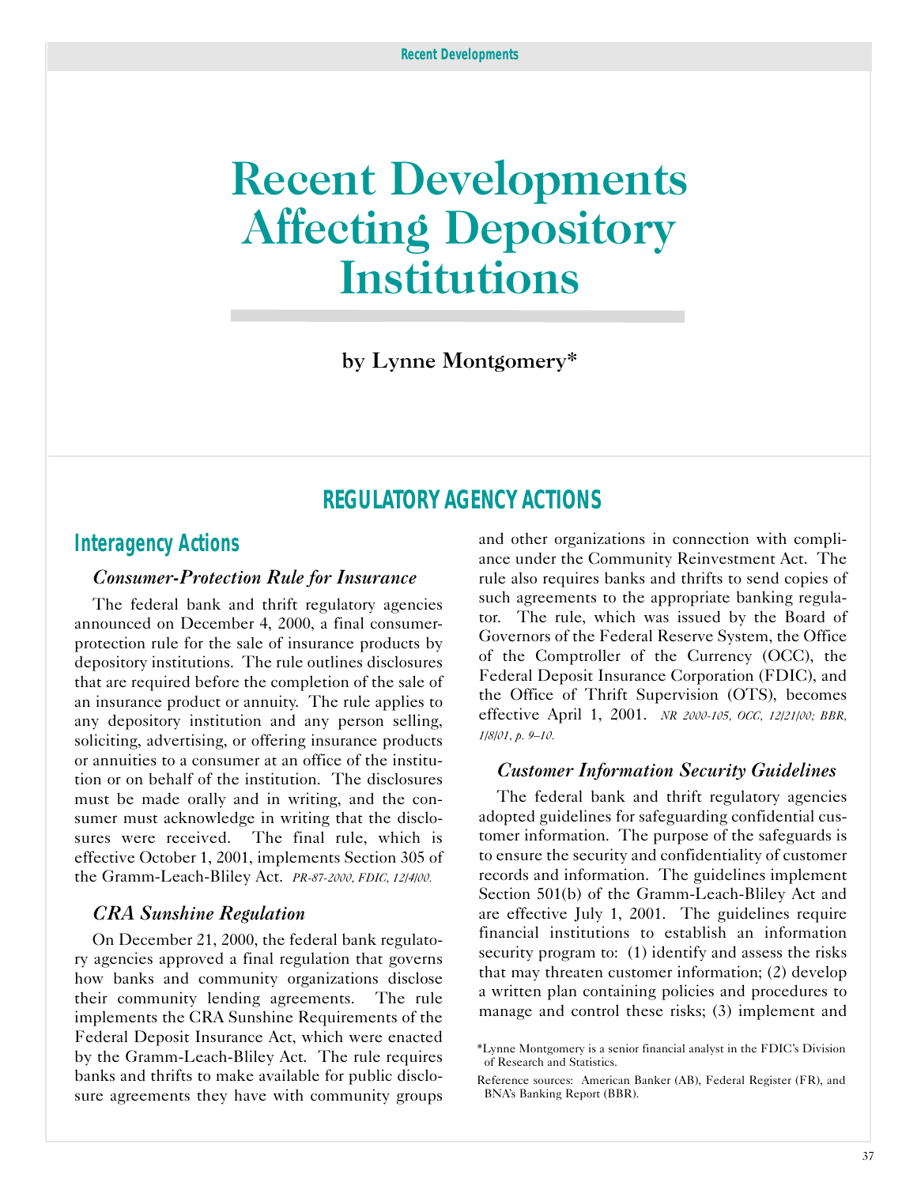# Recent Developments Affecting Depository Institutions

**by Lynne Montgomery***

## REGULATORY AGENCY ACTIONS

### Interagency Actions

#### *Consumer-Protection Rule for Insurance*

The federal bank and thrift regulatory agencies announced on December 4, 2000, a final consumer-protection rule for the sale of insurance products by depository institutions. The rule outlines disclosures that are required before the completion of the sale of an insurance product or annuity. The rule applies to any depository institution and any person selling, soliciting, advertising, or offering insurance products or annuities to a consumer at an office of the institution or on behalf of the institution. The disclosures must be made orally and in writing, and the consumer must acknowledge in writing that the disclosures were received. The final rule, which is effective October 1, 2001, implements Section 305 of the Gramm-Leach-Bliley Act. *PR-87-2000, FDIC, 12/4/00.*

#### *CRA Sunshine Regulation*

On December 21, 2000, the federal bank regulatory agencies approved a final regulation that governs how banks and community organizations disclose their community lending agreements. The rule implements the CRA Sunshine Requirements of the Federal Deposit Insurance Act, which were enacted by the Gramm-Leach-Bliley Act. The rule requires banks and thrifts to make available for public disclosure agreements they have with community groups and other organizations in connection with compliance under the Community Reinvestment Act. The rule also requires banks and thrifts to send copies of such agreements to the appropriate banking regulator. The rule, which was issued by the Board of Governors of the Federal Reserve System, the Office of the Comptroller of the Currency (OCC), the Federal Deposit Insurance Corporation (FDIC), and the Office of Thrift Supervision (OTS), becomes effective April 1, 2001. *NR 2000-105, OCC, 12/21/00; BBR, 1/8/01, p. 9–10.*

#### *Customer Information Security Guidelines*

The federal bank and thrift regulatory agencies adopted guidelines for safeguarding confidential customer information. The purpose of the safeguards is to ensure the security and confidentiality of customer records and information. The guidelines implement Section 501(b) of the Gramm-Leach-Bliley Act and are effective July 1, 2001. The guidelines require financial institutions to establish an information security program to: (1) identify and assess the risks that may threaten customer information; (2) develop a written plan containing policies and procedures to manage and control these risks; (3) implement and

*Lynne Montgomery is a senior financial analyst in the FDIC's Division of Research and Statistics.

Reference sources: American Banker (AB), Federal Register (FR), and BNA's Banking Report (BBR).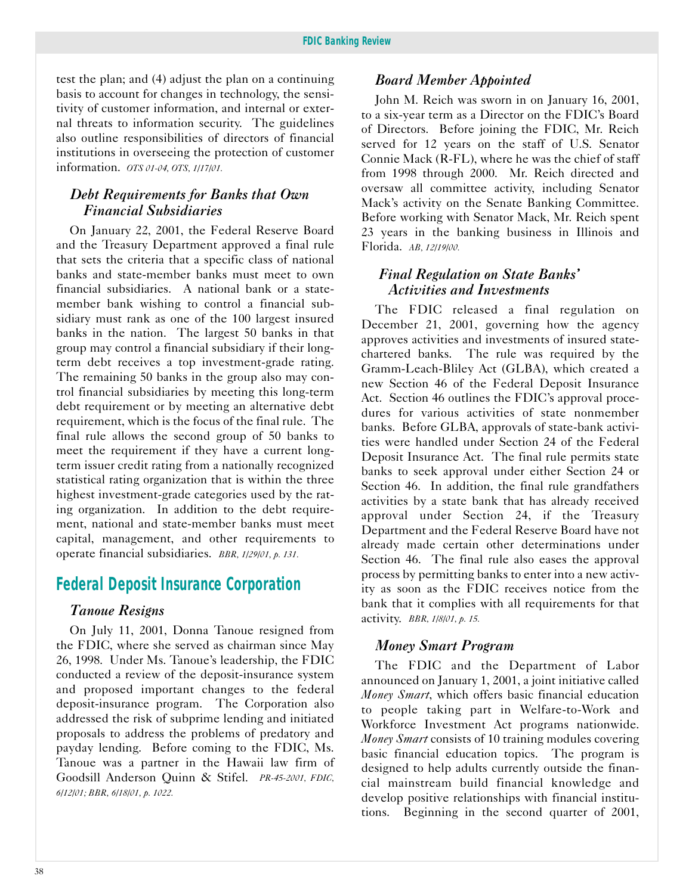test the plan; and (4) adjust the plan on a continuing basis to account for changes in technology, the sensitivity of customer information, and internal or external threats to information security. The guidelines also outline responsibilities of directors of financial institutions in overseeing the protection of customer information. *OTS 01-04, OTS, 1/17/01.*

### *Debt Requirements for Banks that Own Financial Subsidiaries*

On January 22, 2001, the Federal Reserve Board and the Treasury Department approved a final rule that sets the criteria that a specific class of national banks and state-member banks must meet to own financial subsidiaries. A national bank or a state-member bank wishing to control a financial subsidiary must rank as one of the 100 largest insured banks in the nation. The largest 50 banks in that group may control a financial subsidiary if their long-term debt receives a top investment-grade rating. The remaining 50 banks in the group also may control financial subsidiaries by meeting this long-term debt requirement or by meeting an alternative debt requirement, which is the focus of the final rule. The final rule allows the second group of 50 banks to meet the requirement if they have a current long-term issuer credit rating from a nationally recognized statistical rating organization that is within the three highest investment-grade categories used by the rating organization. In addition to the debt requirement, national and state-member banks must meet capital, management, and other requirements to operate financial subsidiaries. *BBR, 1/29/01, p. 131.*

## Federal Deposit Insurance Corporation

### *Tanoue Resigns*

On July 11, 2001, Donna Tanoue resigned from the FDIC, where she served as chairman since May 26, 1998. Under Ms. Tanoue's leadership, the FDIC conducted a review of the deposit-insurance system and proposed important changes to the federal deposit-insurance program. The Corporation also addressed the risk of subprime lending and initiated proposals to address the problems of predatory and payday lending. Before coming to the FDIC, Ms. Tanoue was a partner in the Hawaii law firm of Goodsill Anderson Quinn & Stifel. *PR-45-2001, FDIC, 6/12/01; BBR, 6/18/01, p. 1022.*

### *Board Member Appointed*

John M. Reich was sworn in on January 16, 2001, to a six-year term as a Director on the FDIC's Board of Directors. Before joining the FDIC, Mr. Reich served for 12 years on the staff of U.S. Senator Connie Mack (R-FL), where he was the chief of staff from 1998 through 2000. Mr. Reich directed and oversaw all committee activity, including Senator Mack's activity on the Senate Banking Committee. Before working with Senator Mack, Mr. Reich spent 23 years in the banking business in Illinois and Florida. *AB, 12/19/00.*

### *Final Regulation on State Banks' Activities and Investments*

The FDIC released a final regulation on December 21, 2001, governing how the agency approves activities and investments of insured state-chartered banks. The rule was required by the Gramm-Leach-Bliley Act (GLBA), which created a new Section 46 of the Federal Deposit Insurance Act. Section 46 outlines the FDIC's approval procedures for various activities of state nonmember banks. Before GLBA, approvals of state-bank activities were handled under Section 24 of the Federal Deposit Insurance Act. The final rule permits state banks to seek approval under either Section 24 or Section 46. In addition, the final rule grandfathers activities by a state bank that has already received approval under Section 24, if the Treasury Department and the Federal Reserve Board have not already made certain other determinations under Section 46. The final rule also eases the approval process by permitting banks to enter into a new activity as soon as the FDIC receives notice from the bank that it complies with all requirements for that activity. *BBR, 1/8/01, p. 15.*

### *Money Smart Program*

The FDIC and the Department of Labor announced on January 1, 2001, a joint initiative called *Money Smart*, which offers basic financial education to people taking part in Welfare-to-Work and Workforce Investment Act programs nationwide. *Money Smart* consists of 10 training modules covering basic financial education topics. The program is designed to help adults currently outside the financial mainstream build financial knowledge and develop positive relationships with financial institutions. Beginning in the second quarter of 2001,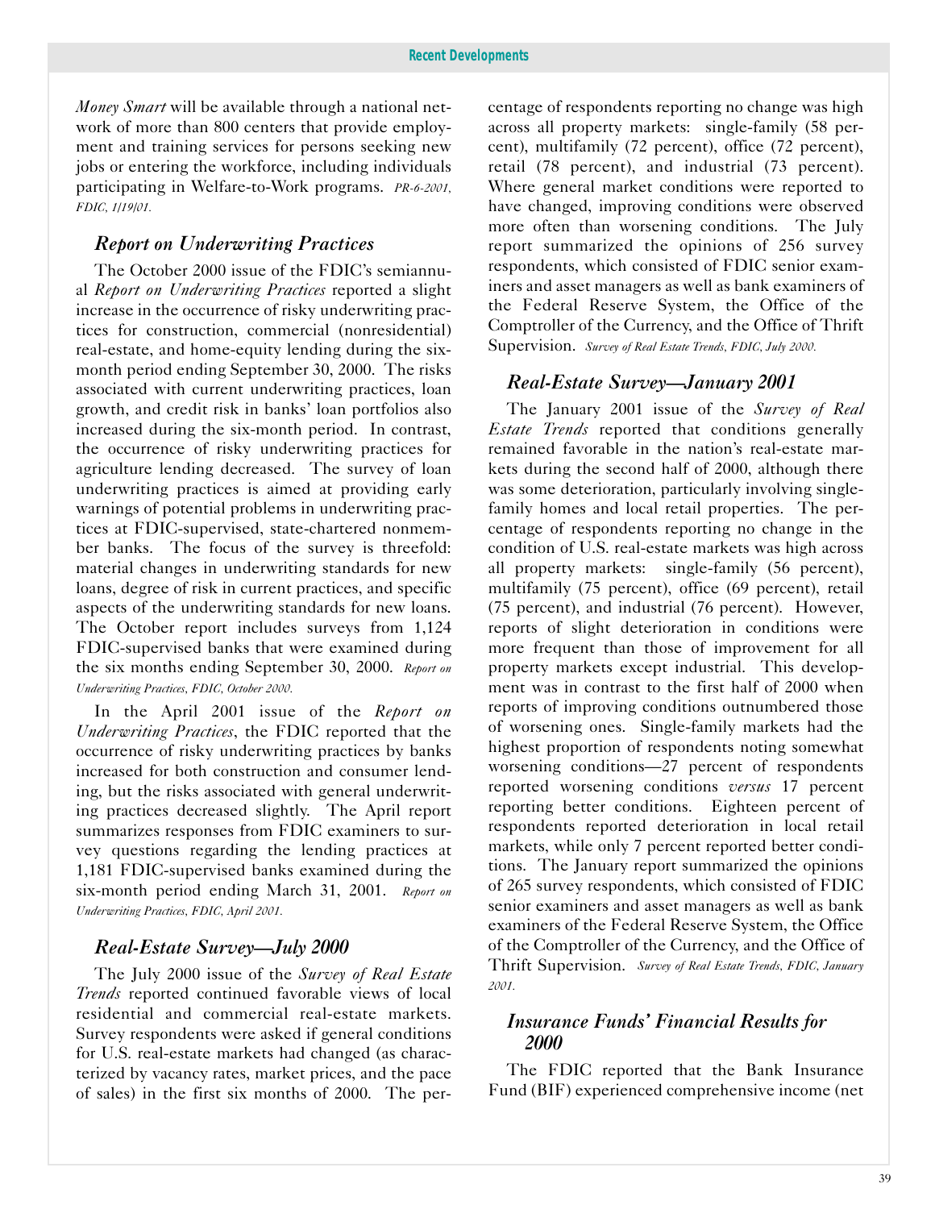*Money Smart* will be available through a national network of more than 800 centers that provide employment and training services for persons seeking new jobs or entering the workforce, including individuals participating in Welfare-to-Work programs. *PR-6-2001, FDIC, 1/19/01.*

### *Report on Underwriting Practices*

The October 2000 issue of the FDIC's semiannual *Report on Underwriting Practices* reported a slight increase in the occurrence of risky underwriting practices for construction, commercial (nonresidential) real-estate, and home-equity lending during the six-month period ending September 30, 2000. The risks associated with current underwriting practices, loan growth, and credit risk in banks' loan portfolios also increased during the six-month period. In contrast, the occurrence of risky underwriting practices for agriculture lending decreased. The survey of loan underwriting practices is aimed at providing early warnings of potential problems in underwriting practices at FDIC-supervised, state-chartered nonmember banks. The focus of the survey is threefold: material changes in underwriting standards for new loans, degree of risk in current practices, and specific aspects of the underwriting standards for new loans. The October report includes surveys from 1,124 FDIC-supervised banks that were examined during the six months ending September 30, 2000. *Report on Underwriting Practices, FDIC, October 2000.*

In the April 2001 issue of the *Report on Underwriting Practices*, the FDIC reported that the occurrence of risky underwriting practices by banks increased for both construction and consumer lending, but the risks associated with general underwriting practices decreased slightly. The April report summarizes responses from FDIC examiners to survey questions regarding the lending practices at 1,181 FDIC-supervised banks examined during the six-month period ending March 31, 2001. *Report on Underwriting Practices, FDIC, April 2001.*

### *Real-Estate Survey—July 2000*

The July 2000 issue of the *Survey of Real Estate Trends* reported continued favorable views of local residential and commercial real-estate markets. Survey respondents were asked if general conditions for U.S. real-estate markets had changed (as characterized by vacancy rates, market prices, and the pace of sales) in the first six months of 2000. The percentage of respondents reporting no change was high across all property markets: single-family (58 percent), multifamily (72 percent), office (72 percent), retail (78 percent), and industrial (73 percent). Where general market conditions were reported to have changed, improving conditions were observed more often than worsening conditions. The July report summarized the opinions of 256 survey respondents, which consisted of FDIC senior examiners and asset managers as well as bank examiners of the Federal Reserve System, the Office of the Comptroller of the Currency, and the Office of Thrift Supervision. *Survey of Real Estate Trends, FDIC, July 2000.*

### *Real-Estate Survey—January 2001*

The January 2001 issue of the *Survey of Real Estate Trends* reported that conditions generally remained favorable in the nation's real-estate markets during the second half of 2000, although there was some deterioration, particularly involving single-family homes and local retail properties. The percentage of respondents reporting no change in the condition of U.S. real-estate markets was high across all property markets: single-family (56 percent), multifamily (75 percent), office (69 percent), retail (75 percent), and industrial (76 percent). However, reports of slight deterioration in conditions were more frequent than those of improvement for all property markets except industrial. This development was in contrast to the first half of 2000 when reports of improving conditions outnumbered those of worsening ones. Single-family markets had the highest proportion of respondents noting somewhat worsening conditions—27 percent of respondents reported worsening conditions *versus* 17 percent reporting better conditions. Eighteen percent of respondents reported deterioration in local retail markets, while only 7 percent reported better conditions. The January report summarized the opinions of 265 survey respondents, which consisted of FDIC senior examiners and asset managers as well as bank examiners of the Federal Reserve System, the Office of the Comptroller of the Currency, and the Office of Thrift Supervision. *Survey of Real Estate Trends, FDIC, January 2001.*

### *Insurance Funds' Financial Results for 2000*

The FDIC reported that the Bank Insurance Fund (BIF) experienced comprehensive income (net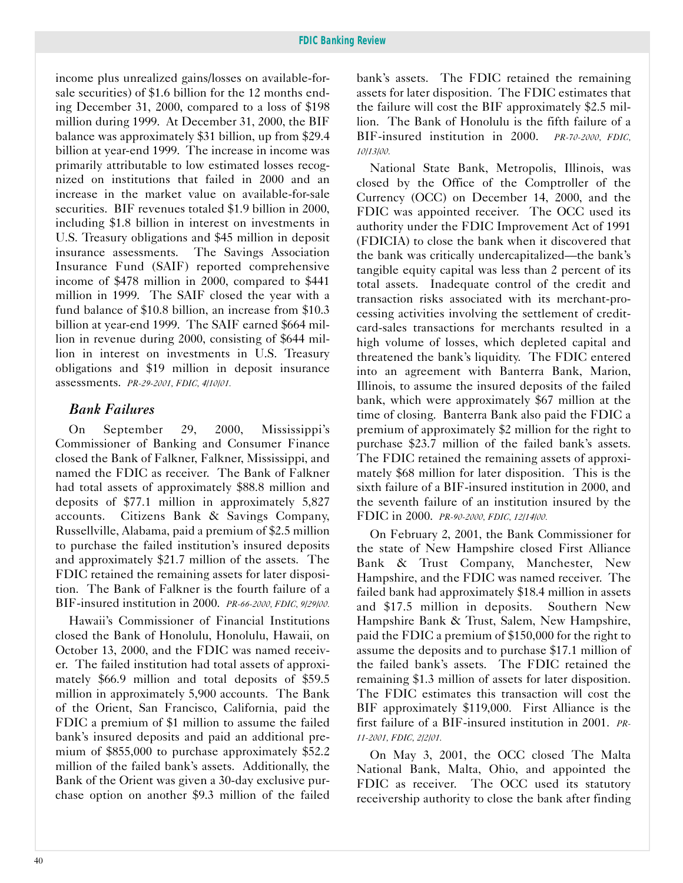income plus unrealized gains/losses on available-for-sale securities) of $1.6 billion for the 12 months ending December 31, 2000, compared to a loss of $198 million during 1999. At December 31, 2000, the BIF balance was approximately $31 billion, up from $29.4 billion at year-end 1999. The increase in income was primarily attributable to low estimated losses recognized on institutions that failed in 2000 and an increase in the market value on available-for-sale securities. BIF revenues totaled $1.9 billion in 2000, including $1.8 billion in interest on investments in U.S. Treasury obligations and $45 million in deposit insurance assessments. The Savings Association Insurance Fund (SAIF) reported comprehensive income of $478 million in 2000, compared to $441 million in 1999. The SAIF closed the year with a fund balance of $10.8 billion, an increase from $10.3 billion at year-end 1999. The SAIF earned $664 million in revenue during 2000, consisting of $644 million in interest on investments in U.S. Treasury obligations and $19 million in deposit insurance assessments. *PR-29-2001, FDIC, 4/10/01.*

### *Bank Failures*

On September 29, 2000, Mississippi's Commissioner of Banking and Consumer Finance closed the Bank of Falkner, Falkner, Mississippi, and named the FDIC as receiver. The Bank of Falkner had total assets of approximately $88.8 million and deposits of $77.1 million in approximately 5,827 accounts. Citizens Bank & Savings Company, Russellville, Alabama, paid a premium of $2.5 million to purchase the failed institution's insured deposits and approximately $21.7 million of the assets. The FDIC retained the remaining assets for later disposition. The Bank of Falkner is the fourth failure of a BIF-insured institution in 2000. *PR-66-2000, FDIC, 9/29/00.*

Hawaii's Commissioner of Financial Institutions closed the Bank of Honolulu, Honolulu, Hawaii, on October 13, 2000, and the FDIC was named receiver. The failed institution had total assets of approximately $66.9 million and total deposits of $59.5 million in approximately 5,900 accounts. The Bank of the Orient, San Francisco, California, paid the FDIC a premium of $1 million to assume the failed bank's insured deposits and paid an additional premium of $855,000 to purchase approximately $52.2 million of the failed bank's assets. Additionally, the Bank of the Orient was given a 30-day exclusive purchase option on another $9.3 million of the failed bank's assets. The FDIC retained the remaining assets for later disposition. The FDIC estimates that the failure will cost the BIF approximately $2.5 million. The Bank of Honolulu is the fifth failure of a BIF-insured institution in 2000. *PR-70-2000, FDIC, 10/13/00.*

National State Bank, Metropolis, Illinois, was closed by the Office of the Comptroller of the Currency (OCC) on December 14, 2000, and the FDIC was appointed receiver. The OCC used its authority under the FDIC Improvement Act of 1991 (FDICIA) to close the bank when it discovered that the bank was critically undercapitalized—the bank's tangible equity capital was less than 2 percent of its total assets. Inadequate control of the credit and transaction risks associated with its merchant-processing activities involving the settlement of credit-card-sales transactions for merchants resulted in a high volume of losses, which depleted capital and threatened the bank's liquidity. The FDIC entered into an agreement with Banterra Bank, Marion, Illinois, to assume the insured deposits of the failed bank, which were approximately $67 million at the time of closing. Banterra Bank also paid the FDIC a premium of approximately $2 million for the right to purchase $23.7 million of the failed bank's assets. The FDIC retained the remaining assets of approximately $68 million for later disposition. This is the sixth failure of a BIF-insured institution in 2000, and the seventh failure of an institution insured by the FDIC in 2000. *PR-90-2000, FDIC, 12/14/00.*

On February 2, 2001, the Bank Commissioner for the state of New Hampshire closed First Alliance Bank & Trust Company, Manchester, New Hampshire, and the FDIC was named receiver. The failed bank had approximately $18.4 million in assets and $17.5 million in deposits. Southern New Hampshire Bank & Trust, Salem, New Hampshire, paid the FDIC a premium of $150,000 for the right to assume the deposits and to purchase $17.1 million of the failed bank's assets. The FDIC retained the remaining $1.3 million of assets for later disposition. The FDIC estimates this transaction will cost the BIF approximately $119,000. First Alliance is the first failure of a BIF-insured institution in 2001. *PR-11-2001, FDIC, 2/2/01.*

On May 3, 2001, the OCC closed The Malta National Bank, Malta, Ohio, and appointed the FDIC as receiver. The OCC used its statutory receivership authority to close the bank after finding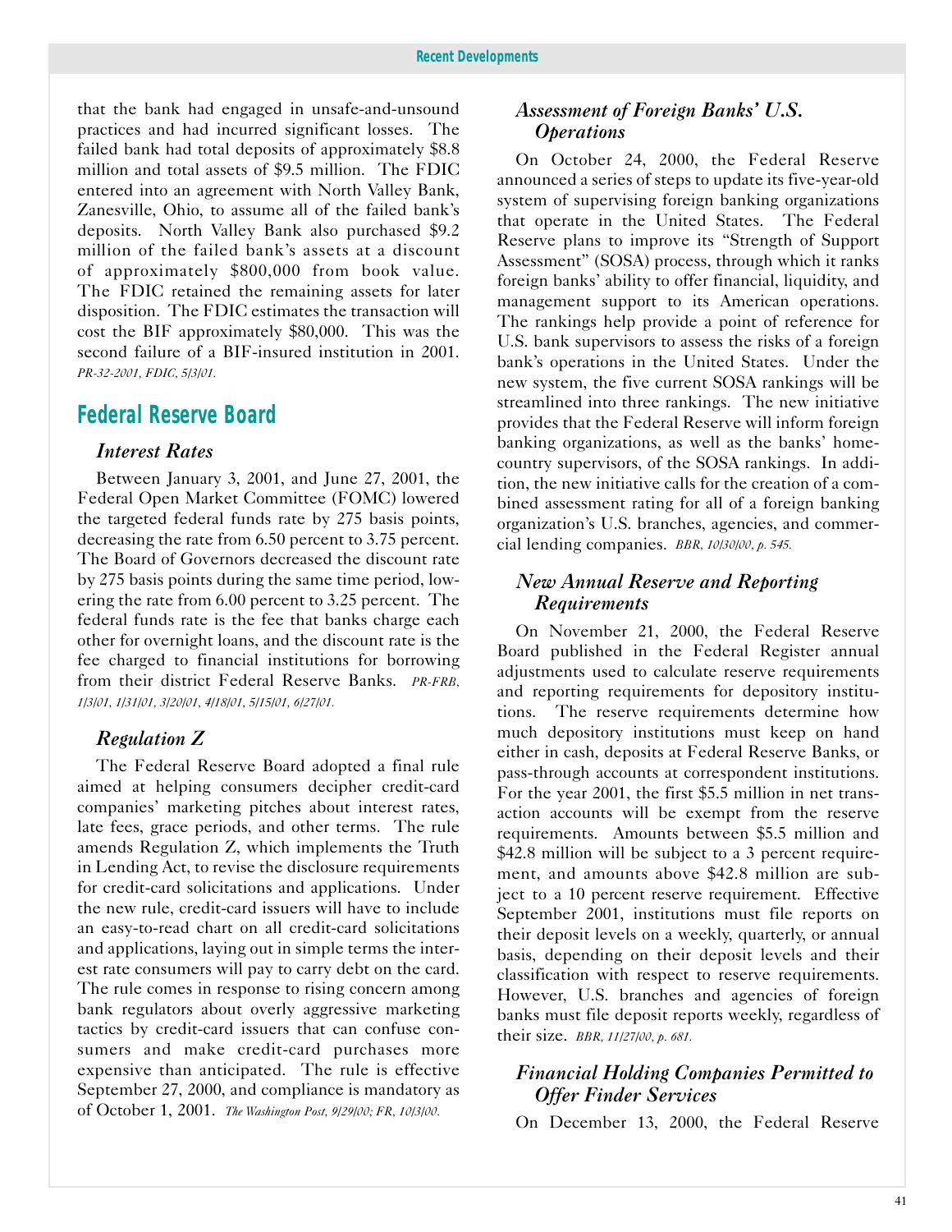that the bank had engaged in unsafe-and-unsound practices and had incurred significant losses. The failed bank had total deposits of approximately $8.8 million and total assets of $9.5 million. The FDIC entered into an agreement with North Valley Bank, Zanesville, Ohio, to assume all of the failed bank's deposits. North Valley Bank also purchased $9.2 million of the failed bank's assets at a discount of approximately $800,000 from book value. The FDIC retained the remaining assets for later disposition. The FDIC estimates the transaction will cost the BIF approximately $80,000. This was the second failure of a BIF-insured institution in 2001. *PR-32-2001, FDIC, 5/3/01.*

## Federal Reserve Board

### *Interest Rates*

Between January 3, 2001, and June 27, 2001, the Federal Open Market Committee (FOMC) lowered the targeted federal funds rate by 275 basis points, decreasing the rate from 6.50 percent to 3.75 percent. The Board of Governors decreased the discount rate by 275 basis points during the same time period, lowering the rate from 6.00 percent to 3.25 percent. The federal funds rate is the fee that banks charge each other for overnight loans, and the discount rate is the fee charged to financial institutions for borrowing from their district Federal Reserve Banks. *PR-FRB, 1/3/01, 1/31/01, 3/20/01, 4/18/01, 5/15/01, 6/27/01.*

### *Regulation Z*

The Federal Reserve Board adopted a final rule aimed at helping consumers decipher credit-card companies' marketing pitches about interest rates, late fees, grace periods, and other terms. The rule amends Regulation Z, which implements the Truth in Lending Act, to revise the disclosure requirements for credit-card solicitations and applications. Under the new rule, credit-card issuers will have to include an easy-to-read chart on all credit-card solicitations and applications, laying out in simple terms the interest rate consumers will pay to carry debt on the card. The rule comes in response to rising concern among bank regulators about overly aggressive marketing tactics by credit-card issuers that can confuse consumers and make credit-card purchases more expensive than anticipated. The rule is effective September 27, 2000, and compliance is mandatory as of October 1, 2001. *The Washington Post, 9/29/00; FR, 10/3/00.*

### *Assessment of Foreign Banks' U.S. Operations*

On October 24, 2000, the Federal Reserve announced a series of steps to update its five-year-old system of supervising foreign banking organizations that operate in the United States. The Federal Reserve plans to improve its "Strength of Support Assessment" (SOSA) process, through which it ranks foreign banks' ability to offer financial, liquidity, and management support to its American operations. The rankings help provide a point of reference for U.S. bank supervisors to assess the risks of a foreign bank's operations in the United States. Under the new system, the five current SOSA rankings will be streamlined into three rankings. The new initiative provides that the Federal Reserve will inform foreign banking organizations, as well as the banks' home-country supervisors, of the SOSA rankings. In addition, the new initiative calls for the creation of a combined assessment rating for all of a foreign banking organization's U.S. branches, agencies, and commercial lending companies. *BBR, 10/30/00, p. 545.*

### *New Annual Reserve and Reporting Requirements*

On November 21, 2000, the Federal Reserve Board published in the Federal Register annual adjustments used to calculate reserve requirements and reporting requirements for depository institutions. The reserve requirements determine how much depository institutions must keep on hand either in cash, deposits at Federal Reserve Banks, or pass-through accounts at correspondent institutions. For the year 2001, the first $5.5 million in net transaction accounts will be exempt from the reserve requirements. Amounts between $5.5 million and $42.8 million will be subject to a 3 percent requirement, and amounts above $42.8 million are subject to a 10 percent reserve requirement. Effective September 2001, institutions must file reports on their deposit levels on a weekly, quarterly, or annual basis, depending on their deposit levels and their classification with respect to reserve requirements. However, U.S. branches and agencies of foreign banks must file deposit reports weekly, regardless of their size. *BBR, 11/27/00, p. 681.*

### *Financial Holding Companies Permitted to Offer Finder Services*

On December 13, 2000, the Federal Reserve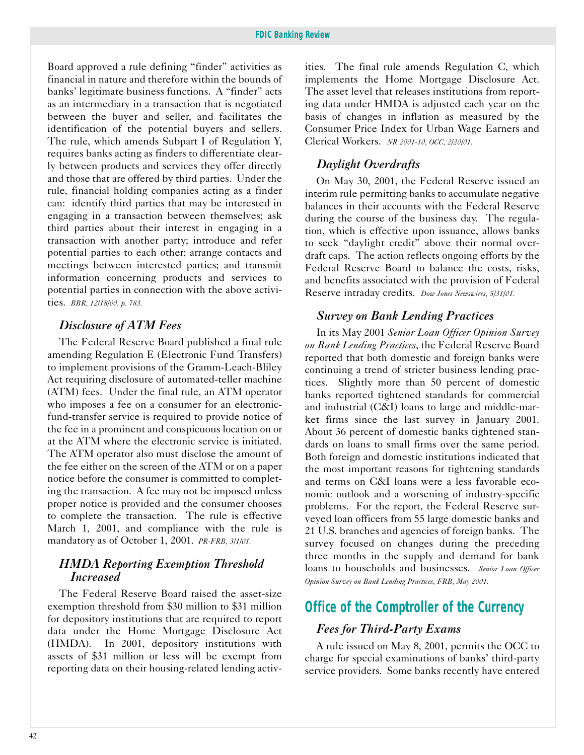Board approved a rule defining "finder" activities as financial in nature and therefore within the bounds of banks' legitimate business functions. A "finder" acts as an intermediary in a transaction that is negotiated between the buyer and seller, and facilitates the identification of the potential buyers and sellers. The rule, which amends Subpart I of Regulation Y, requires banks acting as finders to differentiate clearly between products and services they offer directly and those that are offered by third parties. Under the rule, financial holding companies acting as a finder can: identify third parties that may be interested in engaging in a transaction between themselves; ask third parties about their interest in engaging in a transaction with another party; introduce and refer potential parties to each other; arrange contacts and meetings between interested parties; and transmit information concerning products and services to potential parties in connection with the above activities. *BBR, 12/18/00, p. 783.*

### *Disclosure of ATM Fees*

The Federal Reserve Board published a final rule amending Regulation E (Electronic Fund Transfers) to implement provisions of the Gramm-Leach-Bliley Act requiring disclosure of automated-teller machine (ATM) fees. Under the final rule, an ATM operator who imposes a fee on a consumer for an electronic-fund-transfer service is required to provide notice of the fee in a prominent and conspicuous location on or at the ATM where the electronic service is initiated. The ATM operator also must disclose the amount of the fee either on the screen of the ATM or on a paper notice before the consumer is committed to completing the transaction. A fee may not be imposed unless proper notice is provided and the consumer chooses to complete the transaction. The rule is effective March 1, 2001, and compliance with the rule is mandatory as of October 1, 2001. *PR-FRB, 3/1/01.*

### *HMDA Reporting Exemption Threshold Increased*

The Federal Reserve Board raised the asset-size exemption threshold from $30 million to $31 million for depository institutions that are required to report data under the Home Mortgage Disclosure Act (HMDA). In 2001, depository institutions with assets of $31 million or less will be exempt from reporting data on their housing-related lending activities. The final rule amends Regulation C, which implements the Home Mortgage Disclosure Act. The asset level that releases institutions from reporting data under HMDA is adjusted each year on the basis of changes in inflation as measured by the Consumer Price Index for Urban Wage Earners and Clerical Workers. *NR 2001-10, OCC, 2/20/01.*

### *Daylight Overdrafts*

On May 30, 2001, the Federal Reserve issued an interim rule permitting banks to accumulate negative balances in their accounts with the Federal Reserve during the course of the business day. The regulation, which is effective upon issuance, allows banks to seek "daylight credit" above their normal overdraft caps. The action reflects ongoing efforts by the Federal Reserve Board to balance the costs, risks, and benefits associated with the provision of Federal Reserve intraday credits. *Dow Jones Newswires, 5/31/01.*

### *Survey on Bank Lending Practices*

In its May 2001 *Senior Loan Officer Opinion Survey on Bank Lending Practices*, the Federal Reserve Board reported that both domestic and foreign banks were continuing a trend of stricter business lending practices. Slightly more than 50 percent of domestic banks reported tightened standards for commercial and industrial (C&I) loans to large and middle-market firms since the last survey in January 2001. About 36 percent of domestic banks tightened standards on loans to small firms over the same period. Both foreign and domestic institutions indicated that the most important reasons for tightening standards and terms on C&I loans were a less favorable economic outlook and a worsening of industry-specific problems. For the report, the Federal Reserve surveyed loan officers from 55 large domestic banks and 21 U.S. branches and agencies of foreign banks. The survey focused on changes during the preceding three months in the supply and demand for bank loans to households and businesses. *Senior Loan Officer Opinion Survey on Bank Lending Practices, FRB, May 2001.*

## Office of the Comptroller of the Currency

### *Fees for Third-Party Exams*

A rule issued on May 8, 2001, permits the OCC to charge for special examinations of banks' third-party service providers. Some banks recently have entered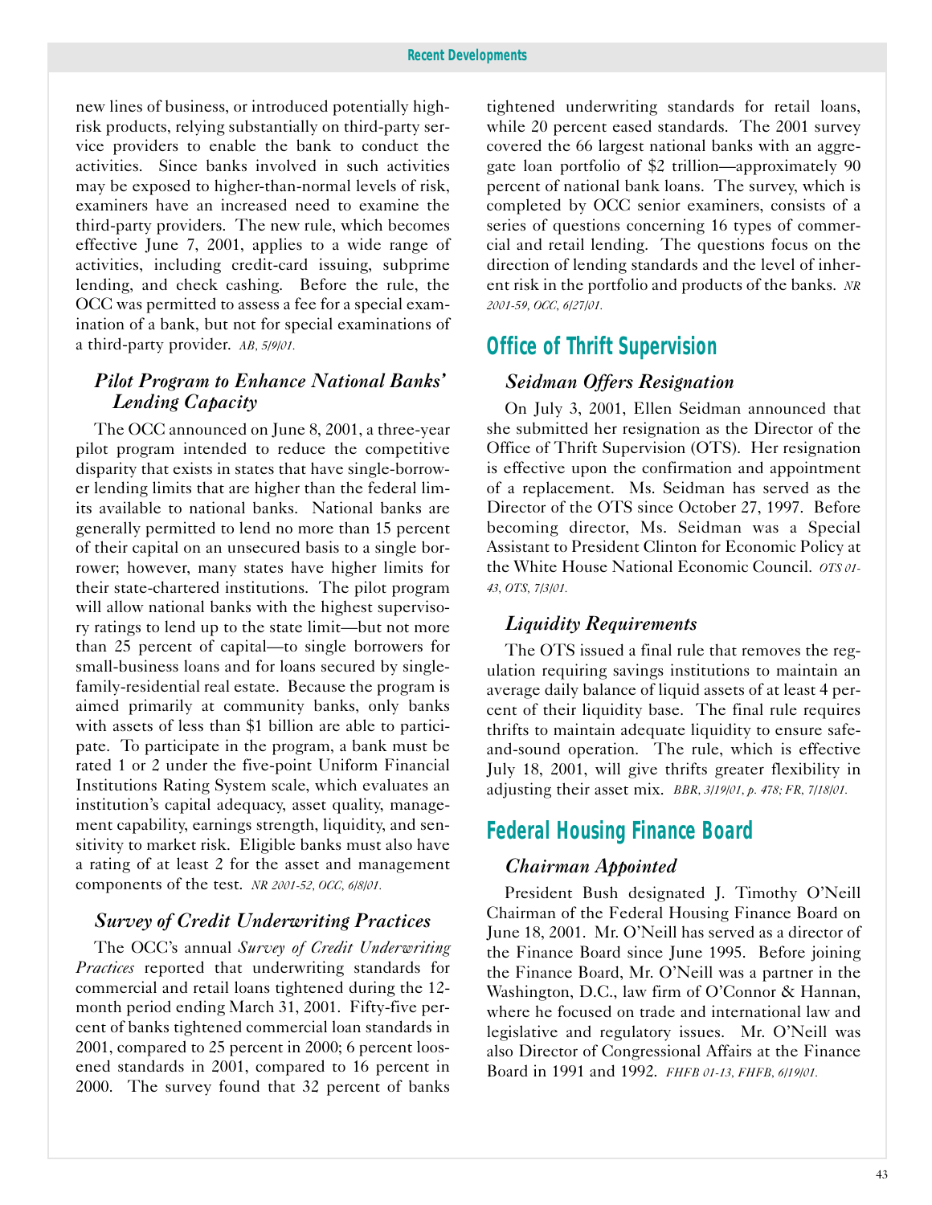new lines of business, or introduced potentially high-risk products, relying substantially on third-party service providers to enable the bank to conduct the activities. Since banks involved in such activities may be exposed to higher-than-normal levels of risk, examiners have an increased need to examine the third-party providers. The new rule, which becomes effective June 7, 2001, applies to a wide range of activities, including credit-card issuing, subprime lending, and check cashing. Before the rule, the OCC was permitted to assess a fee for a special examination of a bank, but not for special examinations of a third-party provider. *AB, 5/9/01.*

### *Pilot Program to Enhance National Banks' Lending Capacity*

The OCC announced on June 8, 2001, a three-year pilot program intended to reduce the competitive disparity that exists in states that have single-borrower lending limits that are higher than the federal limits available to national banks. National banks are generally permitted to lend no more than 15 percent of their capital on an unsecured basis to a single borrower; however, many states have higher limits for their state-chartered institutions. The pilot program will allow national banks with the highest supervisory ratings to lend up to the state limit—but not more than 25 percent of capital—to single borrowers for small-business loans and for loans secured by single-family-residential real estate. Because the program is aimed primarily at community banks, only banks with assets of less than $1 billion are able to participate. To participate in the program, a bank must be rated 1 or 2 under the five-point Uniform Financial Institutions Rating System scale, which evaluates an institution's capital adequacy, asset quality, management capability, earnings strength, liquidity, and sensitivity to market risk. Eligible banks must also have a rating of at least 2 for the asset and management components of the test. *NR 2001-52, OCC, 6/8/01.*

### *Survey of Credit Underwriting Practices*

The OCC's annual *Survey of Credit Underwriting Practices* reported that underwriting standards for commercial and retail loans tightened during the 12-month period ending March 31, 2001. Fifty-five percent of banks tightened commercial loan standards in 2001, compared to 25 percent in 2000; 6 percent loosened standards in 2001, compared to 16 percent in 2000. The survey found that 32 percent of banks tightened underwriting standards for retail loans, while 20 percent eased standards. The 2001 survey covered the 66 largest national banks with an aggregate loan portfolio of $2 trillion—approximately 90 percent of national bank loans. The survey, which is completed by OCC senior examiners, consists of a series of questions concerning 16 types of commercial and retail lending. The questions focus on the direction of lending standards and the level of inherent risk in the portfolio and products of the banks. *NR 2001-59, OCC, 6/27/01.*

## Office of Thrift Supervision

### *Seidman Offers Resignation*

On July 3, 2001, Ellen Seidman announced that she submitted her resignation as the Director of the Office of Thrift Supervision (OTS). Her resignation is effective upon the confirmation and appointment of a replacement. Ms. Seidman has served as the Director of the OTS since October 27, 1997. Before becoming director, Ms. Seidman was a Special Assistant to President Clinton for Economic Policy at the White House National Economic Council. *OTS 01-43, OTS, 7/3/01.*

### *Liquidity Requirements*

The OTS issued a final rule that removes the regulation requiring savings institutions to maintain an average daily balance of liquid assets of at least 4 percent of their liquidity base. The final rule requires thrifts to maintain adequate liquidity to ensure safe-and-sound operation. The rule, which is effective July 18, 2001, will give thrifts greater flexibility in adjusting their asset mix. *BBR, 3/19/01, p. 478; FR, 7/18/01.*

## Federal Housing Finance Board

### *Chairman Appointed*

President Bush designated J. Timothy O'Neill Chairman of the Federal Housing Finance Board on June 18, 2001. Mr. O'Neill has served as a director of the Finance Board since June 1995. Before joining the Finance Board, Mr. O'Neill was a partner in the Washington, D.C., law firm of O'Connor & Hannan, where he focused on trade and international law and legislative and regulatory issues. Mr. O'Neill was also Director of Congressional Affairs at the Finance Board in 1991 and 1992. *FHFB 01-13, FHFB, 6/19/01.*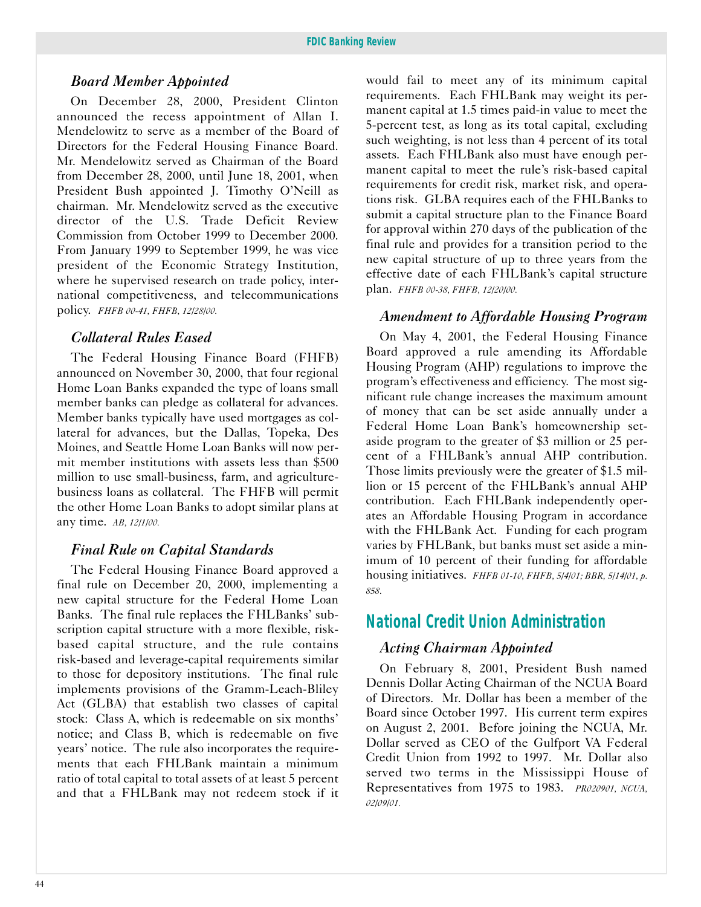### Board Member Appointed

On December 28, 2000, President Clinton announced the recess appointment of Allan I. Mendelowitz to serve as a member of the Board of Directors for the Federal Housing Finance Board. Mr. Mendelowitz served as Chairman of the Board from December 28, 2000, until June 18, 2001, when President Bush appointed J. Timothy O'Neill as chairman. Mr. Mendelowitz served as the executive director of the U.S. Trade Deficit Review Commission from October 1999 to December 2000. From January 1999 to September 1999, he was vice president of the Economic Strategy Institution, where he supervised research on trade policy, international competitiveness, and telecommunications policy. *FHFB 00-41, FHFB, 12/28/00.*

### Collateral Rules Eased

The Federal Housing Finance Board (FHFB) announced on November 30, 2000, that four regional Home Loan Banks expanded the type of loans small member banks can pledge as collateral for advances. Member banks typically have used mortgages as collateral for advances, but the Dallas, Topeka, Des Moines, and Seattle Home Loan Banks will now permit member institutions with assets less than $500 million to use small-business, farm, and agriculture-business loans as collateral. The FHFB will permit the other Home Loan Banks to adopt similar plans at any time. *AB, 12/1/00.*

### Final Rule on Capital Standards

The Federal Housing Finance Board approved a final rule on December 20, 2000, implementing a new capital structure for the Federal Home Loan Banks. The final rule replaces the FHLBanks' subscription capital structure with a more flexible, risk-based capital structure, and the rule contains risk-based and leverage-capital requirements similar to those for depository institutions. The final rule implements provisions of the Gramm-Leach-Bliley Act (GLBA) that establish two classes of capital stock: Class A, which is redeemable on six months' notice; and Class B, which is redeemable on five years' notice. The rule also incorporates the requirements that each FHLBank maintain a minimum ratio of total capital to total assets of at least 5 percent and that a FHLBank may not redeem stock if it would fail to meet any of its minimum capital requirements. Each FHLBank may weight its permanent capital at 1.5 times paid-in value to meet the 5-percent test, as long as its total capital, excluding such weighting, is not less than 4 percent of its total assets. Each FHLBank also must have enough permanent capital to meet the rule's risk-based capital requirements for credit risk, market risk, and operations risk. GLBA requires each of the FHLBanks to submit a capital structure plan to the Finance Board for approval within 270 days of the publication of the final rule and provides for a transition period to the new capital structure of up to three years from the effective date of each FHLBank's capital structure plan. *FHFB 00-38, FHFB, 12/20/00.*

### Amendment to Affordable Housing Program

On May 4, 2001, the Federal Housing Finance Board approved a rule amending its Affordable Housing Program (AHP) regulations to improve the program's effectiveness and efficiency. The most significant rule change increases the maximum amount of money that can be set aside annually under a Federal Home Loan Bank's homeownership set-aside program to the greater of $3 million or 25 percent of a FHLBank's annual AHP contribution. Those limits previously were the greater of $1.5 million or 15 percent of the FHLBank's annual AHP contribution. Each FHLBank independently operates an Affordable Housing Program in accordance with the FHLBank Act. Funding for each program varies by FHLBank, but banks must set aside a minimum of 10 percent of their funding for affordable housing initiatives. *FHFB 01-10, FHFB, 5/4/01; BBR, 5/14/01, p. 858.*

## National Credit Union Administration

### Acting Chairman Appointed

On February 8, 2001, President Bush named Dennis Dollar Acting Chairman of the NCUA Board of Directors. Mr. Dollar has been a member of the Board since October 1997. His current term expires on August 2, 2001. Before joining the NCUA, Mr. Dollar served as CEO of the Gulfport VA Federal Credit Union from 1992 to 1997. Mr. Dollar also served two terms in the Mississippi House of Representatives from 1975 to 1983. *PR020901, NCUA, 02/09/01.*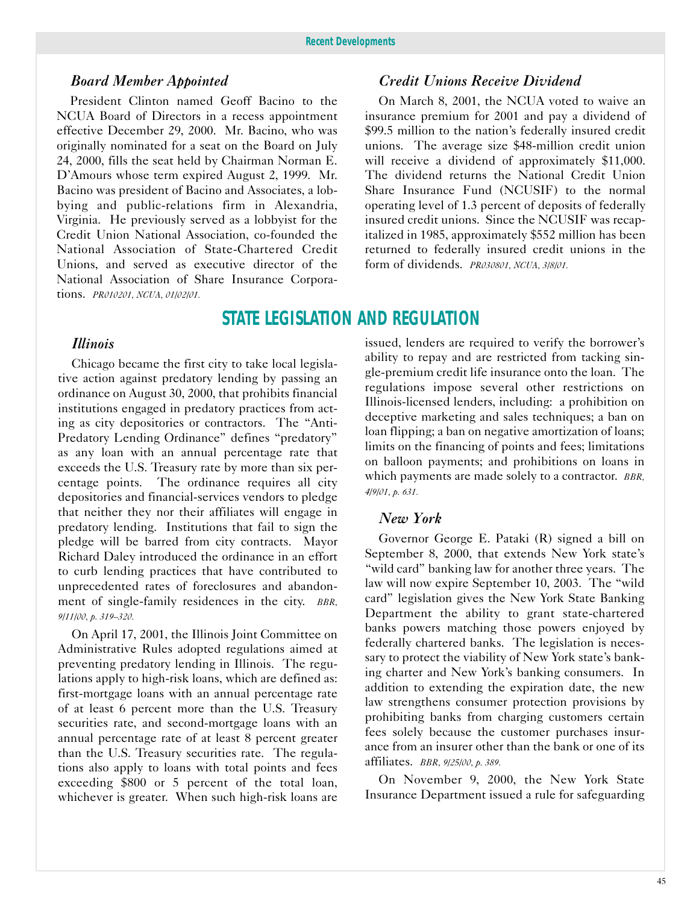### *Board Member Appointed*

President Clinton named Geoff Bacino to the NCUA Board of Directors in a recess appointment effective December 29, 2000. Mr. Bacino, who was originally nominated for a seat on the Board on July 24, 2000, fills the seat held by Chairman Norman E. D'Amours whose term expired August 2, 1999. Mr. Bacino was president of Bacino and Associates, a lobbying and public-relations firm in Alexandria, Virginia. He previously served as a lobbyist for the Credit Union National Association, co-founded the National Association of State-Chartered Credit Unions, and served as executive director of the National Association of Share Insurance Corporations. *PR010201, NCUA, 01/02/01.*

### *Credit Unions Receive Dividend*

On March 8, 2001, the NCUA voted to waive an insurance premium for 2001 and pay a dividend of $99.5 million to the nation's federally insured credit unions. The average size $48-million credit union will receive a dividend of approximately $11,000. The dividend returns the National Credit Union Share Insurance Fund (NCUSIF) to the normal operating level of 1.3 percent of deposits of federally insured credit unions. Since the NCUSIF was recapitalized in 1985, approximately $552 million has been returned to federally insured credit unions in the form of dividends. *PR030801, NCUA, 3/8/01.*

## STATE LEGISLATION AND REGULATION

### *Illinois*

Chicago became the first city to take local legislative action against predatory lending by passing an ordinance on August 30, 2000, that prohibits financial institutions engaged in predatory practices from acting as city depositories or contractors. The "Anti-Predatory Lending Ordinance" defines "predatory" as any loan with an annual percentage rate that exceeds the U.S. Treasury rate by more than six percentage points. The ordinance requires all city depositories and financial-services vendors to pledge that neither they nor their affiliates will engage in predatory lending. Institutions that fail to sign the pledge will be barred from city contracts. Mayor Richard Daley introduced the ordinance in an effort to curb lending practices that have contributed to unprecedented rates of foreclosures and abandonment of single-family residences in the city. *BBR, 9/11/00, p. 319–320.*

On April 17, 2001, the Illinois Joint Committee on Administrative Rules adopted regulations aimed at preventing predatory lending in Illinois. The regulations apply to high-risk loans, which are defined as: first-mortgage loans with an annual percentage rate of at least 6 percent more than the U.S. Treasury securities rate, and second-mortgage loans with an annual percentage rate of at least 8 percent greater than the U.S. Treasury securities rate. The regulations also apply to loans with total points and fees exceeding $800 or 5 percent of the total loan, whichever is greater. When such high-risk loans are issued, lenders are required to verify the borrower's ability to repay and are restricted from tacking single-premium credit life insurance onto the loan. The regulations impose several other restrictions on Illinois-licensed lenders, including: a prohibition on deceptive marketing and sales techniques; a ban on loan flipping; a ban on negative amortization of loans; limits on the financing of points and fees; limitations on balloon payments; and prohibitions on loans in which payments are made solely to a contractor. *BBR, 4/9/01, p. 631.*

### *New York*

Governor George E. Pataki (R) signed a bill on September 8, 2000, that extends New York state's "wild card" banking law for another three years. The law will now expire September 10, 2003. The "wild card" legislation gives the New York State Banking Department the ability to grant state-chartered banks powers matching those powers enjoyed by federally chartered banks. The legislation is necessary to protect the viability of New York state's banking charter and New York's banking consumers. In addition to extending the expiration date, the new law strengthens consumer protection provisions by prohibiting banks from charging customers certain fees solely because the customer purchases insurance from an insurer other than the bank or one of its affiliates. *BBR, 9/25/00, p. 389.*

On November 9, 2000, the New York State Insurance Department issued a rule for safeguarding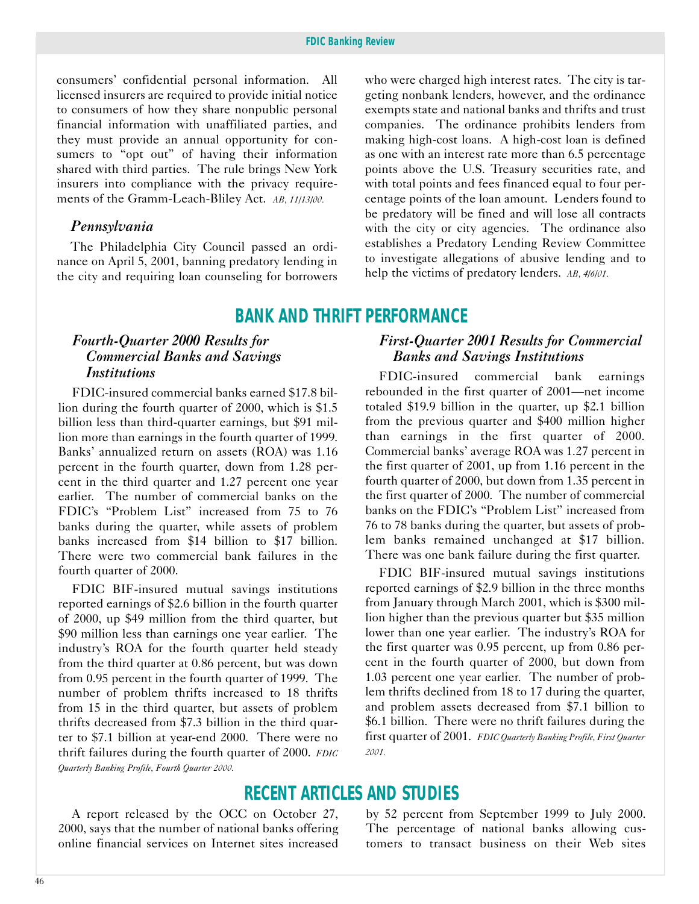consumers' confidential personal information. All licensed insurers are required to provide initial notice to consumers of how they share nonpublic personal financial information with unaffiliated parties, and they must provide an annual opportunity for consumers to "opt out" of having their information shared with third parties. The rule brings New York insurers into compliance with the privacy requirements of the Gramm-Leach-Bliley Act. *AB, 11/13/00.*

### *Pennsylvania*

The Philadelphia City Council passed an ordinance on April 5, 2001, banning predatory lending in the city and requiring loan counseling for borrowers who were charged high interest rates. The city is targeting nonbank lenders, however, and the ordinance exempts state and national banks and thrifts and trust companies. The ordinance prohibits lenders from making high-cost loans. A high-cost loan is defined as one with an interest rate more than 6.5 percentage points above the U.S. Treasury securities rate, and with total points and fees financed equal to four percentage points of the loan amount. Lenders found to be predatory will be fined and will lose all contracts with the city or city agencies. The ordinance also establishes a Predatory Lending Review Committee to investigate allegations of abusive lending and to help the victims of predatory lenders. *AB, 4/6/01.*

## BANK AND THRIFT PERFORMANCE

### *Fourth-Quarter 2000 Results for Commercial Banks and Savings Institutions*

FDIC-insured commercial banks earned $17.8 billion during the fourth quarter of 2000, which is $1.5 billion less than third-quarter earnings, but $91 million more than earnings in the fourth quarter of 1999. Banks' annualized return on assets (ROA) was 1.16 percent in the fourth quarter, down from 1.28 percent in the third quarter and 1.27 percent one year earlier. The number of commercial banks on the FDIC's "Problem List" increased from 75 to 76 banks during the quarter, while assets of problem banks increased from $14 billion to $17 billion. There were two commercial bank failures in the fourth quarter of 2000.

FDIC BIF-insured mutual savings institutions reported earnings of $2.6 billion in the fourth quarter of 2000, up $49 million from the third quarter, but $90 million less than earnings one year earlier. The industry's ROA for the fourth quarter held steady from the third quarter at 0.86 percent, but was down from 0.95 percent in the fourth quarter of 1999. The number of problem thrifts increased to 18 thrifts from 15 in the third quarter, but assets of problem thrifts decreased from $7.3 billion in the third quarter to $7.1 billion at year-end 2000. There were no thrift failures during the fourth quarter of 2000. *FDIC Quarterly Banking Profile, Fourth Quarter 2000.*

### *First-Quarter 2001 Results for Commercial Banks and Savings Institutions*

FDIC-insured commercial bank earnings rebounded in the first quarter of 2001—net income totaled $19.9 billion in the quarter, up $2.1 billion from the previous quarter and $400 million higher than earnings in the first quarter of 2000. Commercial banks' average ROA was 1.27 percent in the first quarter of 2001, up from 1.16 percent in the fourth quarter of 2000, but down from 1.35 percent in the first quarter of 2000. The number of commercial banks on the FDIC's "Problem List" increased from 76 to 78 banks during the quarter, but assets of problem banks remained unchanged at $17 billion. There was one bank failure during the first quarter.

FDIC BIF-insured mutual savings institutions reported earnings of $2.9 billion in the three months from January through March 2001, which is $300 million higher than the previous quarter but $35 million lower than one year earlier. The industry's ROA for the first quarter was 0.95 percent, up from 0.86 percent in the fourth quarter of 2000, but down from 1.03 percent one year earlier. The number of problem thrifts declined from 18 to 17 during the quarter, and problem assets decreased from $7.1 billion to $6.1 billion. There were no thrift failures during the first quarter of 2001. *FDIC Quarterly Banking Profile, First Quarter 2001.*

## RECENT ARTICLES AND STUDIES

A report released by the OCC on October 27, 2000, says that the number of national banks offering online financial services on Internet sites increased by 52 percent from September 1999 to July 2000. The percentage of national banks allowing customers to transact business on their Web sites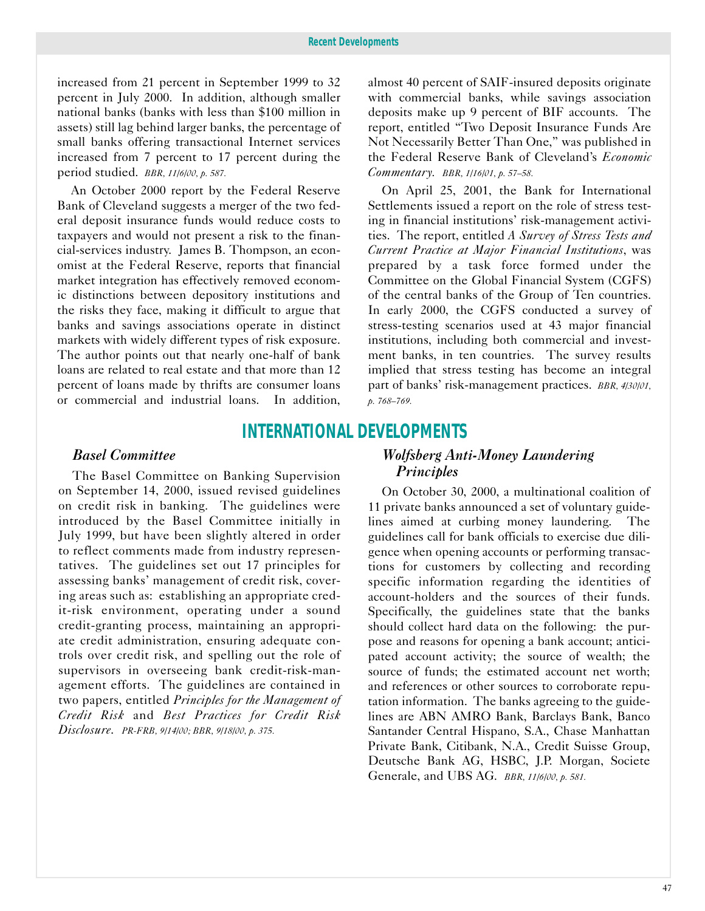increased from 21 percent in September 1999 to 32 percent in July 2000. In addition, although smaller national banks (banks with less than $100 million in assets) still lag behind larger banks, the percentage of small banks offering transactional Internet services increased from 7 percent to 17 percent during the period studied. *BBR, 11/6/00, p. 587.*

An October 2000 report by the Federal Reserve Bank of Cleveland suggests a merger of the two federal deposit insurance funds would reduce costs to taxpayers and would not present a risk to the financial-services industry. James B. Thompson, an economist at the Federal Reserve, reports that financial market integration has effectively removed economic distinctions between depository institutions and the risks they face, making it difficult to argue that banks and savings associations operate in distinct markets with widely different types of risk exposure. The author points out that nearly one-half of bank loans are related to real estate and that more than 12 percent of loans made by thrifts are consumer loans or commercial and industrial loans. In addition, almost 40 percent of SAIF-insured deposits originate with commercial banks, while savings association deposits make up 9 percent of BIF accounts. The report, entitled "Two Deposit Insurance Funds Are Not Necessarily Better Than One," was published in the Federal Reserve Bank of Cleveland's *Economic Commentary*. *BBR, 1/16/01, p. 57–58.*

On April 25, 2001, the Bank for International Settlements issued a report on the role of stress testing in financial institutions' risk-management activities. The report, entitled *A Survey of Stress Tests and Current Practice at Major Financial Institutions*, was prepared by a task force formed under the Committee on the Global Financial System (CGFS) of the central banks of the Group of Ten countries. In early 2000, the CGFS conducted a survey of stress-testing scenarios used at 43 major financial institutions, including both commercial and investment banks, in ten countries. The survey results implied that stress testing has become an integral part of banks' risk-management practices. *BBR, 4/30/01, p. 768–769.*

## INTERNATIONAL DEVELOPMENTS

### *Basel Committee*

The Basel Committee on Banking Supervision on September 14, 2000, issued revised guidelines on credit risk in banking. The guidelines were introduced by the Basel Committee initially in July 1999, but have been slightly altered in order to reflect comments made from industry representatives. The guidelines set out 17 principles for assessing banks' management of credit risk, covering areas such as: establishing an appropriate credit-risk environment, operating under a sound credit-granting process, maintaining an appropriate credit administration, ensuring adequate controls over credit risk, and spelling out the role of supervisors in overseeing bank credit-risk-management efforts. The guidelines are contained in two papers, entitled *Principles for the Management of Credit Risk* and *Best Practices for Credit Risk Disclosure*. *PR-FRB, 9/14/00; BBR, 9/18/00, p. 375.*

### *Wolfsberg Anti-Money Laundering Principles*

On October 30, 2000, a multinational coalition of 11 private banks announced a set of voluntary guidelines aimed at curbing money laundering. The guidelines call for bank officials to exercise due diligence when opening accounts or performing transactions for customers by collecting and recording specific information regarding the identities of account-holders and the sources of their funds. Specifically, the guidelines state that the banks should collect hard data on the following: the purpose and reasons for opening a bank account; anticipated account activity; the source of wealth; the source of funds; the estimated account net worth; and references or other sources to corroborate reputation information. The banks agreeing to the guidelines are ABN AMRO Bank, Barclays Bank, Banco Santander Central Hispano, S.A., Chase Manhattan Private Bank, Citibank, N.A., Credit Suisse Group, Deutsche Bank AG, HSBC, J.P. Morgan, Societe Generale, and UBS AG. *BBR, 11/6/00, p. 581.*